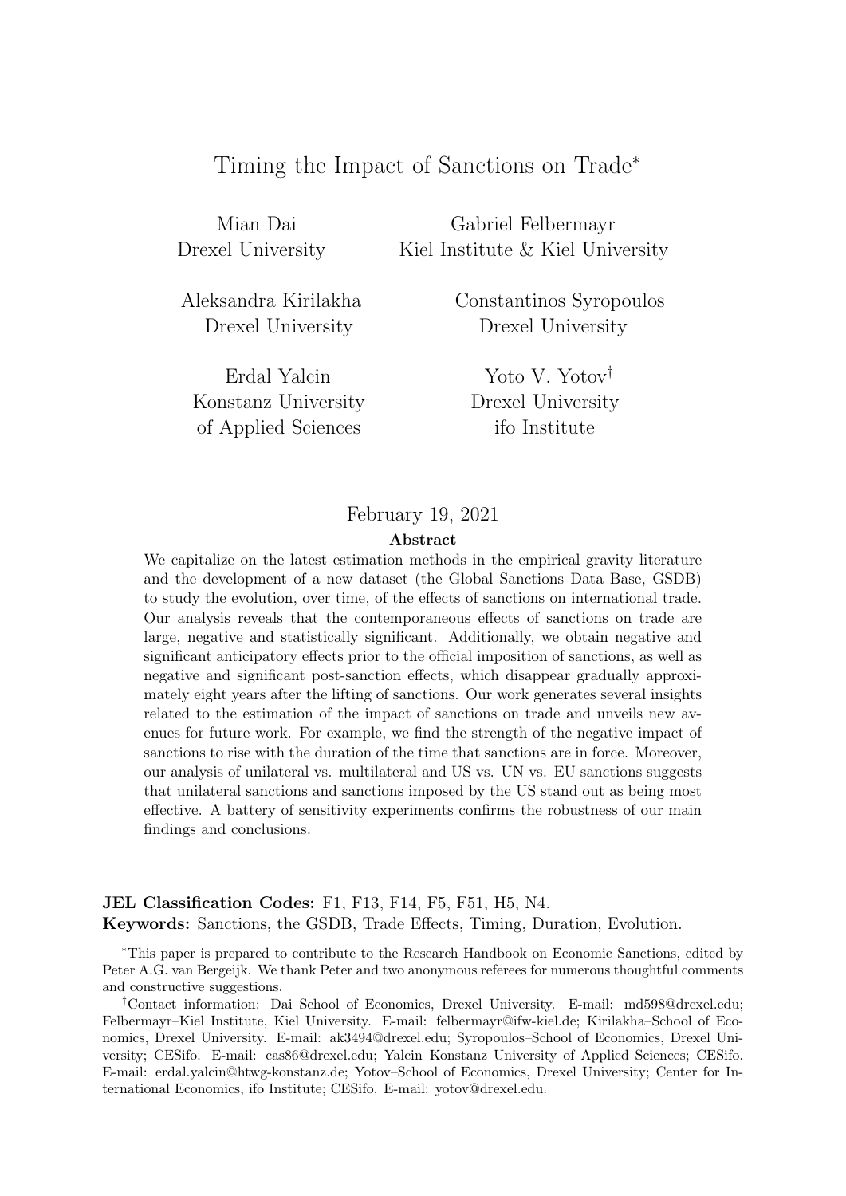# Timing the Impact of Sanctions on Trade*

Mian Dai
Drexel University

Gabriel Felbermayr
Kiel Institute & Kiel University

Aleksandra Kirilakha
Drexel University

Constantinos Syropoulos
Drexel University

Erdal Yalcin
Konstanz University of Applied Sciences

Yoto V. Yotov[†]
Drexel University
ifo Institute

February 19, 2021

**Abstract**

We capitalize on the latest estimation methods in the empirical gravity literature and the development of a new dataset (the Global Sanctions Data Base, GSDB) to study the evolution, over time, of the effects of sanctions on international trade. Our analysis reveals that the contemporaneous effects of sanctions on trade are large, negative and statistically significant. Additionally, we obtain negative and significant anticipatory effects prior to the official imposition of sanctions, as well as negative and significant post-sanction effects, which disappear gradually approximately eight years after the lifting of sanctions. Our work generates several insights related to the estimation of the impact of sanctions on trade and unveils new avenues for future work. For example, we find the strength of the negative impact of sanctions to rise with the duration of the time that sanctions are in force. Moreover, our analysis of unilateral vs. multilateral and US vs. UN vs. EU sanctions suggests that unilateral sanctions and sanctions imposed by the US stand out as being most effective. A battery of sensitivity experiments confirms the robustness of our main findings and conclusions.

**JEL Classification Codes:** F1, F13, F14, F5, F51, H5, N4.
**Keywords:** Sanctions, the GSDB, Trade Effects, Timing, Duration, Evolution.

*This paper is prepared to contribute to the Research Handbook on Economic Sanctions, edited by Peter A.G. van Bergeijk. We thank Peter and two anonymous referees for numerous thoughtful comments and constructive suggestions.

†Contact information: Dai–School of Economics, Drexel University. E-mail: md598@drexel.edu; Felbermayr–Kiel Institute, Kiel University. E-mail: felbermayr@ifw-kiel.de; Kirilakha–School of Economics, Drexel University. E-mail: ak3494@drexel.edu; Syropoulos–School of Economics, Drexel University; CESifo. E-mail: cas86@drexel.edu; Yalcin–Konstanz University of Applied Sciences; CESifo. E-mail: erdal.yalcin@htwg-konstanz.de; Yotov–School of Economics, Drexel University; Center for International Economics, ifo Institute; CESifo. E-mail: yotov@drexel.edu.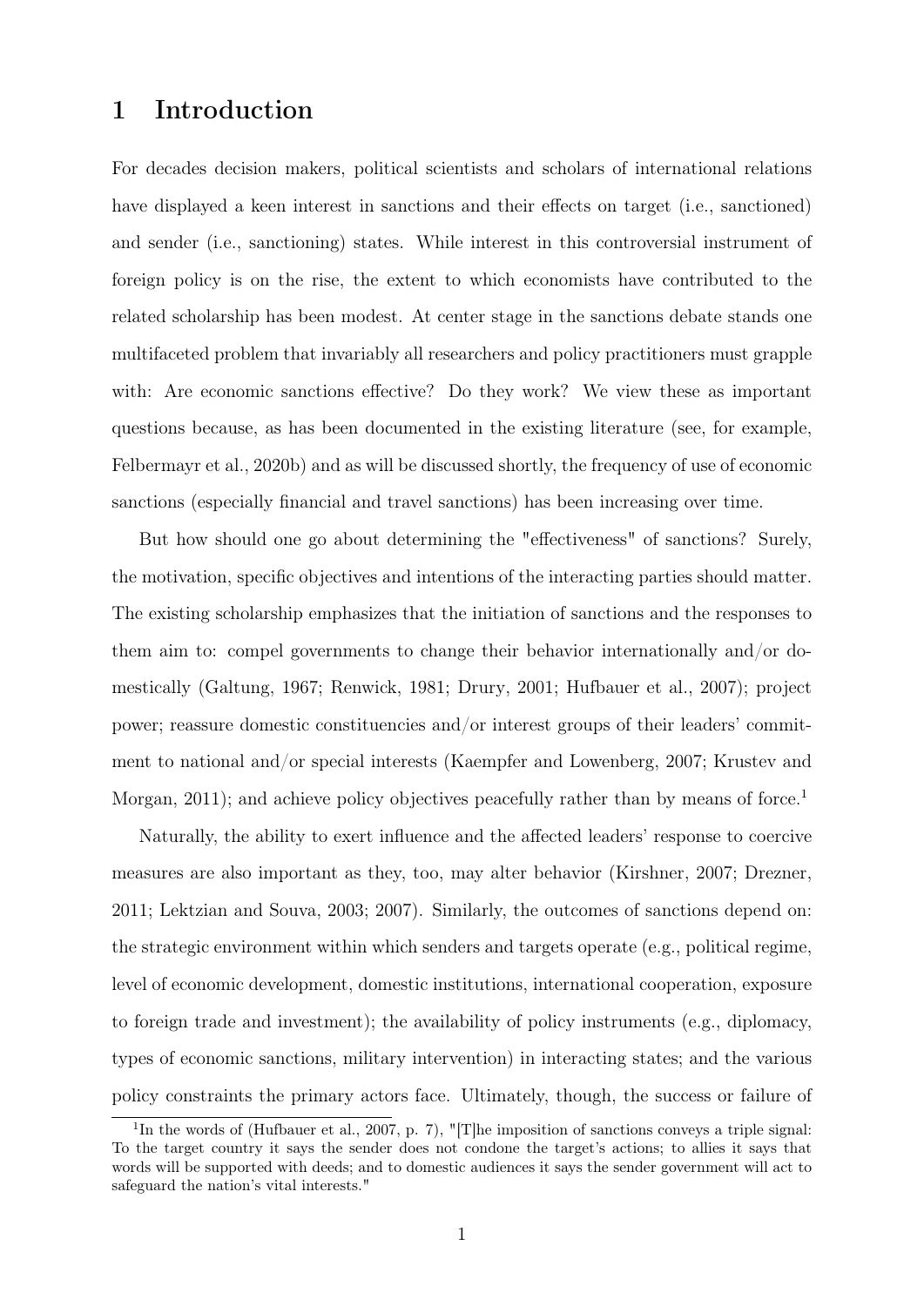# 1 Introduction

For decades decision makers, political scientists and scholars of international relations have displayed a keen interest in sanctions and their effects on target (i.e., sanctioned) and sender (i.e., sanctioning) states. While interest in this controversial instrument of foreign policy is on the rise, the extent to which economists have contributed to the related scholarship has been modest. At center stage in the sanctions debate stands one multifaceted problem that invariably all researchers and policy practitioners must grapple with: Are economic sanctions effective? Do they work? We view these as important questions because, as has been documented in the existing literature (see, for example, Felbermayr et al., 2020b) and as will be discussed shortly, the frequency of use of economic sanctions (especially financial and travel sanctions) has been increasing over time.

But how should one go about determining the "effectiveness" of sanctions? Surely, the motivation, specific objectives and intentions of the interacting parties should matter. The existing scholarship emphasizes that the initiation of sanctions and the responses to them aim to: compel governments to change their behavior internationally and/or domestically (Galtung, 1967; Renwick, 1981; Drury, 2001; Hufbauer et al., 2007); project power; reassure domestic constituencies and/or interest groups of their leaders' commitment to national and/or special interests (Kaempfer and Lowenberg, 2007; Krustev and Morgan, 2011); and achieve policy objectives peacefully rather than by means of force.[1]

Naturally, the ability to exert influence and the affected leaders' response to coercive measures are also important as they, too, may alter behavior (Kirshner, 2007; Drezner, 2011; Lektzian and Souva, 2003; 2007). Similarly, the outcomes of sanctions depend on: the strategic environment within which senders and targets operate (e.g., political regime, level of economic development, domestic institutions, international cooperation, exposure to foreign trade and investment); the availability of policy instruments (e.g., diplomacy, types of economic sanctions, military intervention) in interacting states; and the various policy constraints the primary actors face. Ultimately, though, the success or failure of

[1] In the words of (Hufbauer et al., 2007, p. 7), "[T]he imposition of sanctions conveys a triple signal: To the target country it says the sender does not condone the target's actions; to allies it says that words will be supported with deeds; and to domestic audiences it says the sender government will act to safeguard the nation's vital interests."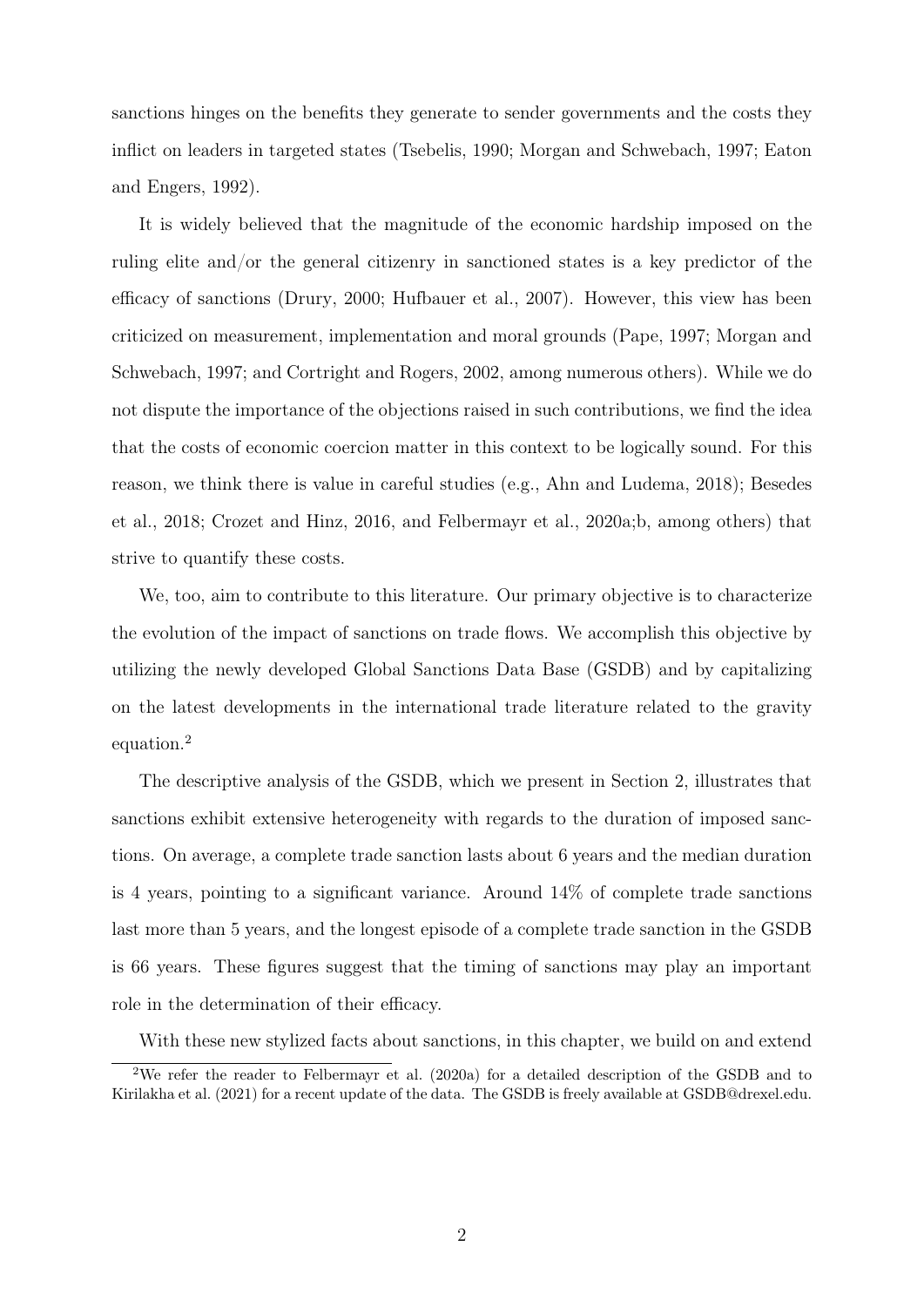sanctions hinges on the benefits they generate to sender governments and the costs they inflict on leaders in targeted states (Tsebelis, 1990; Morgan and Schwebach, 1997; Eaton and Engers, 1992).

It is widely believed that the magnitude of the economic hardship imposed on the ruling elite and/or the general citizenry in sanctioned states is a key predictor of the efficacy of sanctions (Drury, 2000; Hufbauer et al., 2007). However, this view has been criticized on measurement, implementation and moral grounds (Pape, 1997; Morgan and Schwebach, 1997; and Cortright and Rogers, 2002, among numerous others). While we do not dispute the importance of the objections raised in such contributions, we find the idea that the costs of economic coercion matter in this context to be logically sound. For this reason, we think there is value in careful studies (e.g., Ahn and Ludema, 2018); Besedes et al., 2018; Crozet and Hinz, 2016, and Felbermayr et al., 2020a;b, among others) that strive to quantify these costs.

We, too, aim to contribute to this literature. Our primary objective is to characterize the evolution of the impact of sanctions on trade flows. We accomplish this objective by utilizing the newly developed Global Sanctions Data Base (GSDB) and by capitalizing on the latest developments in the international trade literature related to the gravity equation.[2]

The descriptive analysis of the GSDB, which we present in Section 2, illustrates that sanctions exhibit extensive heterogeneity with regards to the duration of imposed sanctions. On average, a complete trade sanction lasts about 6 years and the median duration is 4 years, pointing to a significant variance. Around 14% of complete trade sanctions last more than 5 years, and the longest episode of a complete trade sanction in the GSDB is 66 years. These figures suggest that the timing of sanctions may play an important role in the determination of their efficacy.

With these new stylized facts about sanctions, in this chapter, we build on and extend

[2]We refer the reader to Felbermayr et al. (2020a) for a detailed description of the GSDB and to Kirilakha et al. (2021) for a recent update of the data. The GSDB is freely available at GSDB@drexel.edu.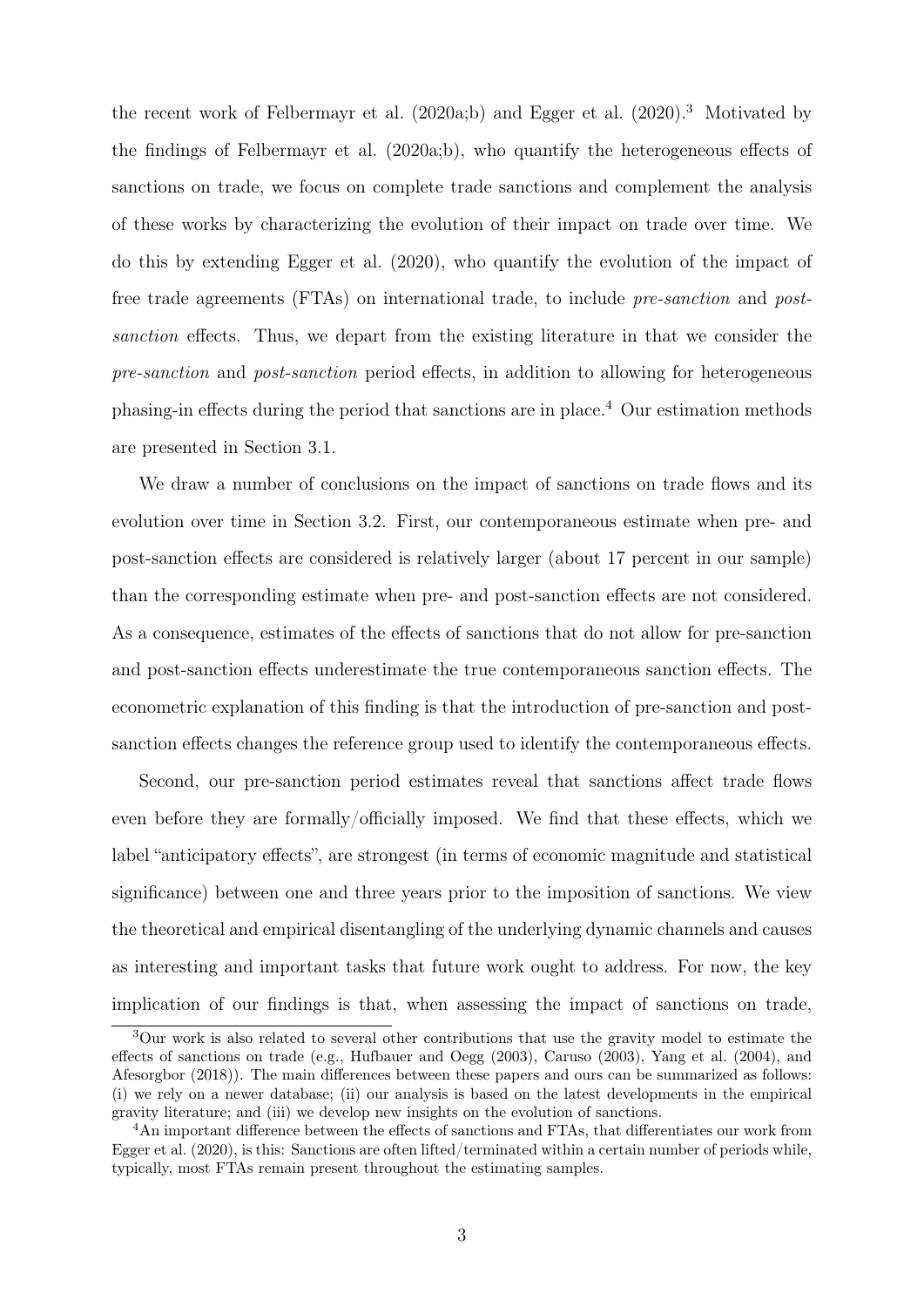the recent work of Felbermayr et al. (2020a;b) and Egger et al. (2020).[3] Motivated by the findings of Felbermayr et al. (2020a;b), who quantify the heterogeneous effects of sanctions on trade, we focus on complete trade sanctions and complement the analysis of these works by characterizing the evolution of their impact on trade over time. We do this by extending Egger et al. (2020), who quantify the evolution of the impact of free trade agreements (FTAs) on international trade, to include *pre-sanction* and *post-sanction* effects. Thus, we depart from the existing literature in that we consider the *pre-sanction* and *post-sanction* period effects, in addition to allowing for heterogeneous phasing-in effects during the period that sanctions are in place.[4] Our estimation methods are presented in Section 3.1.

We draw a number of conclusions on the impact of sanctions on trade flows and its evolution over time in Section 3.2. First, our contemporaneous estimate when pre- and post-sanction effects are considered is relatively larger (about 17 percent in our sample) than the corresponding estimate when pre- and post-sanction effects are not considered. As a consequence, estimates of the effects of sanctions that do not allow for pre-sanction and post-sanction effects underestimate the true contemporaneous sanction effects. The econometric explanation of this finding is that the introduction of pre-sanction and post-sanction effects changes the reference group used to identify the contemporaneous effects.

Second, our pre-sanction period estimates reveal that sanctions affect trade flows even before they are formally/officially imposed. We find that these effects, which we label "anticipatory effects", are strongest (in terms of economic magnitude and statistical significance) between one and three years prior to the imposition of sanctions. We view the theoretical and empirical disentangling of the underlying dynamic channels and causes as interesting and important tasks that future work ought to address. For now, the key implication of our findings is that, when assessing the impact of sanctions on trade,

[3] Our work is also related to several other contributions that use the gravity model to estimate the effects of sanctions on trade (e.g., Hufbauer and Oegg (2003), Caruso (2003), Yang et al. (2004), and Afesorgbor (2018)). The main differences between these papers and ours can be summarized as follows: (i) we rely on a newer database; (ii) our analysis is based on the latest developments in the empirical gravity literature; and (iii) we develop new insights on the evolution of sanctions.

[4] An important difference between the effects of sanctions and FTAs, that differentiates our work from Egger et al. (2020), is this: Sanctions are often lifted/terminated within a certain number of periods while, typically, most FTAs remain present throughout the estimating samples.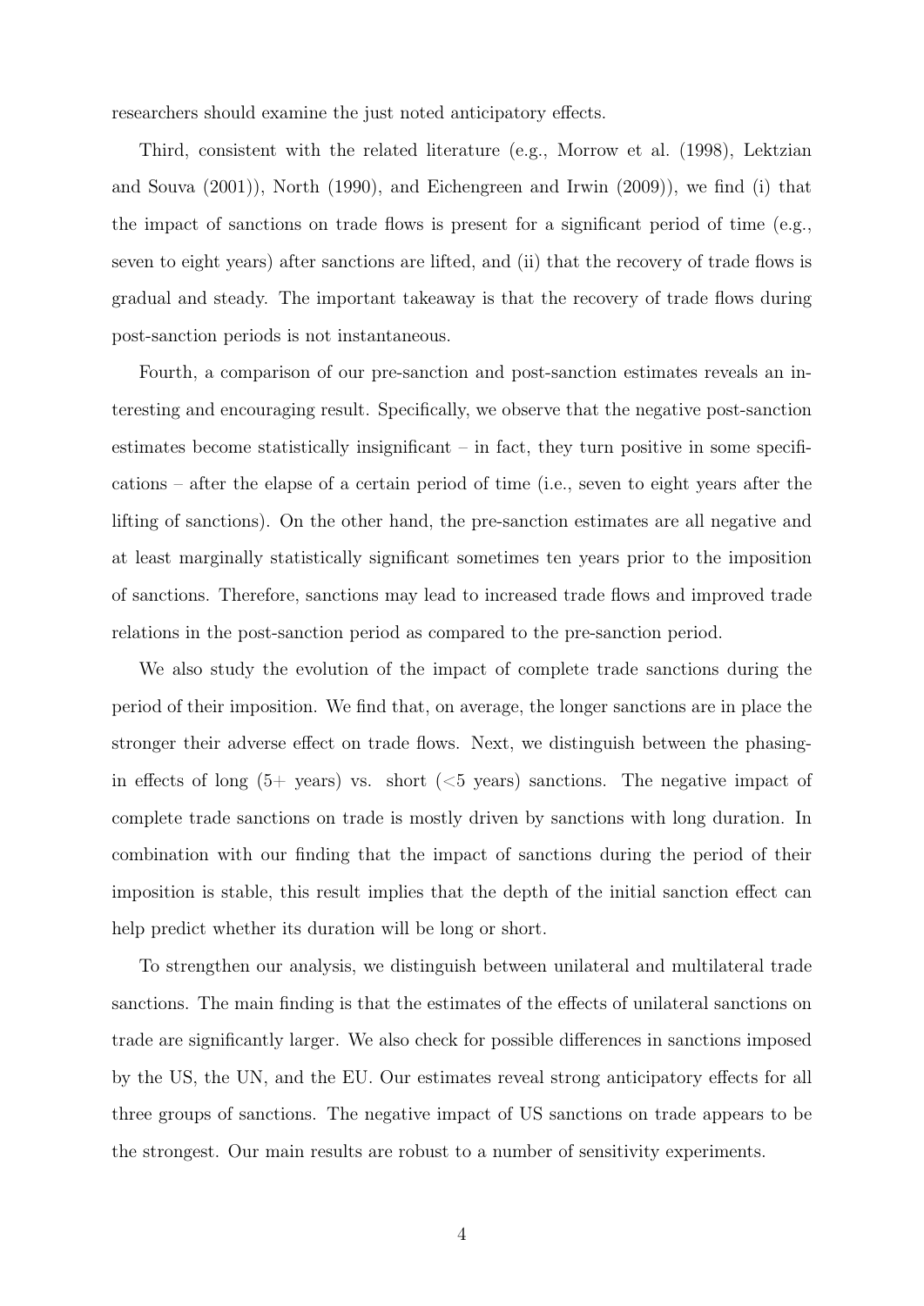researchers should examine the just noted anticipatory effects.

Third, consistent with the related literature (e.g., Morrow et al. (1998), Lektzian and Souva (2001)), North (1990), and Eichengreen and Irwin (2009)), we find (i) that the impact of sanctions on trade flows is present for a significant period of time (e.g., seven to eight years) after sanctions are lifted, and (ii) that the recovery of trade flows is gradual and steady. The important takeaway is that the recovery of trade flows during post-sanction periods is not instantaneous.

Fourth, a comparison of our pre-sanction and post-sanction estimates reveals an interesting and encouraging result. Specifically, we observe that the negative post-sanction estimates become statistically insignificant – in fact, they turn positive in some specifications – after the elapse of a certain period of time (i.e., seven to eight years after the lifting of sanctions). On the other hand, the pre-sanction estimates are all negative and at least marginally statistically significant sometimes ten years prior to the imposition of sanctions. Therefore, sanctions may lead to increased trade flows and improved trade relations in the post-sanction period as compared to the pre-sanction period.

We also study the evolution of the impact of complete trade sanctions during the period of their imposition. We find that, on average, the longer sanctions are in place the stronger their adverse effect on trade flows. Next, we distinguish between the phasing-in effects of long (5+ years) vs. short (<5 years) sanctions. The negative impact of complete trade sanctions on trade is mostly driven by sanctions with long duration. In combination with our finding that the impact of sanctions during the period of their imposition is stable, this result implies that the depth of the initial sanction effect can help predict whether its duration will be long or short.

To strengthen our analysis, we distinguish between unilateral and multilateral trade sanctions. The main finding is that the estimates of the effects of unilateral sanctions on trade are significantly larger. We also check for possible differences in sanctions imposed by the US, the UN, and the EU. Our estimates reveal strong anticipatory effects for all three groups of sanctions. The negative impact of US sanctions on trade appears to be the strongest. Our main results are robust to a number of sensitivity experiments.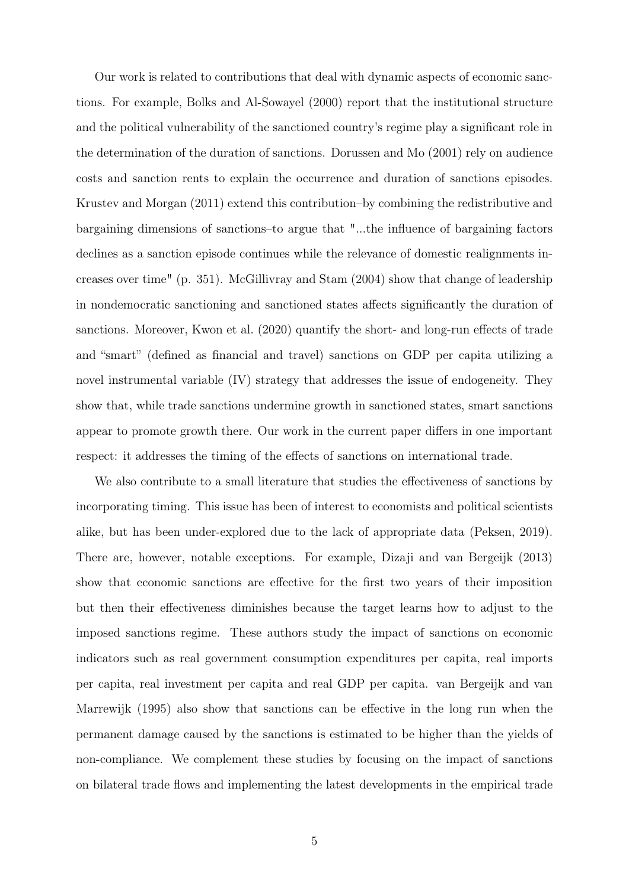Our work is related to contributions that deal with dynamic aspects of economic sanctions. For example, Bolks and Al-Sowayel (2000) report that the institutional structure and the political vulnerability of the sanctioned country's regime play a significant role in the determination of the duration of sanctions. Dorussen and Mo (2001) rely on audience costs and sanction rents to explain the occurrence and duration of sanctions episodes. Krustev and Morgan (2011) extend this contribution–by combining the redistributive and bargaining dimensions of sanctions–to argue that "...the influence of bargaining factors declines as a sanction episode continues while the relevance of domestic realignments increases over time" (p. 351). McGillivray and Stam (2004) show that change of leadership in nondemocratic sanctioning and sanctioned states affects significantly the duration of sanctions. Moreover, Kwon et al. (2020) quantify the short- and long-run effects of trade and "smart" (defined as financial and travel) sanctions on GDP per capita utilizing a novel instrumental variable (IV) strategy that addresses the issue of endogeneity. They show that, while trade sanctions undermine growth in sanctioned states, smart sanctions appear to promote growth there. Our work in the current paper differs in one important respect: it addresses the timing of the effects of sanctions on international trade.

We also contribute to a small literature that studies the effectiveness of sanctions by incorporating timing. This issue has been of interest to economists and political scientists alike, but has been under-explored due to the lack of appropriate data (Peksen, 2019). There are, however, notable exceptions. For example, Dizaji and van Bergeijk (2013) show that economic sanctions are effective for the first two years of their imposition but then their effectiveness diminishes because the target learns how to adjust to the imposed sanctions regime. These authors study the impact of sanctions on economic indicators such as real government consumption expenditures per capita, real imports per capita, real investment per capita and real GDP per capita. van Bergeijk and van Marrewijk (1995) also show that sanctions can be effective in the long run when the permanent damage caused by the sanctions is estimated to be higher than the yields of non-compliance. We complement these studies by focusing on the impact of sanctions on bilateral trade flows and implementing the latest developments in the empirical trade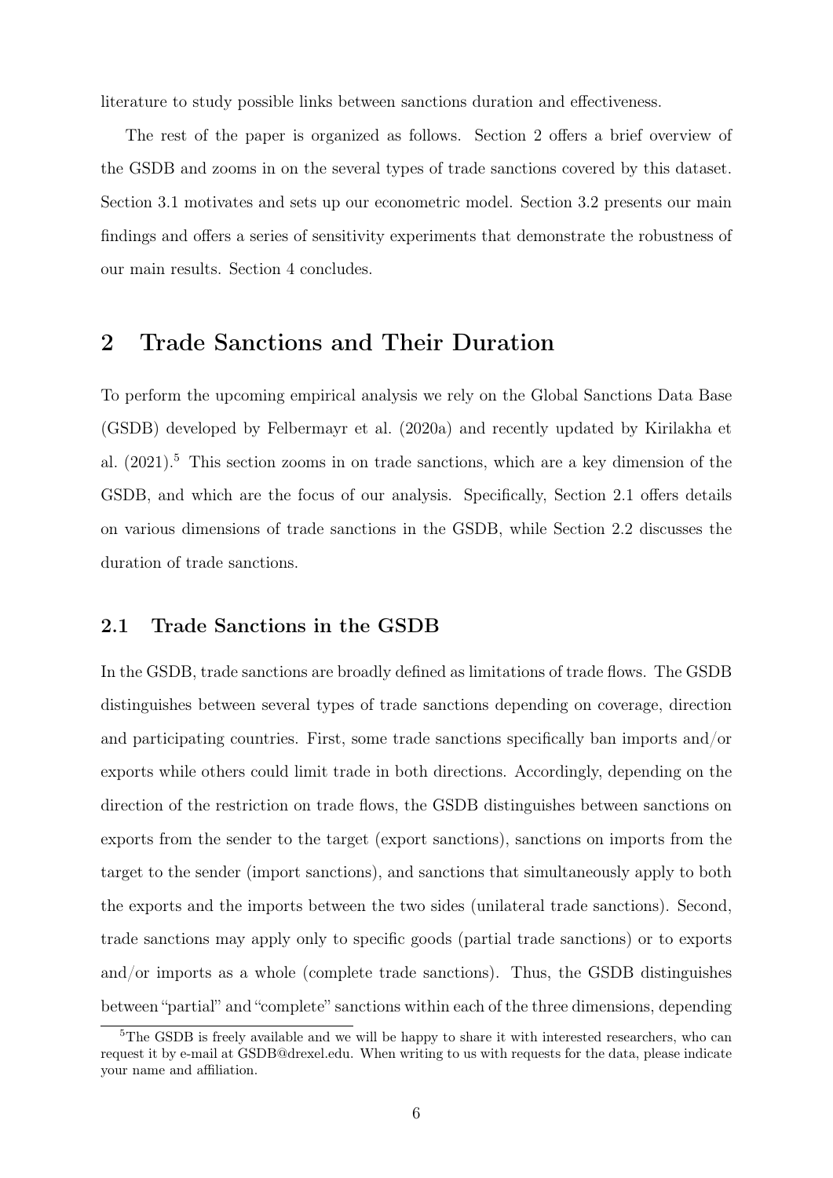literature to study possible links between sanctions duration and effectiveness.

The rest of the paper is organized as follows. Section 2 offers a brief overview of the GSDB and zooms in on the several types of trade sanctions covered by this dataset. Section 3.1 motivates and sets up our econometric model. Section 3.2 presents our main findings and offers a series of sensitivity experiments that demonstrate the robustness of our main results. Section 4 concludes.

# 2 Trade Sanctions and Their Duration

To perform the upcoming empirical analysis we rely on the Global Sanctions Data Base (GSDB) developed by Felbermayr et al. (2020a) and recently updated by Kirilakha et al. (2021).[5] This section zooms in on trade sanctions, which are a key dimension of the GSDB, and which are the focus of our analysis. Specifically, Section 2.1 offers details on various dimensions of trade sanctions in the GSDB, while Section 2.2 discusses the duration of trade sanctions.

## 2.1 Trade Sanctions in the GSDB

In the GSDB, trade sanctions are broadly defined as limitations of trade flows. The GSDB distinguishes between several types of trade sanctions depending on coverage, direction and participating countries. First, some trade sanctions specifically ban imports and/or exports while others could limit trade in both directions. Accordingly, depending on the direction of the restriction on trade flows, the GSDB distinguishes between sanctions on exports from the sender to the target (export sanctions), sanctions on imports from the target to the sender (import sanctions), and sanctions that simultaneously apply to both the exports and the imports between the two sides (unilateral trade sanctions). Second, trade sanctions may apply only to specific goods (partial trade sanctions) or to exports and/or imports as a whole (complete trade sanctions). Thus, the GSDB distinguishes between "partial" and "complete" sanctions within each of the three dimensions, depending

[5] The GSDB is freely available and we will be happy to share it with interested researchers, who can request it by e-mail at GSDB@drexel.edu. When writing to us with requests for the data, please indicate your name and affiliation.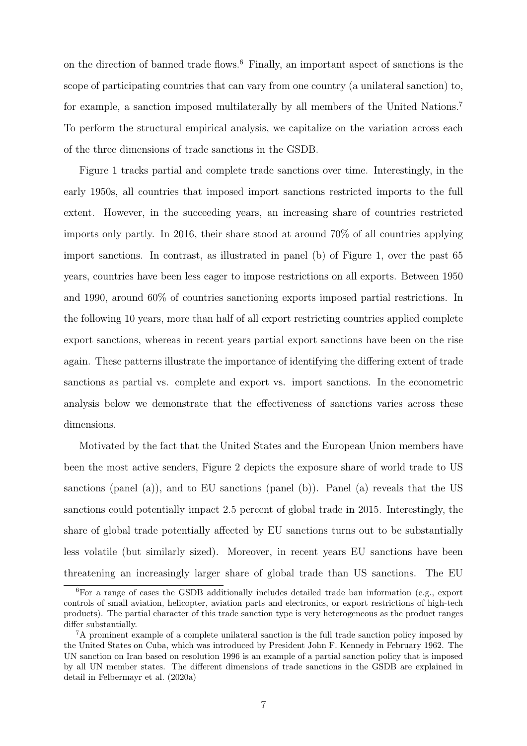on the direction of banned trade flows.[6] Finally, an important aspect of sanctions is the scope of participating countries that can vary from one country (a unilateral sanction) to, for example, a sanction imposed multilaterally by all members of the United Nations.[7] To perform the structural empirical analysis, we capitalize on the variation across each of the three dimensions of trade sanctions in the GSDB.

Figure 1 tracks partial and complete trade sanctions over time. Interestingly, in the early 1950s, all countries that imposed import sanctions restricted imports to the full extent. However, in the succeeding years, an increasing share of countries restricted imports only partly. In 2016, their share stood at around 70% of all countries applying import sanctions. In contrast, as illustrated in panel (b) of Figure 1, over the past 65 years, countries have been less eager to impose restrictions on all exports. Between 1950 and 1990, around 60% of countries sanctioning exports imposed partial restrictions. In the following 10 years, more than half of all export restricting countries applied complete export sanctions, whereas in recent years partial export sanctions have been on the rise again. These patterns illustrate the importance of identifying the differing extent of trade sanctions as partial vs. complete and export vs. import sanctions. In the econometric analysis below we demonstrate that the effectiveness of sanctions varies across these dimensions.

Motivated by the fact that the United States and the European Union members have been the most active senders, Figure 2 depicts the exposure share of world trade to US sanctions (panel (a)), and to EU sanctions (panel (b)). Panel (a) reveals that the US sanctions could potentially impact 2.5 percent of global trade in 2015. Interestingly, the share of global trade potentially affected by EU sanctions turns out to be substantially less volatile (but similarly sized). Moreover, in recent years EU sanctions have been threatening an increasingly larger share of global trade than US sanctions. The EU

[6] For a range of cases the GSDB additionally includes detailed trade ban information (e.g., export controls of small aviation, helicopter, aviation parts and electronics, or export restrictions of high-tech products). The partial character of this trade sanction type is very heterogeneous as the product ranges differ substantially.

[7] A prominent example of a complete unilateral sanction is the full trade sanction policy imposed by the United States on Cuba, which was introduced by President John F. Kennedy in February 1962. The UN sanction on Iran based on resolution 1996 is an example of a partial sanction policy that is imposed by all UN member states. The different dimensions of trade sanctions in the GSDB are explained in detail in Felbermayr et al. (2020a)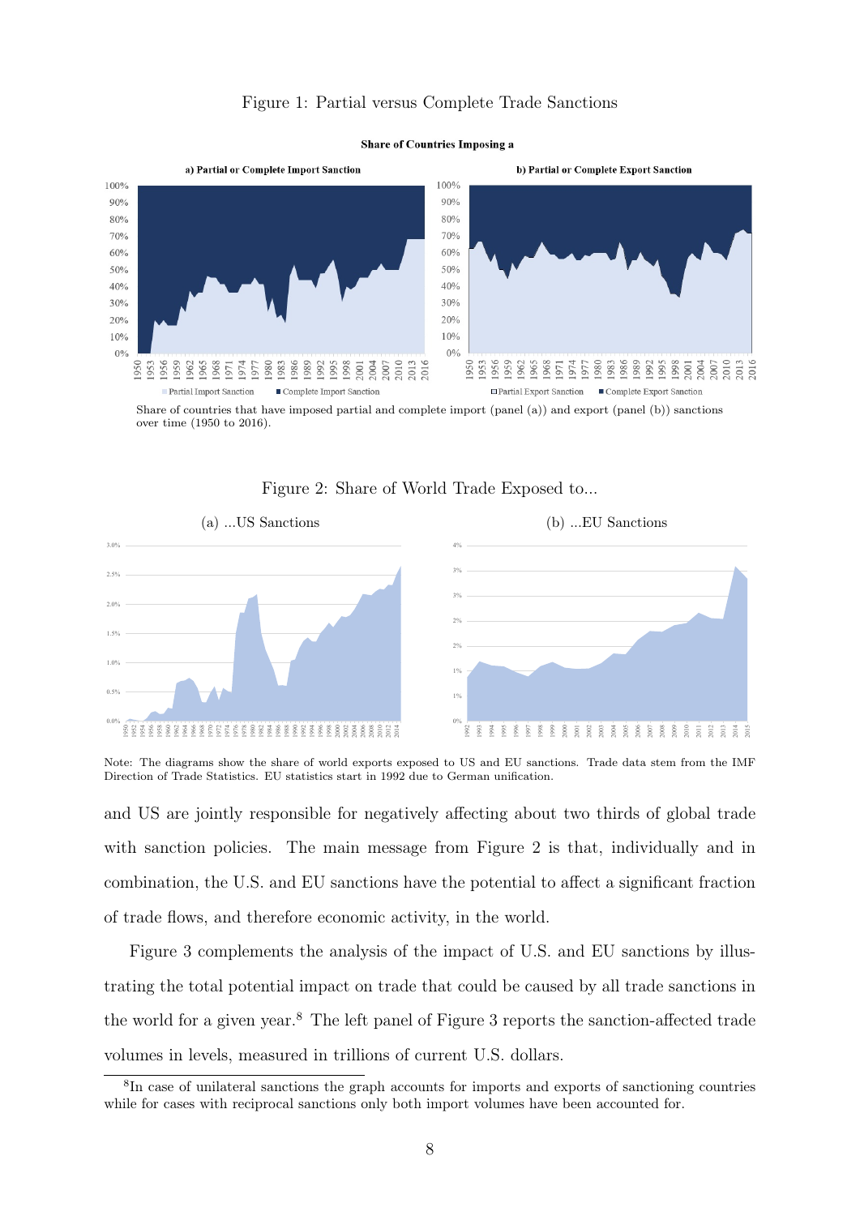Figure 1: Partial versus Complete Trade Sanctions

Share of countries that have imposed partial and complete import (panel (a)) and export (panel (b)) sanctions over time (1950 to 2016).

Figure 2: Share of World Trade Exposed to...

(a) ...US Sanctions

(b) ...EU Sanctions

Note: The diagrams show the share of world exports exposed to US and EU sanctions. Trade data stem from the IMF Direction of Trade Statistics. EU statistics start in 1992 due to German unification.

and US are jointly responsible for negatively affecting about two thirds of global trade with sanction policies. The main message from Figure 2 is that, individually and in combination, the U.S. and EU sanctions have the potential to affect a significant fraction of trade flows, and therefore economic activity, in the world.

Figure 3 complements the analysis of the impact of U.S. and EU sanctions by illustrating the total potential impact on trade that could be caused by all trade sanctions in the world for a given year.[8] The left panel of Figure 3 reports the sanction-affected trade volumes in levels, measured in trillions of current U.S. dollars.

[8] In case of unilateral sanctions the graph accounts for imports and exports of sanctioning countries while for cases with reciprocal sanctions only both import volumes have been accounted for.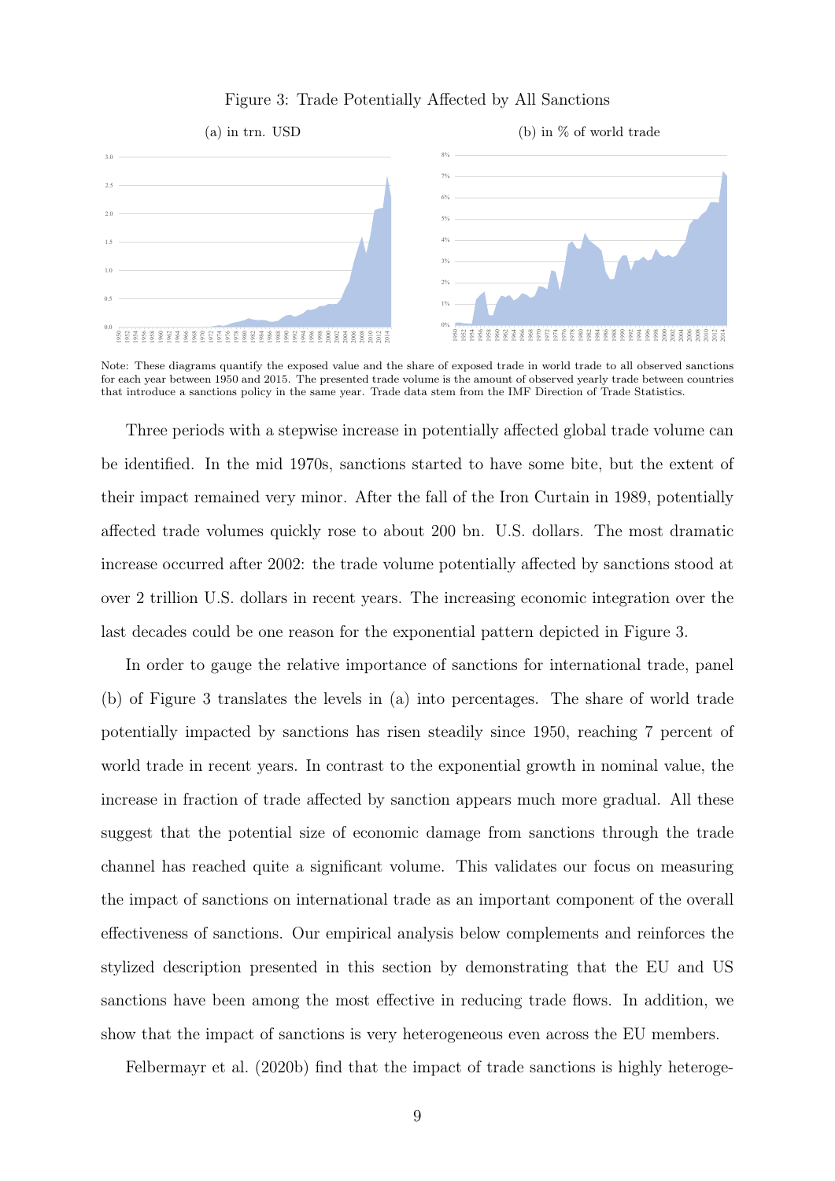Figure 3: Trade Potentially Affected by All Sanctions

(a) in trn. USD

(b) in % of world trade

Note: These diagrams quantify the exposed value and the share of exposed trade in world trade to all observed sanctions for each year between 1950 and 2015. The presented trade volume is the amount of observed yearly trade between countries that introduce a sanctions policy in the same year. Trade data stem from the IMF Direction of Trade Statistics.

Three periods with a stepwise increase in potentially affected global trade volume can be identified. In the mid 1970s, sanctions started to have some bite, but the extent of their impact remained very minor. After the fall of the Iron Curtain in 1989, potentially affected trade volumes quickly rose to about 200 bn. U.S. dollars. The most dramatic increase occurred after 2002: the trade volume potentially affected by sanctions stood at over 2 trillion U.S. dollars in recent years. The increasing economic integration over the last decades could be one reason for the exponential pattern depicted in Figure 3.

In order to gauge the relative importance of sanctions for international trade, panel (b) of Figure 3 translates the levels in (a) into percentages. The share of world trade potentially impacted by sanctions has risen steadily since 1950, reaching 7 percent of world trade in recent years. In contrast to the exponential growth in nominal value, the increase in fraction of trade affected by sanction appears much more gradual. All these suggest that the potential size of economic damage from sanctions through the trade channel has reached quite a significant volume. This validates our focus on measuring the impact of sanctions on international trade as an important component of the overall effectiveness of sanctions. Our empirical analysis below complements and reinforces the stylized description presented in this section by demonstrating that the EU and US sanctions have been among the most effective in reducing trade flows. In addition, we show that the impact of sanctions is very heterogeneous even across the EU members.

Felbermayr et al. (2020b) find that the impact of trade sanctions is highly heteroge-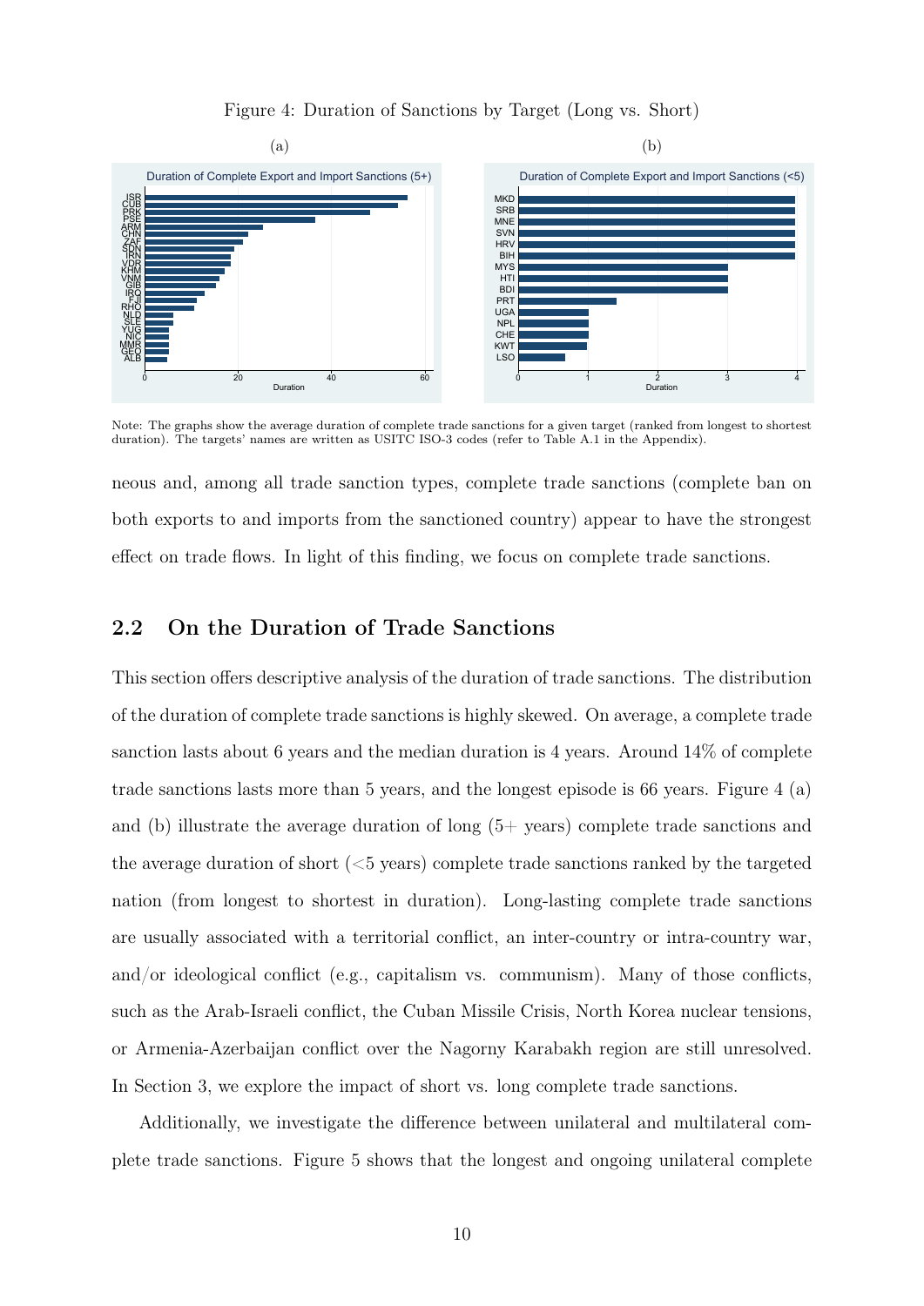Figure 4: Duration of Sanctions by Target (Long vs. Short)

Note: The graphs show the average duration of complete trade sanctions for a given target (ranked from longest to shortest duration). The targets' names are written as USITC ISO-3 codes (refer to Table A.1 in the Appendix).

neous and, among all trade sanction types, complete trade sanctions (complete ban on both exports to and imports from the sanctioned country) appear to have the strongest effect on trade flows. In light of this finding, we focus on complete trade sanctions.

## 2.2 On the Duration of Trade Sanctions

This section offers descriptive analysis of the duration of trade sanctions. The distribution of the duration of complete trade sanctions is highly skewed. On average, a complete trade sanction lasts about 6 years and the median duration is 4 years. Around 14% of complete trade sanctions lasts more than 5 years, and the longest episode is 66 years. Figure 4 (a) and (b) illustrate the average duration of long (5+ years) complete trade sanctions and the average duration of short (<5 years) complete trade sanctions ranked by the targeted nation (from longest to shortest in duration). Long-lasting complete trade sanctions are usually associated with a territorial conflict, an inter-country or intra-country war, and/or ideological conflict (e.g., capitalism vs. communism). Many of those conflicts, such as the Arab-Israeli conflict, the Cuban Missile Crisis, North Korea nuclear tensions, or Armenia-Azerbaijan conflict over the Nagorny Karabakh region are still unresolved. In Section 3, we explore the impact of short vs. long complete trade sanctions.

Additionally, we investigate the difference between unilateral and multilateral complete trade sanctions. Figure 5 shows that the longest and ongoing unilateral complete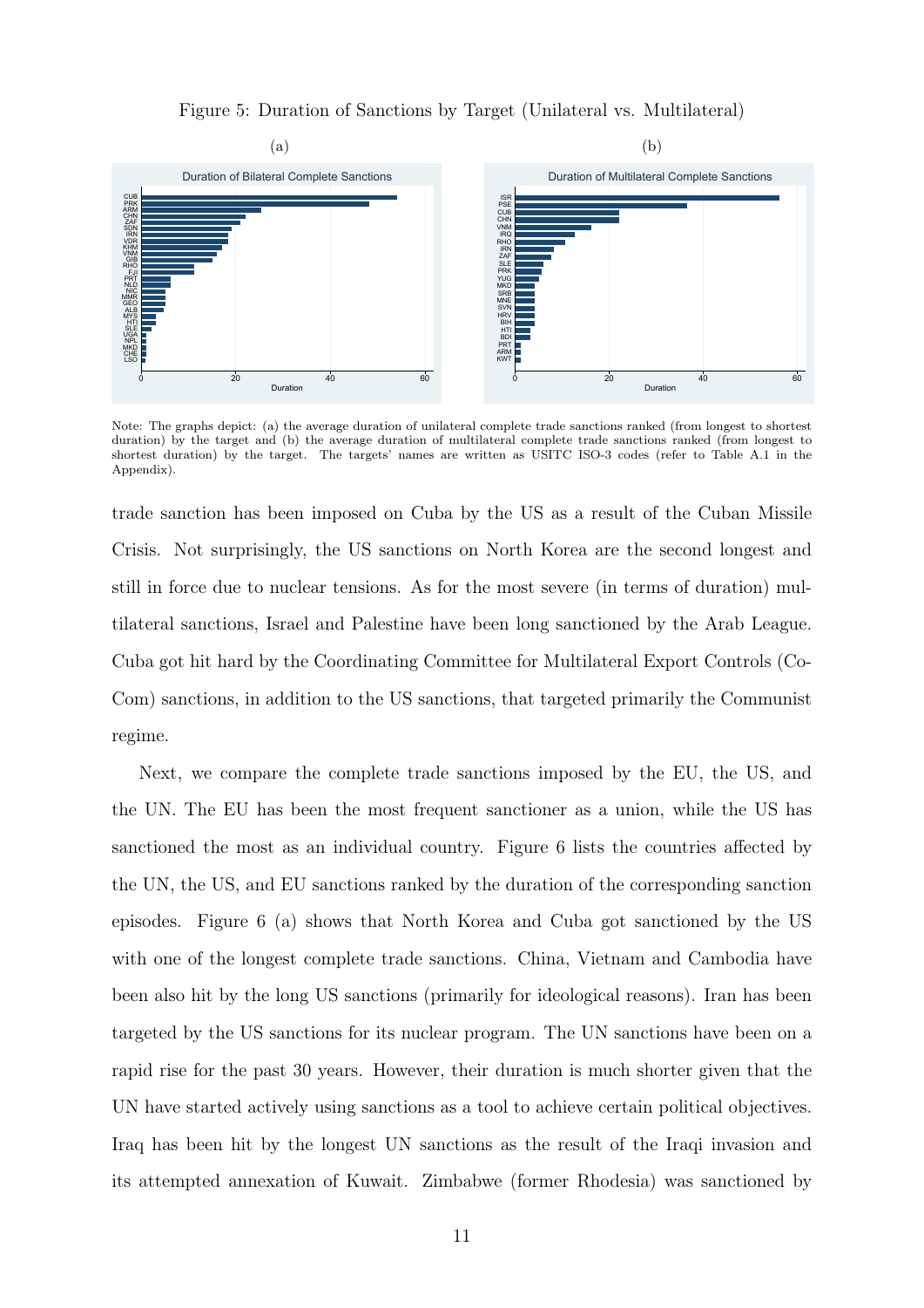Figure 5: Duration of Sanctions by Target (Unilateral vs. Multilateral)

(a) (b)

Note: The graphs depict: (a) the average duration of unilateral complete trade sanctions ranked (from longest to shortest duration) by the target and (b) the average duration of multilateral complete trade sanctions ranked (from longest to shortest duration) by the target. The targets' names are written as USITC ISO-3 codes (refer to Table A.1 in the Appendix).

trade sanction has been imposed on Cuba by the US as a result of the Cuban Missile Crisis. Not surprisingly, the US sanctions on North Korea are the second longest and still in force due to nuclear tensions. As for the most severe (in terms of duration) multilateral sanctions, Israel and Palestine have been long sanctioned by the Arab League. Cuba got hit hard by the Coordinating Committee for Multilateral Export Controls (CoCom) sanctions, in addition to the US sanctions, that targeted primarily the Communist regime.

Next, we compare the complete trade sanctions imposed by the EU, the US, and the UN. The EU has been the most frequent sanctioner as a union, while the US has sanctioned the most as an individual country. Figure 6 lists the countries affected by the UN, the US, and EU sanctions ranked by the duration of the corresponding sanction episodes. Figure 6 (a) shows that North Korea and Cuba got sanctioned by the US with one of the longest complete trade sanctions. China, Vietnam and Cambodia have been also hit by the long US sanctions (primarily for ideological reasons). Iran has been targeted by the US sanctions for its nuclear program. The UN sanctions have been on a rapid rise for the past 30 years. However, their duration is much shorter given that the UN have started actively using sanctions as a tool to achieve certain political objectives. Iraq has been hit by the longest UN sanctions as the result of the Iraqi invasion and its attempted annexation of Kuwait. Zimbabwe (former Rhodesia) was sanctioned by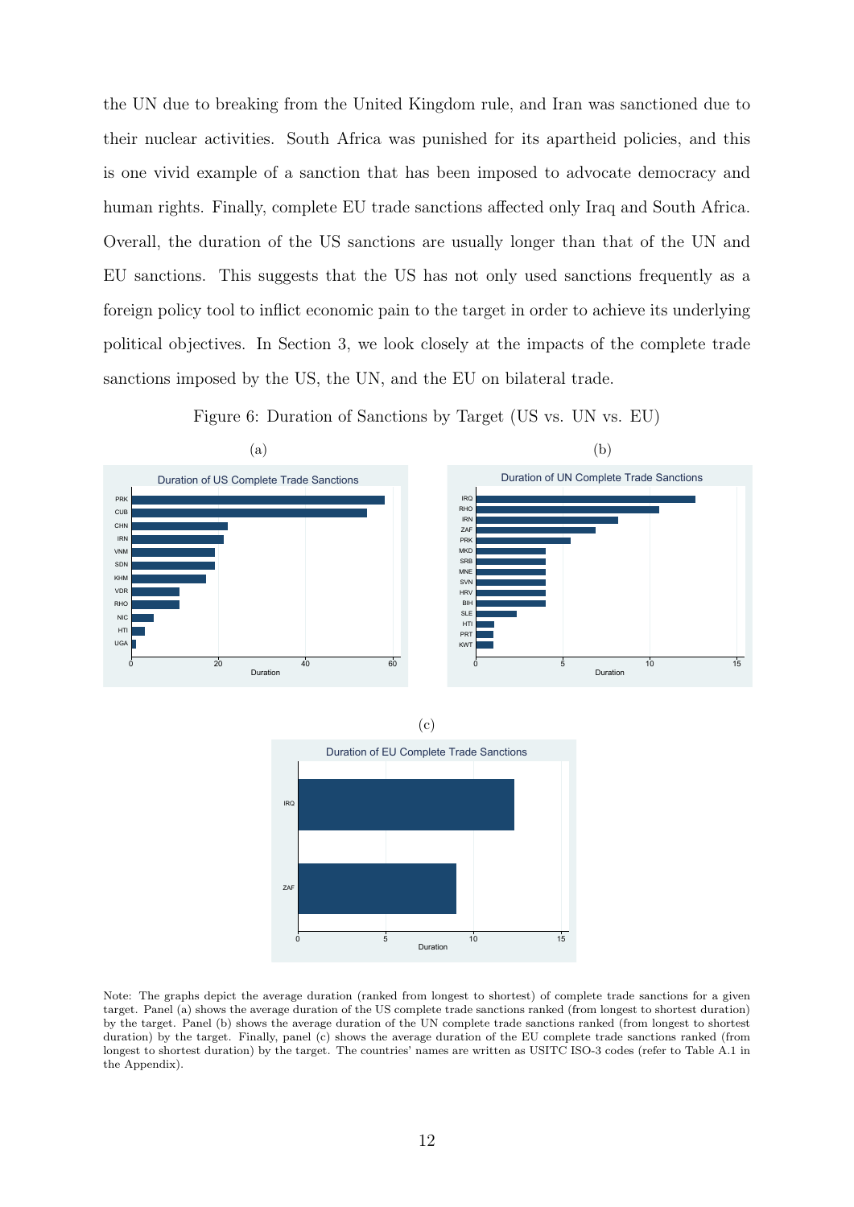the UN due to breaking from the United Kingdom rule, and Iran was sanctioned due to their nuclear activities. South Africa was punished for its apartheid policies, and this is one vivid example of a sanction that has been imposed to advocate democracy and human rights. Finally, complete EU trade sanctions affected only Iraq and South Africa. Overall, the duration of the US sanctions are usually longer than that of the UN and EU sanctions. This suggests that the US has not only used sanctions frequently as a foreign policy tool to inflict economic pain to the target in order to achieve its underlying political objectives. In Section 3, we look closely at the impacts of the complete trade sanctions imposed by the US, the UN, and the EU on bilateral trade.

Figure 6: Duration of Sanctions by Target (US vs. UN vs. EU)

(a)

(b)

(c)

Note: The graphs depict the average duration (ranked from longest to shortest) of complete trade sanctions for a given target. Panel (a) shows the average duration of the US complete trade sanctions ranked (from longest to shortest duration) by the target. Panel (b) shows the average duration of the UN complete trade sanctions ranked (from longest to shortest duration) by the target. Finally, panel (c) shows the average duration of the EU complete trade sanctions ranked (from longest to shortest duration) by the target. The countries' names are written as USITC ISO-3 codes (refer to Table A.1 in the Appendix).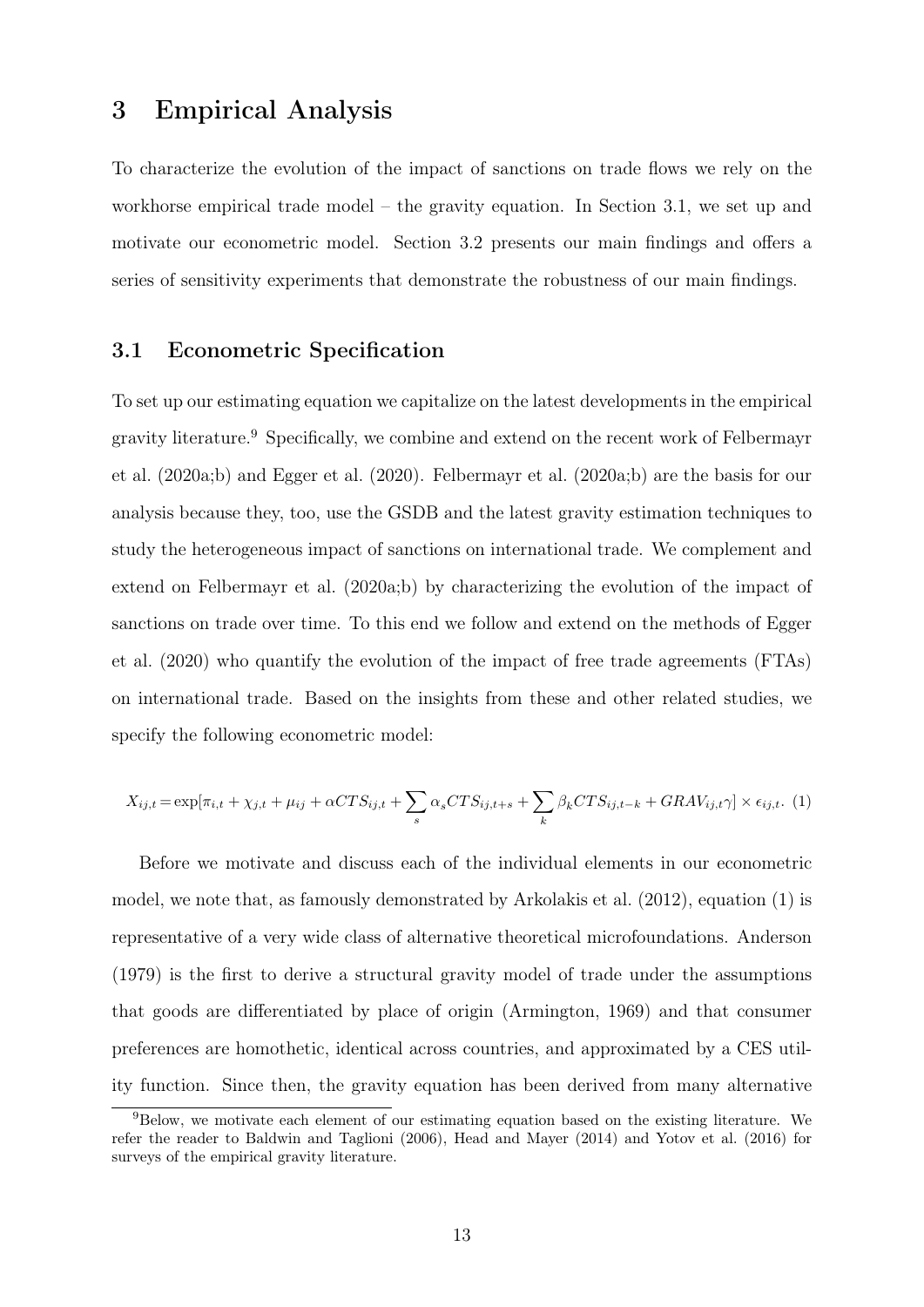# 3 Empirical Analysis

To characterize the evolution of the impact of sanctions on trade flows we rely on the workhorse empirical trade model – the gravity equation. In Section 3.1, we set up and motivate our econometric model. Section 3.2 presents our main findings and offers a series of sensitivity experiments that demonstrate the robustness of our main findings.

## 3.1 Econometric Specification

To set up our estimating equation we capitalize on the latest developments in the empirical gravity literature.[9] Specifically, we combine and extend on the recent work of Felbermayr et al. (2020a;b) and Egger et al. (2020). Felbermayr et al. (2020a;b) are the basis for our analysis because they, too, use the GSDB and the latest gravity estimation techniques to study the heterogeneous impact of sanctions on international trade. We complement and extend on Felbermayr et al. (2020a;b) by characterizing the evolution of the impact of sanctions on trade over time. To this end we follow and extend on the methods of Egger et al. (2020) who quantify the evolution of the impact of free trade agreements (FTAs) on international trade. Based on the insights from these and other related studies, we specify the following econometric model:

$$X_{ij,t} = \exp[\pi_{i,t} + \chi_{j,t} + \mu_{ij} + \alpha CTS_{ij,t} + \sum_{s} \alpha_s CTS_{ij,t+s} + \sum_{k} \beta_k CTS_{ij,t-k} + GRAV_{ij,t}\gamma] \times \epsilon_{ij,t}. \quad (1)$$

Before we motivate and discuss each of the individual elements in our econometric model, we note that, as famously demonstrated by Arkolakis et al. (2012), equation (1) is representative of a very wide class of alternative theoretical microfoundations. Anderson (1979) is the first to derive a structural gravity model of trade under the assumptions that goods are differentiated by place of origin (Armington, 1969) and that consumer preferences are homothetic, identical across countries, and approximated by a CES utility function. Since then, the gravity equation has been derived from many alternative

[9] Below, we motivate each element of our estimating equation based on the existing literature. We refer the reader to Baldwin and Taglioni (2006), Head and Mayer (2014) and Yotov et al. (2016) for surveys of the empirical gravity literature.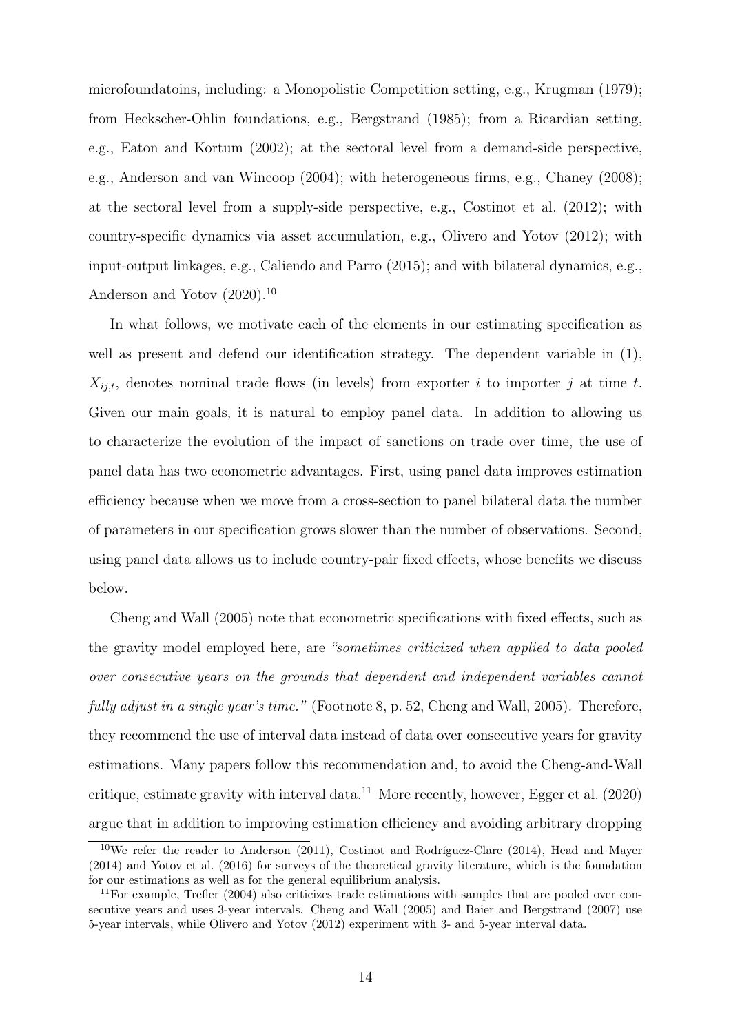microfoundatoins, including: a Monopolistic Competition setting, e.g., Krugman (1979); from Heckscher-Ohlin foundations, e.g., Bergstrand (1985); from a Ricardian setting, e.g., Eaton and Kortum (2002); at the sectoral level from a demand-side perspective, e.g., Anderson and van Wincoop (2004); with heterogeneous firms, e.g., Chaney (2008); at the sectoral level from a supply-side perspective, e.g., Costinot et al. (2012); with country-specific dynamics via asset accumulation, e.g., Olivero and Yotov (2012); with input-output linkages, e.g., Caliendo and Parro (2015); and with bilateral dynamics, e.g., Anderson and Yotov (2020).[10]

In what follows, we motivate each of the elements in our estimating specification as well as present and defend our identification strategy. The dependent variable in (1), $X_{ij,t}$, denotes nominal trade flows (in levels) from exporter $i$ to importer $j$ at time $t$. Given our main goals, it is natural to employ panel data. In addition to allowing us to characterize the evolution of the impact of sanctions on trade over time, the use of panel data has two econometric advantages. First, using panel data improves estimation efficiency because when we move from a cross-section to panel bilateral data the number of parameters in our specification grows slower than the number of observations. Second, using panel data allows us to include country-pair fixed effects, whose benefits we discuss below.

Cheng and Wall (2005) note that econometric specifications with fixed effects, such as the gravity model employed here, are *"sometimes criticized when applied to data pooled over consecutive years on the grounds that dependent and independent variables cannot fully adjust in a single year's time."* (Footnote 8, p. 52, Cheng and Wall, 2005). Therefore, they recommend the use of interval data instead of data over consecutive years for gravity estimations. Many papers follow this recommendation and, to avoid the Cheng-and-Wall critique, estimate gravity with interval data.[11] More recently, however, Egger et al. (2020) argue that in addition to improving estimation efficiency and avoiding arbitrary dropping

[10]We refer the reader to Anderson (2011), Costinot and Rodríguez-Clare (2014), Head and Mayer (2014) and Yotov et al. (2016) for surveys of the theoretical gravity literature, which is the foundation for our estimations as well as for the general equilibrium analysis.

[11]For example, Trefler (2004) also criticizes trade estimations with samples that are pooled over consecutive years and uses 3-year intervals. Cheng and Wall (2005) and Baier and Bergstrand (2007) use 5-year intervals, while Olivero and Yotov (2012) experiment with 3- and 5-year interval data.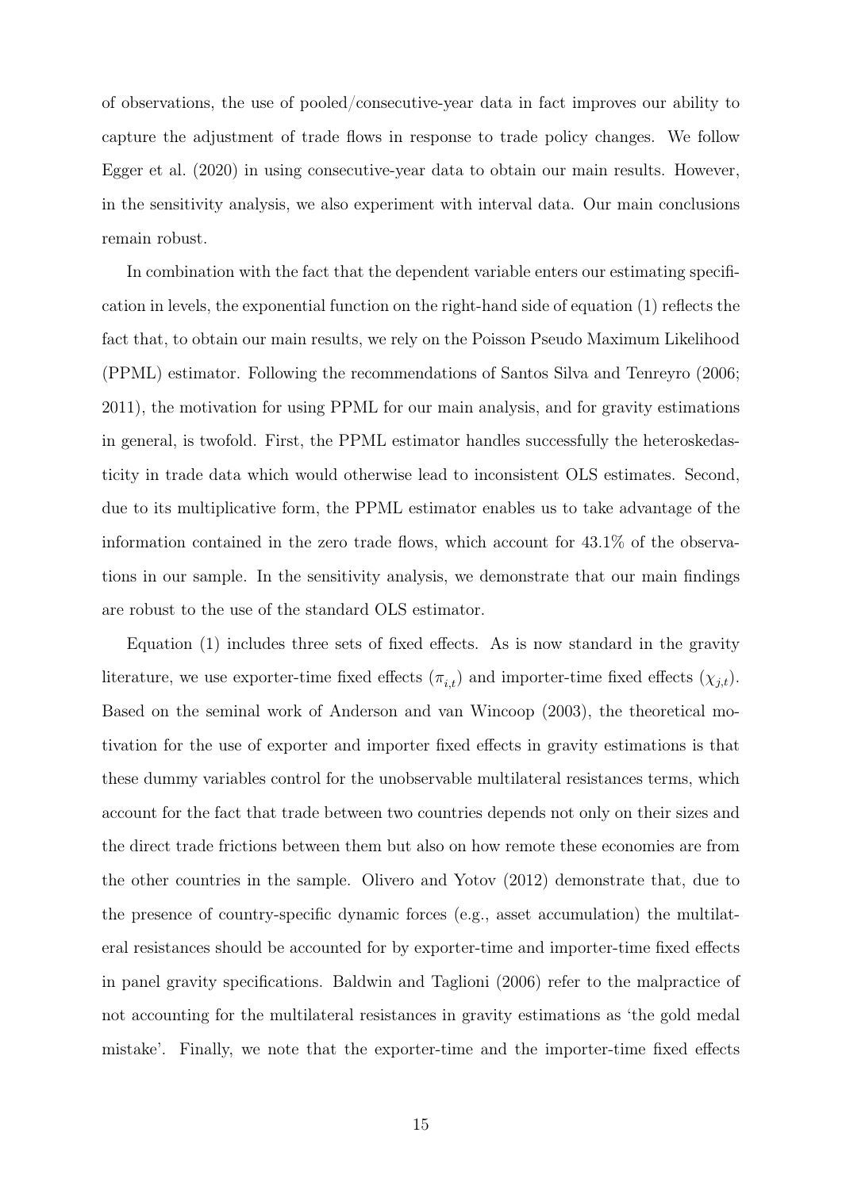of observations, the use of pooled/consecutive-year data in fact improves our ability to capture the adjustment of trade flows in response to trade policy changes. We follow Egger et al. (2020) in using consecutive-year data to obtain our main results. However, in the sensitivity analysis, we also experiment with interval data. Our main conclusions remain robust.

In combination with the fact that the dependent variable enters our estimating specification in levels, the exponential function on the right-hand side of equation (1) reflects the fact that, to obtain our main results, we rely on the Poisson Pseudo Maximum Likelihood (PPML) estimator. Following the recommendations of Santos Silva and Tenreyro (2006; 2011), the motivation for using PPML for our main analysis, and for gravity estimations in general, is twofold. First, the PPML estimator handles successfully the heteroskedasticity in trade data which would otherwise lead to inconsistent OLS estimates. Second, due to its multiplicative form, the PPML estimator enables us to take advantage of the information contained in the zero trade flows, which account for 43.1% of the observations in our sample. In the sensitivity analysis, we demonstrate that our main findings are robust to the use of the standard OLS estimator.

Equation (1) includes three sets of fixed effects. As is now standard in the gravity literature, we use exporter-time fixed effects ($\pi_{i,t}$) and importer-time fixed effects ($\chi_{j,t}$). Based on the seminal work of Anderson and van Wincoop (2003), the theoretical motivation for the use of exporter and importer fixed effects in gravity estimations is that these dummy variables control for the unobservable multilateral resistances terms, which account for the fact that trade between two countries depends not only on their sizes and the direct trade frictions between them but also on how remote these economies are from the other countries in the sample. Olivero and Yotov (2012) demonstrate that, due to the presence of country-specific dynamic forces (e.g., asset accumulation) the multilateral resistances should be accounted for by exporter-time and importer-time fixed effects in panel gravity specifications. Baldwin and Taglioni (2006) refer to the malpractice of not accounting for the multilateral resistances in gravity estimations as 'the gold medal mistake'. Finally, we note that the exporter-time and the importer-time fixed effects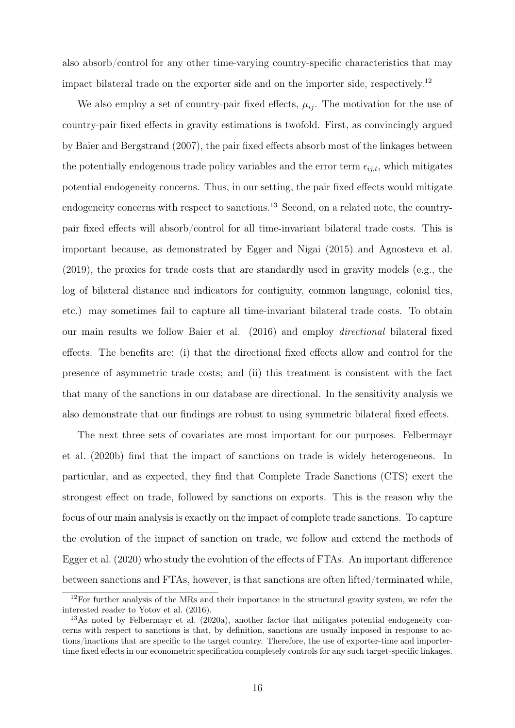also absorb/control for any other time-varying country-specific characteristics that may impact bilateral trade on the exporter side and on the importer side, respectively.[12]

We also employ a set of country-pair fixed effects, $\mu_{ij}$. The motivation for the use of country-pair fixed effects in gravity estimations is twofold. First, as convincingly argued by Baier and Bergstrand (2007), the pair fixed effects absorb most of the linkages between the potentially endogenous trade policy variables and the error term $\epsilon_{ij,t}$, which mitigates potential endogeneity concerns. Thus, in our setting, the pair fixed effects would mitigate endogeneity concerns with respect to sanctions.[13] Second, on a related note, the country-pair fixed effects will absorb/control for all time-invariant bilateral trade costs. This is important because, as demonstrated by Egger and Nigai (2015) and Agnosteva et al. (2019), the proxies for trade costs that are standardly used in gravity models (e.g., the log of bilateral distance and indicators for contiguity, common language, colonial ties, etc.) may sometimes fail to capture all time-invariant bilateral trade costs. To obtain our main results we follow Baier et al. (2016) and employ *directional* bilateral fixed effects. The benefits are: (i) that the directional fixed effects allow and control for the presence of asymmetric trade costs; and (ii) this treatment is consistent with the fact that many of the sanctions in our database are directional. In the sensitivity analysis we also demonstrate that our findings are robust to using symmetric bilateral fixed effects.

The next three sets of covariates are most important for our purposes. Felbermayr et al. (2020b) find that the impact of sanctions on trade is widely heterogeneous. In particular, and as expected, they find that Complete Trade Sanctions (CTS) exert the strongest effect on trade, followed by sanctions on exports. This is the reason why the focus of our main analysis is exactly on the impact of complete trade sanctions. To capture the evolution of the impact of sanction on trade, we follow and extend the methods of Egger et al. (2020) who study the evolution of the effects of FTAs. An important difference between sanctions and FTAs, however, is that sanctions are often lifted/terminated while,

[12] For further analysis of the MRs and their importance in the structural gravity system, we refer the interested reader to Yotov et al. (2016).

[13] As noted by Felbermayr et al. (2020a), another factor that mitigates potential endogeneity concerns with respect to sanctions is that, by definition, sanctions are usually imposed in response to actions/inactions that are specific to the target country. Therefore, the use of exporter-time and importer-time fixed effects in our econometric specification completely controls for any such target-specific linkages.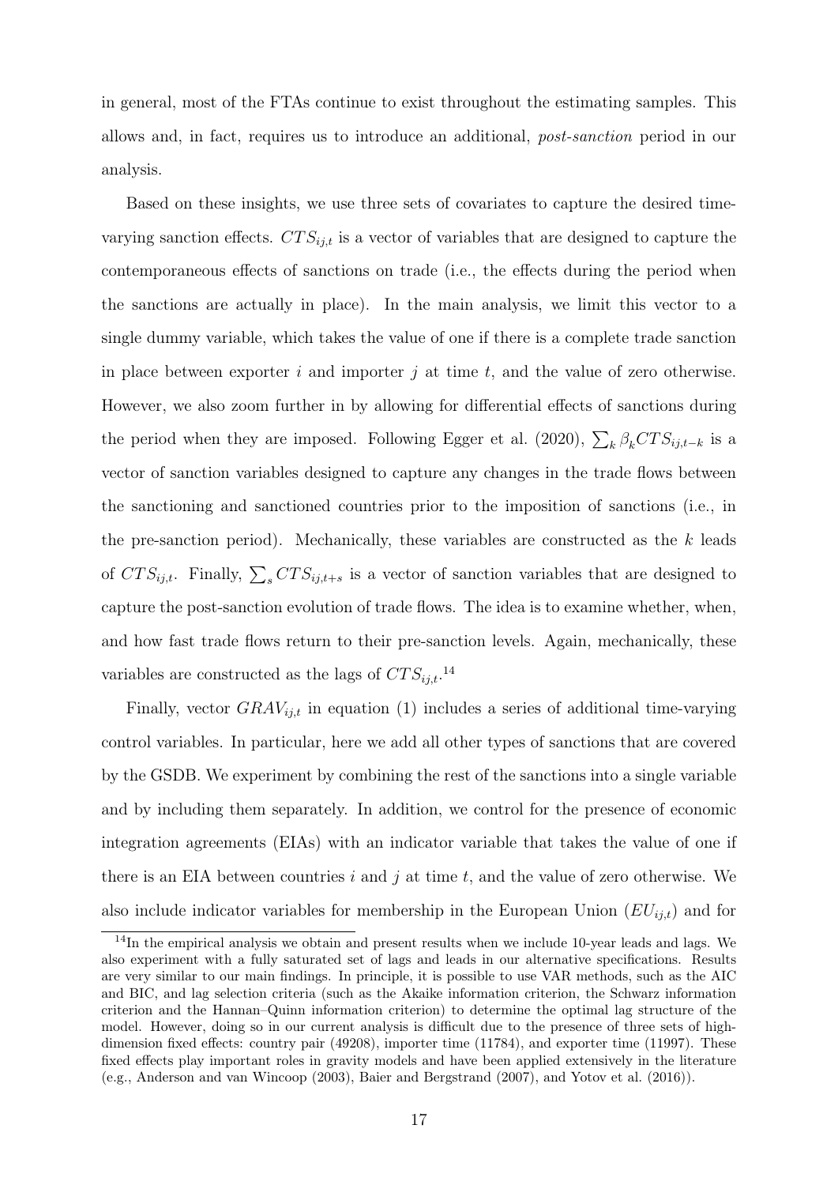in general, most of the FTAs continue to exist throughout the estimating samples. This allows and, in fact, requires us to introduce an additional, *post-sanction* period in our analysis.

Based on these insights, we use three sets of covariates to capture the desired time-varying sanction effects. $CTS_{ij,t}$ is a vector of variables that are designed to capture the contemporaneous effects of sanctions on trade (i.e., the effects during the period when the sanctions are actually in place). In the main analysis, we limit this vector to a single dummy variable, which takes the value of one if there is a complete trade sanction in place between exporter $i$ and importer $j$ at time $t$, and the value of zero otherwise. However, we also zoom further in by allowing for differential effects of sanctions during the period when they are imposed. Following Egger et al. (2020), $\sum_k \beta_k CTS_{ij,t-k}$ is a vector of sanction variables designed to capture any changes in the trade flows between the sanctioning and sanctioned countries prior to the imposition of sanctions (i.e., in the pre-sanction period). Mechanically, these variables are constructed as the $k$ leads of $CTS_{ij,t}$. Finally, $\sum_s CTS_{ij,t+s}$ is a vector of sanction variables that are designed to capture the post-sanction evolution of trade flows. The idea is to examine whether, when, and how fast trade flows return to their pre-sanction levels. Again, mechanically, these variables are constructed as the lags of $CTS_{ij,t}$.[14]

Finally, vector $GRAV_{ij,t}$ in equation (1) includes a series of additional time-varying control variables. In particular, here we add all other types of sanctions that are covered by the GSDB. We experiment by combining the rest of the sanctions into a single variable and by including them separately. In addition, we control for the presence of economic integration agreements (EIAs) with an indicator variable that takes the value of one if there is an EIA between countries $i$ and $j$ at time $t$, and the value of zero otherwise. We also include indicator variables for membership in the European Union ($EU_{ij,t}$) and for

[14] In the empirical analysis we obtain and present results when we include 10-year leads and lags. We also experiment with a fully saturated set of lags and leads in our alternative specifications. Results are very similar to our main findings. In principle, it is possible to use VAR methods, such as the AIC and BIC, and lag selection criteria (such as the Akaike information criterion, the Schwarz information criterion and the Hannan–Quinn information criterion) to determine the optimal lag structure of the model. However, doing so in our current analysis is difficult due to the presence of three sets of high-dimension fixed effects: country pair (49208), importer time (11784), and exporter time (11997). These fixed effects play important roles in gravity models and have been applied extensively in the literature (e.g., Anderson and van Wincoop (2003), Baier and Bergstrand (2007), and Yotov et al. (2016)).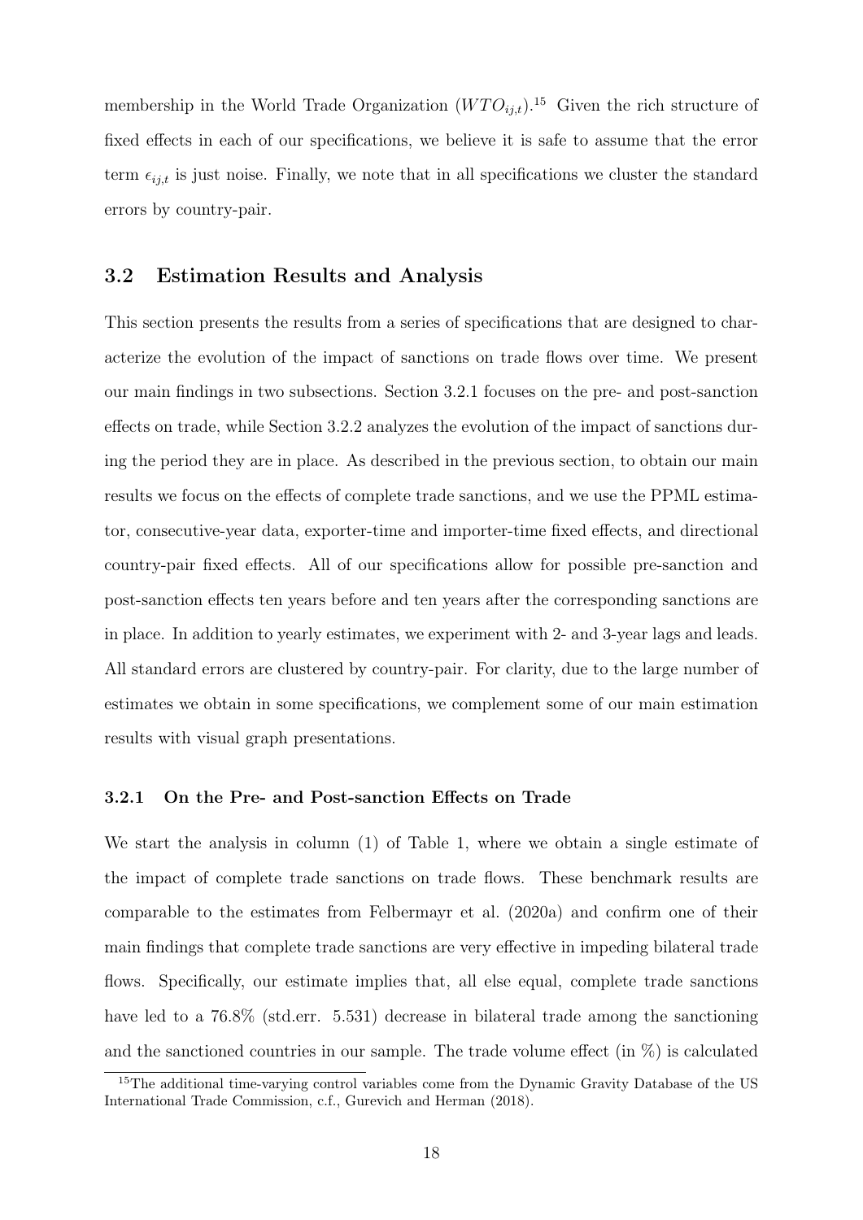membership in the World Trade Organization ($WTO_{ij,t}$).[15] Given the rich structure of fixed effects in each of our specifications, we believe it is safe to assume that the error term $\epsilon_{ij,t}$ is just noise. Finally, we note that in all specifications we cluster the standard errors by country-pair.

## 3.2 Estimation Results and Analysis

This section presents the results from a series of specifications that are designed to characterize the evolution of the impact of sanctions on trade flows over time. We present our main findings in two subsections. Section 3.2.1 focuses on the pre- and post-sanction effects on trade, while Section 3.2.2 analyzes the evolution of the impact of sanctions during the period they are in place. As described in the previous section, to obtain our main results we focus on the effects of complete trade sanctions, and we use the PPML estimator, consecutive-year data, exporter-time and importer-time fixed effects, and directional country-pair fixed effects. All of our specifications allow for possible pre-sanction and post-sanction effects ten years before and ten years after the corresponding sanctions are in place. In addition to yearly estimates, we experiment with 2- and 3-year lags and leads. All standard errors are clustered by country-pair. For clarity, due to the large number of estimates we obtain in some specifications, we complement some of our main estimation results with visual graph presentations.

### 3.2.1 On the Pre- and Post-sanction Effects on Trade

We start the analysis in column (1) of Table 1, where we obtain a single estimate of the impact of complete trade sanctions on trade flows. These benchmark results are comparable to the estimates from Felbermayr et al. (2020a) and confirm one of their main findings that complete trade sanctions are very effective in impeding bilateral trade flows. Specifically, our estimate implies that, all else equal, complete trade sanctions have led to a 76.8% (std.err. 5.531) decrease in bilateral trade among the sanctioning and the sanctioned countries in our sample. The trade volume effect (in %) is calculated

[15] The additional time-varying control variables come from the Dynamic Gravity Database of the US International Trade Commission, c.f., Gurevich and Herman (2018).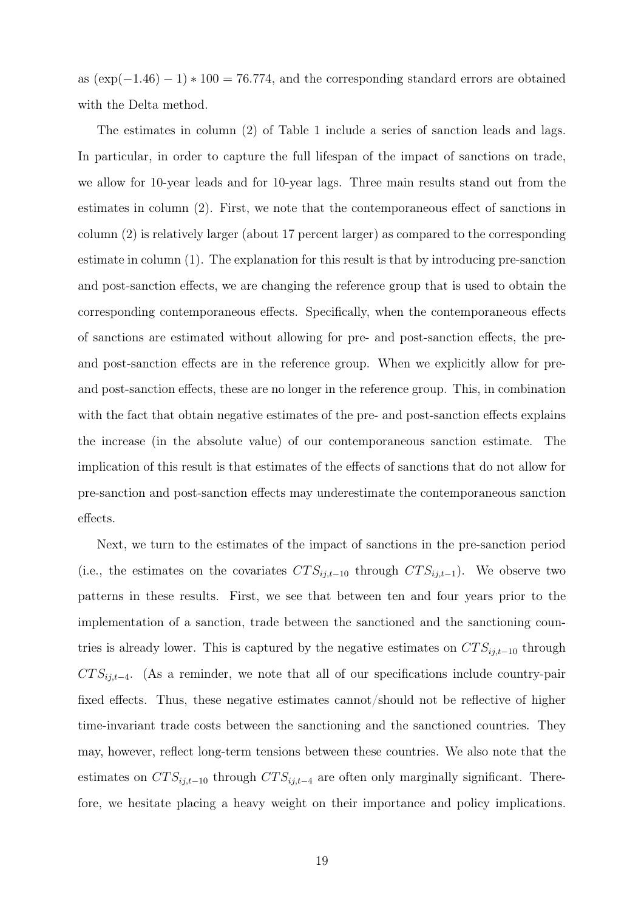as $(\exp(-1.46) - 1) * 100 = 76.774$, and the corresponding standard errors are obtained with the Delta method.

The estimates in column (2) of Table 1 include a series of sanction leads and lags. In particular, in order to capture the full lifespan of the impact of sanctions on trade, we allow for 10-year leads and for 10-year lags. Three main results stand out from the estimates in column (2). First, we note that the contemporaneous effect of sanctions in column (2) is relatively larger (about 17 percent larger) as compared to the corresponding estimate in column (1). The explanation for this result is that by introducing pre-sanction and post-sanction effects, we are changing the reference group that is used to obtain the corresponding contemporaneous effects. Specifically, when the contemporaneous effects of sanctions are estimated without allowing for pre- and post-sanction effects, the pre- and post-sanction effects are in the reference group. When we explicitly allow for pre- and post-sanction effects, these are no longer in the reference group. This, in combination with the fact that obtain negative estimates of the pre- and post-sanction effects explains the increase (in the absolute value) of our contemporaneous sanction estimate. The implication of this result is that estimates of the effects of sanctions that do not allow for pre-sanction and post-sanction effects may underestimate the contemporaneous sanction effects.

Next, we turn to the estimates of the impact of sanctions in the pre-sanction period (i.e., the estimates on the covariates $CTS_{ij,t-10}$ through $CTS_{ij,t-1}$). We observe two patterns in these results. First, we see that between ten and four years prior to the implementation of a sanction, trade between the sanctioned and the sanctioning countries is already lower. This is captured by the negative estimates on $CTS_{ij,t-10}$ through $CTS_{ij,t-4}$. (As a reminder, we note that all of our specifications include country-pair fixed effects. Thus, these negative estimates cannot/should not be reflective of higher time-invariant trade costs between the sanctioning and the sanctioned countries. They may, however, reflect long-term tensions between these countries. We also note that the estimates on $CTS_{ij,t-10}$ through $CTS_{ij,t-4}$ are often only marginally significant. Therefore, we hesitate placing a heavy weight on their importance and policy implications.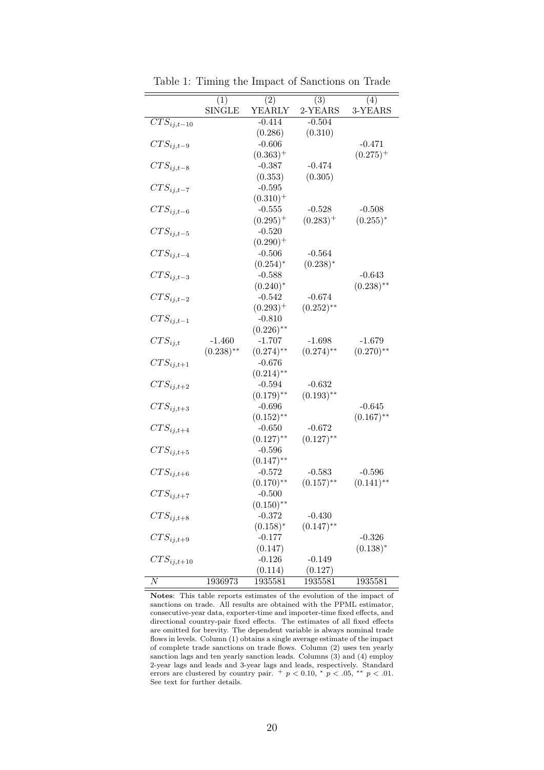Table 1: Timing the Impact of Sanctions on Trade

| | (1) | (2) | (3) | (4) |
|---|---|---|---|---|
| | SINGLE | YEARLY | 2-YEARS | 3-YEARS |
| $CTS_{ij,t-10}$ | | -0.414 | -0.504 | |
| | | (0.286) | (0.310) | |
| $CTS_{ij,t-9}$ | | -0.606 | | -0.471 |
| | | $(0.363)^{+}$ | | $(0.275)^{+}$ |
| $CTS_{ij,t-8}$ | | -0.387 | -0.474 | |
| | | (0.353) | (0.305) | |
| $CTS_{ij,t-7}$ | | -0.595 | | |
| | | $(0.310)^{+}$ | | |
| $CTS_{ij,t-6}$ | | -0.555 | -0.528 | -0.508 |
| | | $(0.295)^{+}$ | $(0.283)^{+}$ | $(0.255)^{*}$ |
| $CTS_{ij,t-5}$ | | -0.520 | | |
| | | $(0.290)^{+}$ | | |
| $CTS_{ij,t-4}$ | | -0.506 | -0.564 | |
| | | $(0.254)^{*}$ | $(0.238)^{*}$ | |
| $CTS_{ij,t-3}$ | | -0.588 | | -0.643 |
| | | $(0.240)^{*}$ | | $(0.238)^{**}$ |
| $CTS_{ij,t-2}$ | | -0.542 | -0.674 | |
| | | $(0.293)^{+}$ | $(0.252)^{**}$ | |
| $CTS_{ij,t-1}$ | | -0.810 | | |
| | | $(0.226)^{**}$ | | |
| $CTS_{ij,t}$ | -1.460 | -1.707 | -1.698 | -1.679 |
| | $(0.238)^{**}$ | $(0.274)^{**}$ | $(0.274)^{**}$ | $(0.270)^{**}$ |
| $CTS_{ij,t+1}$ | | -0.676 | | |
| | | $(0.214)^{**}$ | | |
| $CTS_{ij,t+2}$ | | -0.594 | -0.632 | |
| | | $(0.179)^{**}$ | $(0.193)^{**}$ | |
| $CTS_{ij,t+3}$ | | -0.696 | | -0.645 |
| | | $(0.152)^{**}$ | | $(0.167)^{**}$ |
| $CTS_{ij,t+4}$ | | -0.650 | -0.672 | |
| | | $(0.127)^{**}$ | $(0.127)^{**}$ | |
| $CTS_{ij,t+5}$ | | -0.596 | | |
| | | $(0.147)^{**}$ | | |
| $CTS_{ij,t+6}$ | | -0.572 | -0.583 | -0.596 |
| | | $(0.170)^{**}$ | $(0.157)^{**}$ | $(0.141)^{**}$ |
| $CTS_{ij,t+7}$ | | -0.500 | | |
| | | $(0.150)^{**}$ | | |
| $CTS_{ij,t+8}$ | | -0.372 | -0.430 | |
| | | $(0.158)^{*}$ | $(0.147)^{**}$ | |
| $CTS_{ij,t+9}$ | | -0.177 | | -0.326 |
| | | (0.147) | | $(0.138)^{*}$ |
| $CTS_{ij,t+10}$ | | -0.126 | -0.149 | |
| | | (0.114) | (0.127) | |
| $N$ | 1936973 | 1935581 | 1935581 | 1935581 |

**Notes**: This table reports estimates of the evolution of the impact of sanctions on trade. All results are obtained with the PPML estimator, consecutive-year data, exporter-time and importer-time fixed effects, and directional country-pair fixed effects. The estimates of all fixed effects are omitted for brevity. The dependent variable is always nominal trade flows in levels. Column (1) obtains a single average estimate of the impact of complete trade sanctions on trade flows. Column (2) uses ten yearly sanction lags and ten yearly sanction leads. Columns (3) and (4) employ 2-year lags and leads and 3-year lags and leads, respectively. Standard errors are clustered by country pair. $^{+}$ $p < 0.10$, $^{*}$ $p < .05$, $^{**}$ $p < .01$. See text for further details.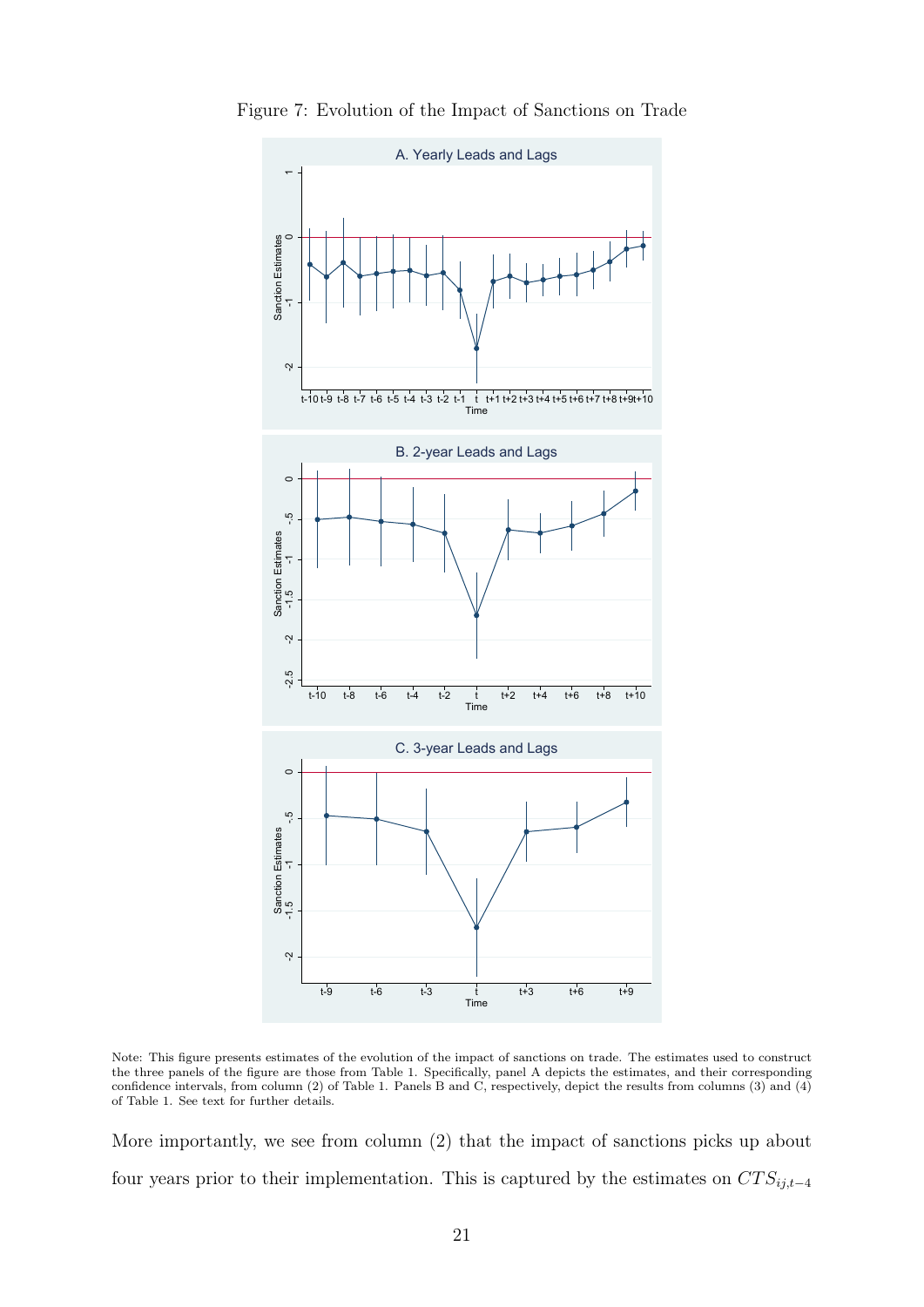Figure 7: Evolution of the Impact of Sanctions on Trade

Note: This figure presents estimates of the evolution of the impact of sanctions on trade. The estimates used to construct the three panels of the figure are those from Table 1. Specifically, panel A depicts the estimates, and their corresponding confidence intervals, from column (2) of Table 1. Panels B and C, respectively, depict the results from columns (3) and (4) of Table 1. See text for further details.

More importantly, we see from column (2) that the impact of sanctions picks up about four years prior to their implementation. This is captured by the estimates on $CTS_{ij,t-4}$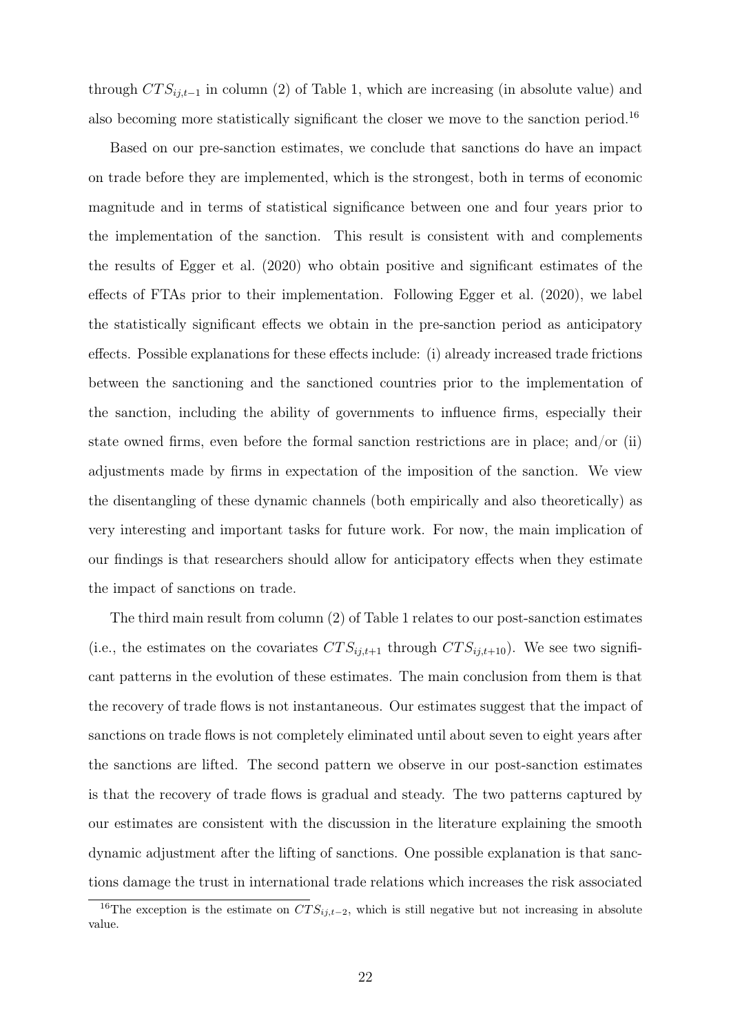through $CTS_{ij,t-1}$ in column (2) of Table 1, which are increasing (in absolute value) and also becoming more statistically significant the closer we move to the sanction period.[16]

Based on our pre-sanction estimates, we conclude that sanctions do have an impact on trade before they are implemented, which is the strongest, both in terms of economic magnitude and in terms of statistical significance between one and four years prior to the implementation of the sanction. This result is consistent with and complements the results of Egger et al. (2020) who obtain positive and significant estimates of the effects of FTAs prior to their implementation. Following Egger et al. (2020), we label the statistically significant effects we obtain in the pre-sanction period as anticipatory effects. Possible explanations for these effects include: (i) already increased trade frictions between the sanctioning and the sanctioned countries prior to the implementation of the sanction, including the ability of governments to influence firms, especially their state owned firms, even before the formal sanction restrictions are in place; and/or (ii) adjustments made by firms in expectation of the imposition of the sanction. We view the disentangling of these dynamic channels (both empirically and also theoretically) as very interesting and important tasks for future work. For now, the main implication of our findings is that researchers should allow for anticipatory effects when they estimate the impact of sanctions on trade.

The third main result from column (2) of Table 1 relates to our post-sanction estimates (i.e., the estimates on the covariates $CTS_{ij,t+1}$ through $CTS_{ij,t+10}$). We see two significant patterns in the evolution of these estimates. The main conclusion from them is that the recovery of trade flows is not instantaneous. Our estimates suggest that the impact of sanctions on trade flows is not completely eliminated until about seven to eight years after the sanctions are lifted. The second pattern we observe in our post-sanction estimates is that the recovery of trade flows is gradual and steady. The two patterns captured by our estimates are consistent with the discussion in the literature explaining the smooth dynamic adjustment after the lifting of sanctions. One possible explanation is that sanctions damage the trust in international trade relations which increases the risk associated

[16] The exception is the estimate on $CTS_{ij,t-2}$, which is still negative but not increasing in absolute value.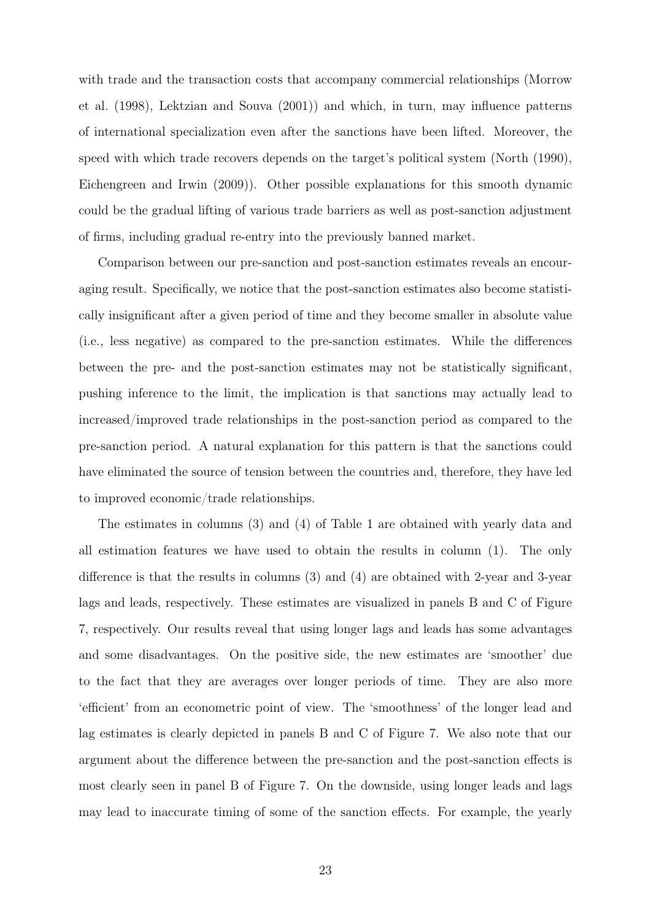with trade and the transaction costs that accompany commercial relationships (Morrow et al. (1998), Lektzian and Souva (2001)) and which, in turn, may influence patterns of international specialization even after the sanctions have been lifted. Moreover, the speed with which trade recovers depends on the target's political system (North (1990), Eichengreen and Irwin (2009)). Other possible explanations for this smooth dynamic could be the gradual lifting of various trade barriers as well as post-sanction adjustment of firms, including gradual re-entry into the previously banned market.

Comparison between our pre-sanction and post-sanction estimates reveals an encouraging result. Specifically, we notice that the post-sanction estimates also become statistically insignificant after a given period of time and they become smaller in absolute value (i.e., less negative) as compared to the pre-sanction estimates. While the differences between the pre- and the post-sanction estimates may not be statistically significant, pushing inference to the limit, the implication is that sanctions may actually lead to increased/improved trade relationships in the post-sanction period as compared to the pre-sanction period. A natural explanation for this pattern is that the sanctions could have eliminated the source of tension between the countries and, therefore, they have led to improved economic/trade relationships.

The estimates in columns (3) and (4) of Table 1 are obtained with yearly data and all estimation features we have used to obtain the results in column (1). The only difference is that the results in columns (3) and (4) are obtained with 2-year and 3-year lags and leads, respectively. These estimates are visualized in panels B and C of Figure 7, respectively. Our results reveal that using longer lags and leads has some advantages and some disadvantages. On the positive side, the new estimates are 'smoother' due to the fact that they are averages over longer periods of time. They are also more 'efficient' from an econometric point of view. The 'smoothness' of the longer lead and lag estimates is clearly depicted in panels B and C of Figure 7. We also note that our argument about the difference between the pre-sanction and the post-sanction effects is most clearly seen in panel B of Figure 7. On the downside, using longer leads and lags may lead to inaccurate timing of some of the sanction effects. For example, the yearly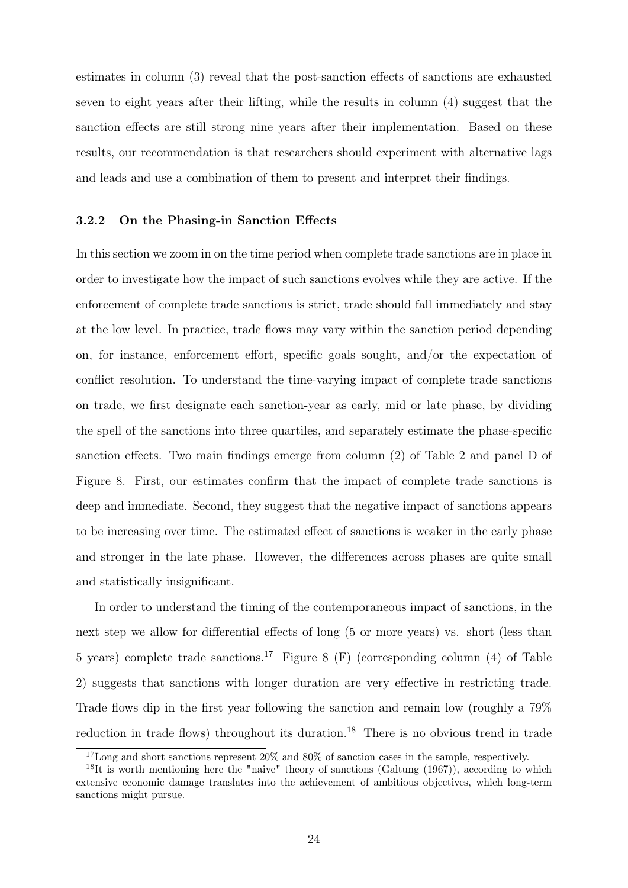estimates in column (3) reveal that the post-sanction effects of sanctions are exhausted seven to eight years after their lifting, while the results in column (4) suggest that the sanction effects are still strong nine years after their implementation. Based on these results, our recommendation is that researchers should experiment with alternative lags and leads and use a combination of them to present and interpret their findings.

### 3.2.2 On the Phasing-in Sanction Effects

In this section we zoom in on the time period when complete trade sanctions are in place in order to investigate how the impact of such sanctions evolves while they are active. If the enforcement of complete trade sanctions is strict, trade should fall immediately and stay at the low level. In practice, trade flows may vary within the sanction period depending on, for instance, enforcement effort, specific goals sought, and/or the expectation of conflict resolution. To understand the time-varying impact of complete trade sanctions on trade, we first designate each sanction-year as early, mid or late phase, by dividing the spell of the sanctions into three quartiles, and separately estimate the phase-specific sanction effects. Two main findings emerge from column (2) of Table 2 and panel D of Figure 8. First, our estimates confirm that the impact of complete trade sanctions is deep and immediate. Second, they suggest that the negative impact of sanctions appears to be increasing over time. The estimated effect of sanctions is weaker in the early phase and stronger in the late phase. However, the differences across phases are quite small and statistically insignificant.

In order to understand the timing of the contemporaneous impact of sanctions, in the next step we allow for differential effects of long (5 or more years) vs. short (less than 5 years) complete trade sanctions.[17] Figure 8 (F) (corresponding column (4) of Table 2) suggests that sanctions with longer duration are very effective in restricting trade. Trade flows dip in the first year following the sanction and remain low (roughly a 79% reduction in trade flows) throughout its duration.[18] There is no obvious trend in trade

[17] Long and short sanctions represent 20% and 80% of sanction cases in the sample, respectively.

[18] It is worth mentioning here the "naive" theory of sanctions (Galtung (1967)), according to which extensive economic damage translates into the achievement of ambitious objectives, which long-term sanctions might pursue.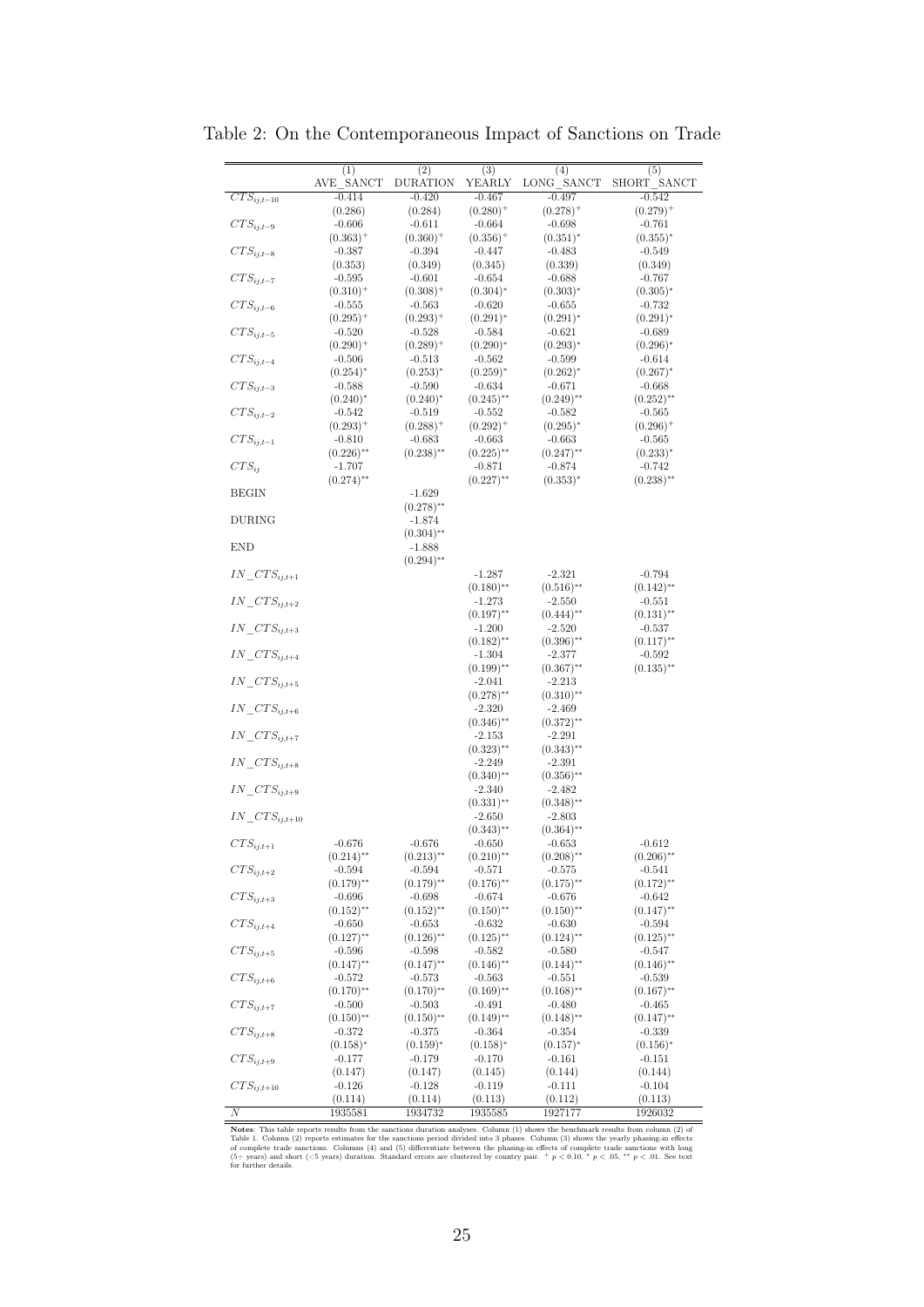Table 2: On the Contemporaneous Impact of Sanctions on Trade

| | (1) | (2) | (3) | (4) | (5) |
|---|---|---|---|---|---|
| | AVE_SANCT | DURATION | YEARLY | LONG_SANCT | SHORT_SANCT |
| $CTS_{ij,t-10}$ | -0.414 | -0.420 | -0.467 | -0.497 | -0.542 |
| | (0.286) | (0.284) | $(0.280)^{+}$ | $(0.278)^{+}$ | $(0.279)^{+}$ |
| $CTS_{ij,t-9}$ | -0.606 | -0.611 | -0.664 | -0.698 | -0.761 |
| | $(0.363)^{+}$ | $(0.360)^{+}$ | $(0.356)^{+}$ | $(0.351)^{*}$ | $(0.355)^{*}$ |
| $CTS_{ij,t-8}$ | -0.387 | -0.394 | -0.447 | -0.483 | -0.549 |
| | (0.353) | (0.349) | (0.345) | (0.339) | (0.349) |
| $CTS_{ij,t-7}$ | -0.595 | -0.601 | -0.654 | -0.688 | -0.767 |
| | $(0.310)^{+}$ | $(0.308)^{+}$ | $(0.304)^{*}$ | $(0.303)^{*}$ | $(0.305)^{*}$ |
| $CTS_{ij,t-6}$ | -0.555 | -0.563 | -0.620 | -0.655 | -0.732 |
| | $(0.295)^{+}$ | $(0.293)^{+}$ | $(0.291)^{*}$ | $(0.291)^{*}$ | $(0.291)^{*}$ |
| $CTS_{ij,t-5}$ | -0.520 | -0.528 | -0.584 | -0.621 | -0.689 |
| | $(0.290)^{+}$ | $(0.289)^{+}$ | $(0.290)^{*}$ | $(0.293)^{*}$ | $(0.296)^{*}$ |
| $CTS_{ij,t-4}$ | -0.506 | -0.513 | -0.562 | -0.599 | -0.614 |
| | $(0.254)^{*}$ | $(0.253)^{*}$ | $(0.259)^{*}$ | $(0.262)^{*}$ | $(0.267)^{*}$ |
| $CTS_{ij,t-3}$ | -0.588 | -0.590 | -0.634 | -0.671 | -0.668 |
| | $(0.240)^{*}$ | $(0.240)^{*}$ | $(0.245)^{**}$ | $(0.249)^{**}$ | $(0.252)^{**}$ |
| $CTS_{ij,t-2}$ | -0.542 | -0.519 | -0.552 | -0.582 | -0.565 |
| | $(0.293)^{+}$ | $(0.288)^{+}$ | $(0.292)^{+}$ | $(0.295)^{*}$ | $(0.296)^{+}$ |
| $CTS_{ij,t-1}$ | -0.810 | -0.683 | -0.663 | -0.663 | -0.565 |
| | $(0.226)^{**}$ | $(0.238)^{**}$ | $(0.225)^{**}$ | $(0.247)^{**}$ | $(0.233)^{*}$ |
| $CTS_{ij}$ | -1.707 | | -0.871 | -0.874 | -0.742 |
| | $(0.274)^{**}$ | | $(0.227)^{**}$ | $(0.353)^{*}$ | $(0.238)^{**}$ |
| BEGIN | | -1.629 | | | |
| | | $(0.278)^{**}$ | | | |
| DURING | | -1.874 | | | |
| | | $(0.304)^{**}$ | | | |
| END | | -1.888 | | | |
| | | $(0.294)^{**}$ | | | |
| $IN\_CTS_{ij,t+1}$ | | | -1.287 | -2.321 | -0.794 |
| | | | $(0.180)^{**}$ | $(0.516)^{**}$ | $(0.142)^{**}$ |
| $IN\_CTS_{ij,t+2}$ | | | -1.273 | -2.550 | -0.551 |
| | | | $(0.197)^{**}$ | $(0.444)^{**}$ | $(0.131)^{**}$ |
| $IN\_CTS_{ij,t+3}$ | | | -1.200 | -2.520 | -0.537 |
| | | | $(0.182)^{**}$ | $(0.396)^{**}$ | $(0.117)^{**}$ |
| $IN\_CTS_{ij,t+4}$ | | | -1.304 | -2.377 | -0.592 |
| | | | $(0.199)^{**}$ | $(0.367)^{**}$ | $(0.135)^{**}$ |
| $IN\_CTS_{ij,t+5}$ | | | -2.041 | -2.213 | |
| | | | $(0.278)^{**}$ | $(0.310)^{**}$ | |
| $IN\_CTS_{ij,t+6}$ | | | -2.320 | -2.469 | |
| | | | $(0.346)^{**}$ | $(0.372)^{**}$ | |
| $IN\_CTS_{ij,t+7}$ | | | -2.153 | -2.291 | |
| | | | $(0.323)^{**}$ | $(0.343)^{**}$ | |
| $IN\_CTS_{ij,t+8}$ | | | -2.249 | -2.391 | |
| | | | $(0.340)^{**}$ | $(0.356)^{**}$ | |
| $IN\_CTS_{ij,t+9}$ | | | -2.340 | -2.482 | |
| | | | $(0.331)^{**}$ | $(0.348)^{**}$ | |
| $IN\_CTS_{ij,t+10}$ | | | -2.650 | -2.803 | |
| | | | $(0.343)^{**}$ | $(0.364)^{**}$ | |
| $CTS_{ij,t+1}$ | -0.676 | -0.676 | -0.650 | -0.653 | -0.612 |
| | $(0.214)^{**}$ | $(0.213)^{**}$ | $(0.210)^{**}$ | $(0.208)^{**}$ | $(0.206)^{**}$ |
| $CTS_{ij,t+2}$ | -0.594 | -0.594 | -0.571 | -0.575 | -0.541 |
| | $(0.179)^{**}$ | $(0.179)^{**}$ | $(0.176)^{**}$ | $(0.175)^{**}$ | $(0.172)^{**}$ |
| $CTS_{ij,t+3}$ | -0.696 | -0.698 | -0.674 | -0.676 | -0.642 |
| | $(0.152)^{**}$ | $(0.152)^{**}$ | $(0.150)^{**}$ | $(0.150)^{**}$ | $(0.147)^{**}$ |
| $CTS_{ij,t+4}$ | -0.650 | -0.653 | -0.632 | -0.630 | -0.594 |
| | $(0.127)^{**}$ | $(0.126)^{**}$ | $(0.125)^{**}$ | $(0.124)^{**}$ | $(0.125)^{**}$ |
| $CTS_{ij,t+5}$ | -0.596 | -0.598 | -0.582 | -0.580 | -0.547 |
| | $(0.147)^{**}$ | $(0.147)^{**}$ | $(0.146)^{**}$ | $(0.144)^{**}$ | $(0.146)^{**}$ |
| $CTS_{ij,t+6}$ | -0.572 | -0.573 | -0.563 | -0.551 | -0.539 |
| | $(0.170)^{**}$ | $(0.170)^{**}$ | $(0.169)^{**}$ | $(0.168)^{**}$ | $(0.167)^{**}$ |
| $CTS_{ij,t+7}$ | -0.500 | -0.503 | -0.491 | -0.480 | -0.465 |
| | $(0.150)^{**}$ | $(0.150)^{**}$ | $(0.149)^{**}$ | $(0.148)^{**}$ | $(0.147)^{**}$ |
| $CTS_{ij,t+8}$ | -0.372 | -0.375 | -0.364 | -0.354 | -0.339 |
| | $(0.158)^{*}$ | $(0.159)^{*}$ | $(0.158)^{*}$ | $(0.157)^{*}$ | $(0.156)^{*}$ |
| $CTS_{ij,t+9}$ | -0.177 | -0.179 | -0.170 | -0.161 | -0.151 |
| | (0.147) | (0.147) | (0.145) | (0.144) | (0.144) |
| $CTS_{ij,t+10}$ | -0.126 | -0.128 | -0.119 | -0.111 | -0.104 |
| | (0.114) | (0.114) | (0.113) | (0.112) | (0.113) |
| $N$ | 1935581 | 1934732 | 1935585 | 1927177 | 1926032 |

**Notes**: This table reports results from the sanctions duration analyses. Column (1) shows the benchmark results from column (2) of Table 1. Column (2) reports estimates for the sanctions period divided into 3 phases. Column (3) shows the yearly phasing-in effects of complete trade sanctions. Columns (4) and (5) differentiate between the phasing-in effects of complete trade sanctions with long (5+ years) and short (<5 years) duration. Standard errors are clustered by country pair. $^{+}$ $p < 0.10$, $^{*}$ $p < .05$, $^{**}$ $p < .01$. See text for further details.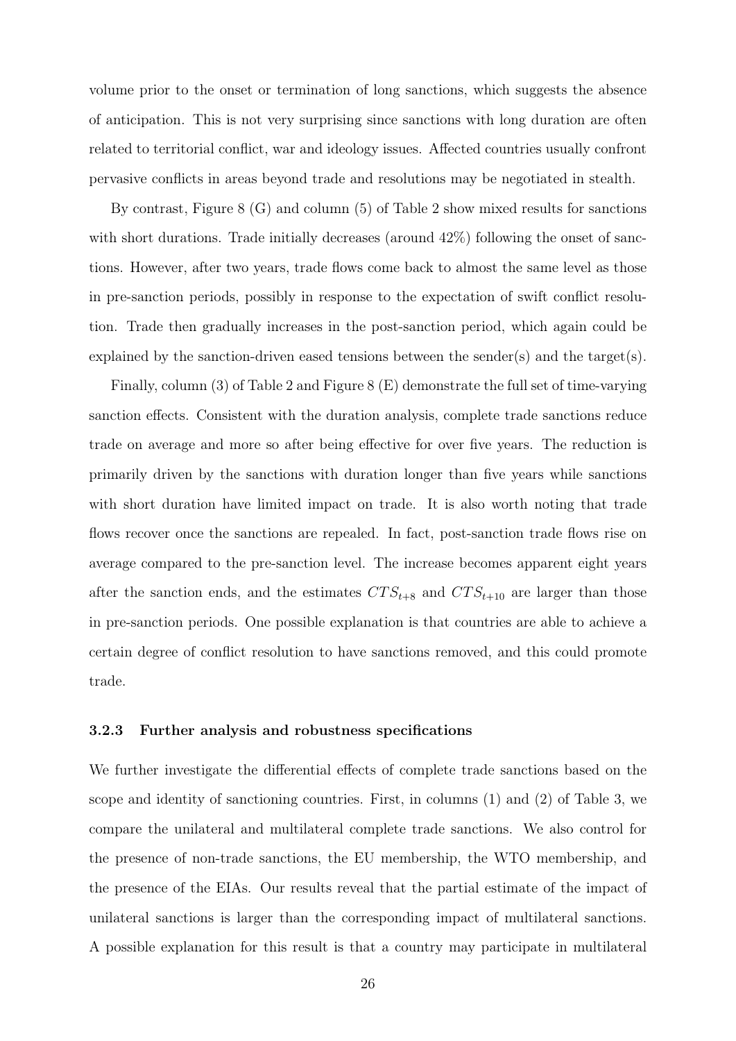volume prior to the onset or termination of long sanctions, which suggests the absence of anticipation. This is not very surprising since sanctions with long duration are often related to territorial conflict, war and ideology issues. Affected countries usually confront pervasive conflicts in areas beyond trade and resolutions may be negotiated in stealth.

By contrast, Figure 8 (G) and column (5) of Table 2 show mixed results for sanctions with short durations. Trade initially decreases (around 42%) following the onset of sanctions. However, after two years, trade flows come back to almost the same level as those in pre-sanction periods, possibly in response to the expectation of swift conflict resolution. Trade then gradually increases in the post-sanction period, which again could be explained by the sanction-driven eased tensions between the sender(s) and the target(s).

Finally, column (3) of Table 2 and Figure 8 (E) demonstrate the full set of time-varying sanction effects. Consistent with the duration analysis, complete trade sanctions reduce trade on average and more so after being effective for over five years. The reduction is primarily driven by the sanctions with duration longer than five years while sanctions with short duration have limited impact on trade. It is also worth noting that trade flows recover once the sanctions are repealed. In fact, post-sanction trade flows rise on average compared to the pre-sanction level. The increase becomes apparent eight years after the sanction ends, and the estimates $CTS_{t+8}$ and $CTS_{t+10}$ are larger than those in pre-sanction periods. One possible explanation is that countries are able to achieve a certain degree of conflict resolution to have sanctions removed, and this could promote trade.

### 3.2.3 Further analysis and robustness specifications

We further investigate the differential effects of complete trade sanctions based on the scope and identity of sanctioning countries. First, in columns (1) and (2) of Table 3, we compare the unilateral and multilateral complete trade sanctions. We also control for the presence of non-trade sanctions, the EU membership, the WTO membership, and the presence of the EIAs. Our results reveal that the partial estimate of the impact of unilateral sanctions is larger than the corresponding impact of multilateral sanctions. A possible explanation for this result is that a country may participate in multilateral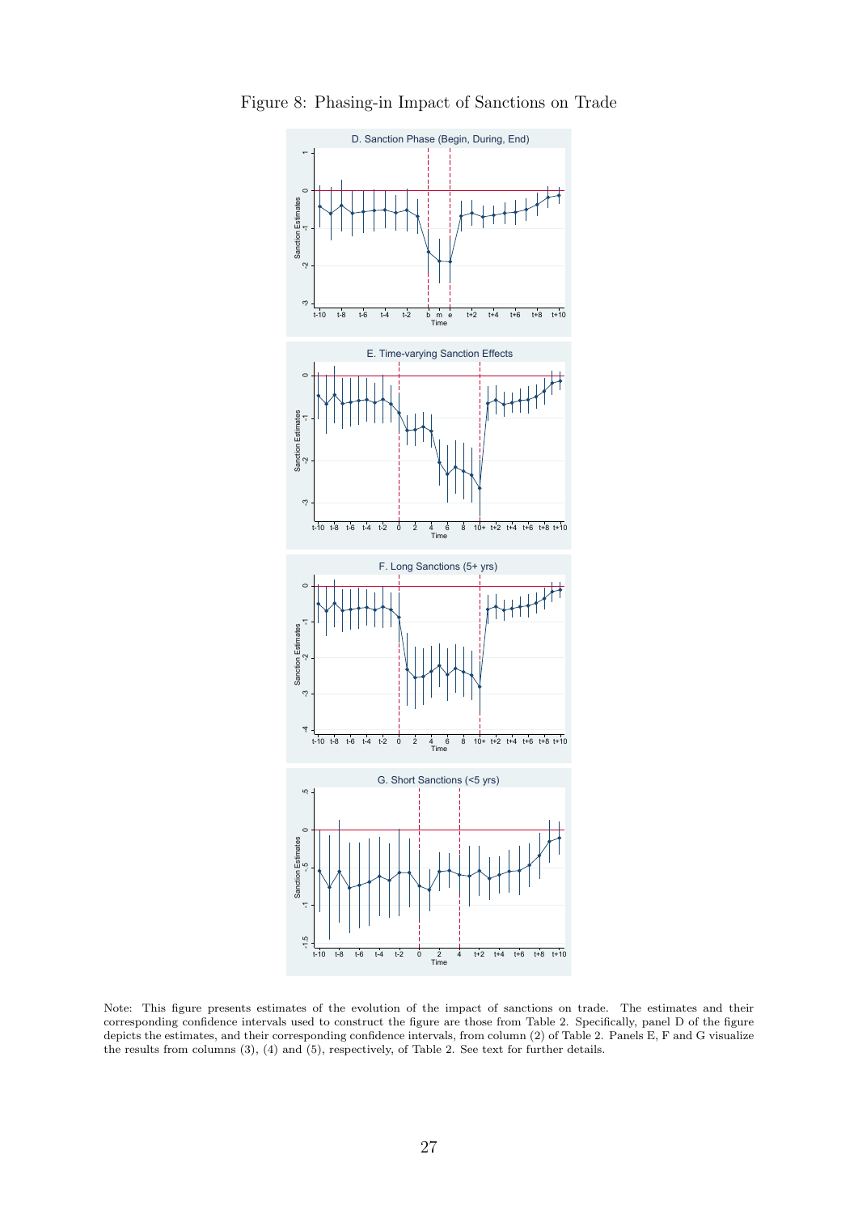Figure 8: Phasing-in Impact of Sanctions on Trade

Note: This figure presents estimates of the evolution of the impact of sanctions on trade. The estimates and their corresponding confidence intervals used to construct the figure are those from Table 2. Specifically, panel D of the figure depicts the estimates, and their corresponding confidence intervals, from column (2) of Table 2. Panels E, F and G visualize the results from columns (3), (4) and (5), respectively, of Table 2. See text for further details.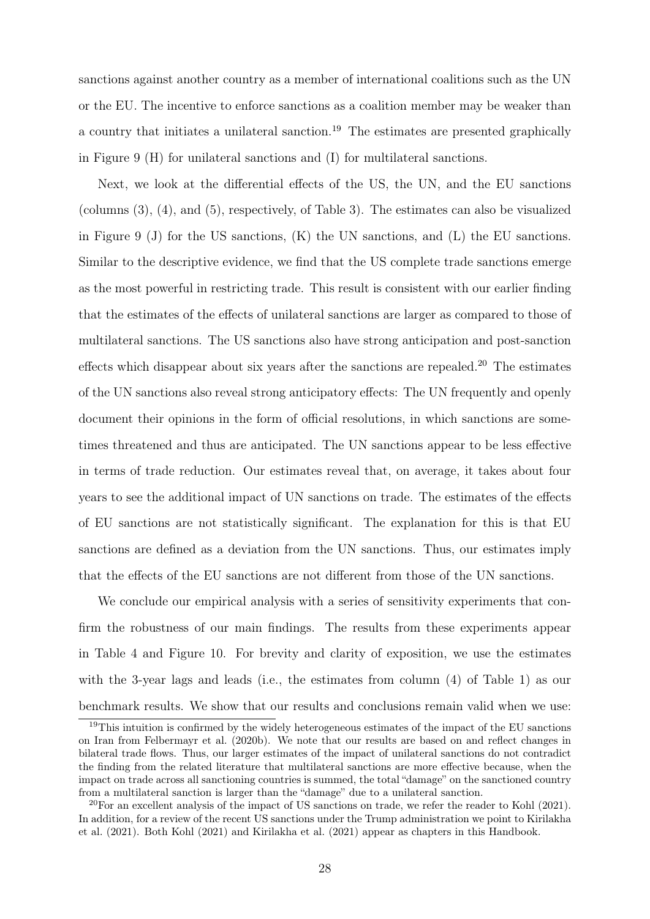sanctions against another country as a member of international coalitions such as the UN or the EU. The incentive to enforce sanctions as a coalition member may be weaker than a country that initiates a unilateral sanction.[19] The estimates are presented graphically in Figure 9 (H) for unilateral sanctions and (I) for multilateral sanctions.

Next, we look at the differential effects of the US, the UN, and the EU sanctions (columns (3), (4), and (5), respectively, of Table 3). The estimates can also be visualized in Figure 9 (J) for the US sanctions, (K) the UN sanctions, and (L) the EU sanctions. Similar to the descriptive evidence, we find that the US complete trade sanctions emerge as the most powerful in restricting trade. This result is consistent with our earlier finding that the estimates of the effects of unilateral sanctions are larger as compared to those of multilateral sanctions. The US sanctions also have strong anticipation and post-sanction effects which disappear about six years after the sanctions are repealed.[20] The estimates of the UN sanctions also reveal strong anticipatory effects: The UN frequently and openly document their opinions in the form of official resolutions, in which sanctions are sometimes threatened and thus are anticipated. The UN sanctions appear to be less effective in terms of trade reduction. Our estimates reveal that, on average, it takes about four years to see the additional impact of UN sanctions on trade. The estimates of the effects of EU sanctions are not statistically significant. The explanation for this is that EU sanctions are defined as a deviation from the UN sanctions. Thus, our estimates imply that the effects of the EU sanctions are not different from those of the UN sanctions.

We conclude our empirical analysis with a series of sensitivity experiments that confirm the robustness of our main findings. The results from these experiments appear in Table 4 and Figure 10. For brevity and clarity of exposition, we use the estimates with the 3-year lags and leads (i.e., the estimates from column (4) of Table 1) as our benchmark results. We show that our results and conclusions remain valid when we use:

[19] This intuition is confirmed by the widely heterogeneous estimates of the impact of the EU sanctions on Iran from Felbermayr et al. (2020b). We note that our results are based on and reflect changes in bilateral trade flows. Thus, our larger estimates of the impact of unilateral sanctions do not contradict the finding from the related literature that multilateral sanctions are more effective because, when the impact on trade across all sanctioning countries is summed, the total "damage" on the sanctioned country from a multilateral sanction is larger than the "damage" due to a unilateral sanction.

[20] For an excellent analysis of the impact of US sanctions on trade, we refer the reader to Kohl (2021). In addition, for a review of the recent US sanctions under the Trump administration we point to Kirilakha et al. (2021). Both Kohl (2021) and Kirilakha et al. (2021) appear as chapters in this Handbook.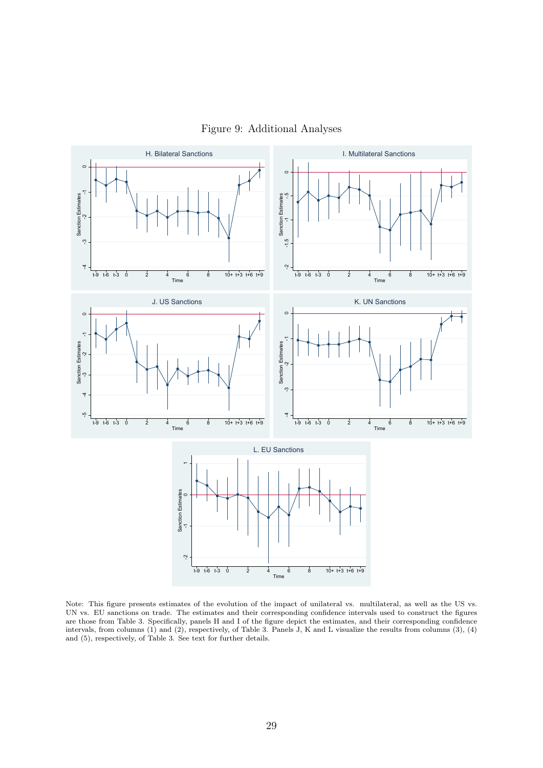Figure 9: Additional Analyses

Note: This figure presents estimates of the evolution of the impact of unilateral vs. multilateral, as well as the US vs. UN vs. EU sanctions on trade. The estimates and their corresponding confidence intervals used to construct the figures are those from Table 3. Specifically, panels H and I of the figure depict the estimates, and their corresponding confidence intervals, from columns (1) and (2), respectively, of Table 3. Panels J, K and L visualize the results from columns (3), (4) and (5), respectively, of Table 3. See text for further details.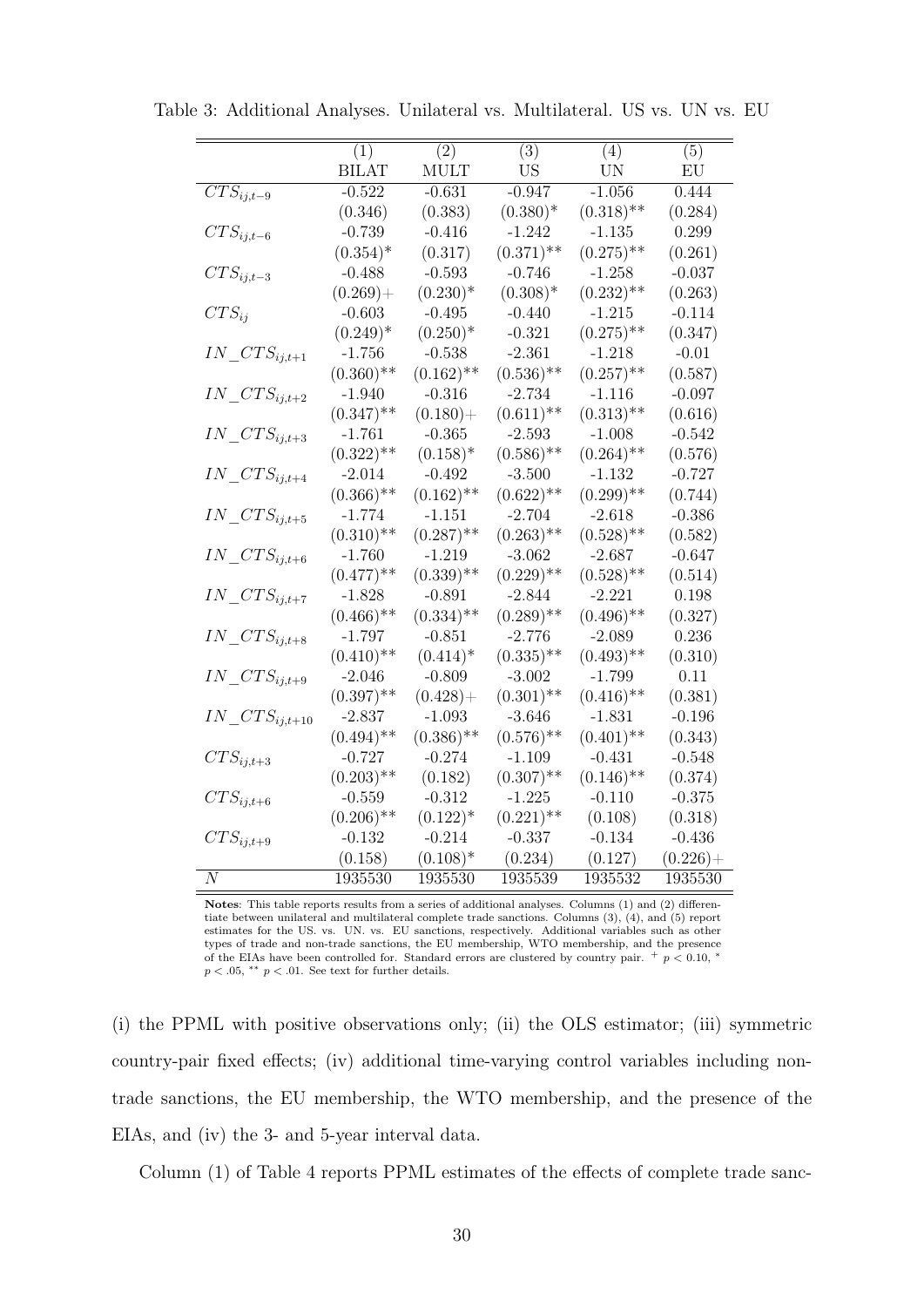Table 3: Additional Analyses. Unilateral vs. Multilateral. US vs. UN vs. EU

| | (1) | (2) | (3) | (4) | (5) |
|---|---|---|---|---|---|
| | BILAT | MULT | US | UN | EU |
| $CTS_{ij,t-9}$ | -0.522 | -0.631 | -0.947 | -1.056 | 0.444 |
| | (0.346) | (0.383) | (0.380)* | (0.318)** | (0.284) |
| $CTS_{ij,t-6}$ | -0.739 | -0.416 | -1.242 | -1.135 | 0.299 |
| | (0.354)* | (0.317) | (0.371)** | (0.275)** | (0.261) |
| $CTS_{ij,t-3}$ | -0.488 | -0.593 | -0.746 | -1.258 | -0.037 |
| | (0.269)+ | (0.230)* | (0.308)* | (0.232)** | (0.263) |
| $CTS_{ij}$ | -0.603 | -0.495 | -0.440 | -1.215 | -0.114 |
| | (0.249)* | (0.250)* | -0.321 | (0.275)** | (0.347) |
| $IN\_CTS_{ij,t+1}$ | -1.756 | -0.538 | -2.361 | -1.218 | -0.01 |
| | (0.360)** | (0.162)** | (0.536)** | (0.257)** | (0.587) |
| $IN\_CTS_{ij,t+2}$ | -1.940 | -0.316 | -2.734 | -1.116 | -0.097 |
| | (0.347)** | (0.180)+ | (0.611)** | (0.313)** | (0.616) |
| $IN\_CTS_{ij,t+3}$ | -1.761 | -0.365 | -2.593 | -1.008 | -0.542 |
| | (0.322)** | (0.158)* | (0.586)** | (0.264)** | (0.576) |
| $IN\_CTS_{ij,t+4}$ | -2.014 | -0.492 | -3.500 | -1.132 | -0.727 |
| | (0.366)** | (0.162)** | (0.622)** | (0.299)** | (0.744) |
| $IN\_CTS_{ij,t+5}$ | -1.774 | -1.151 | -2.704 | -2.618 | -0.386 |
| | (0.310)** | (0.287)** | (0.263)** | (0.528)** | (0.582) |
| $IN\_CTS_{ij,t+6}$ | -1.760 | -1.219 | -3.062 | -2.687 | -0.647 |
| | (0.477)** | (0.339)** | (0.229)** | (0.528)** | (0.514) |
| $IN\_CTS_{ij,t+7}$ | -1.828 | -0.891 | -2.844 | -2.221 | 0.198 |
| | (0.466)** | (0.334)** | (0.289)** | (0.496)** | (0.327) |
| $IN\_CTS_{ij,t+8}$ | -1.797 | -0.851 | -2.776 | -2.089 | 0.236 |
| | (0.410)** | (0.414)* | (0.335)** | (0.493)** | (0.310) |
| $IN\_CTS_{ij,t+9}$ | -2.046 | -0.809 | -3.002 | -1.799 | 0.11 |
| | (0.397)** | (0.428)+ | (0.301)** | (0.416)** | (0.381) |
| $IN\_CTS_{ij,t+10}$ | -2.837 | -1.093 | -3.646 | -1.831 | -0.196 |
| | (0.494)** | (0.386)** | (0.576)** | (0.401)** | (0.343) |
| $CTS_{ij,t+3}$ | -0.727 | -0.274 | -1.109 | -0.431 | -0.548 |
| | (0.203)** | (0.182) | (0.307)** | (0.146)** | (0.374) |
| $CTS_{ij,t+6}$ | -0.559 | -0.312 | -1.225 | -0.110 | -0.375 |
| | (0.206)** | (0.122)* | (0.221)** | (0.108) | (0.318) |
| $CTS_{ij,t+9}$ | -0.132 | -0.214 | -0.337 | -0.134 | -0.436 |
| | (0.158) | (0.108)* | (0.234) | (0.127) | (0.226)+ |
| $N$ | 1935530 | 1935530 | 1935539 | 1935532 | 1935530 |

**Notes**: This table reports results from a series of additional analyses. Columns (1) and (2) differentiate between unilateral and multilateral complete trade sanctions. Columns (3), (4), and (5) report estimates for the US. vs. UN. vs. EU sanctions, respectively. Additional variables such as other types of trade and non-trade sanctions, the EU membership, WTO membership, and the presence of the EIAs have been controlled for. Standard errors are clustered by country pair. + $p < 0.10$, * $p < .05$, ** $p < .01$. See text for further details.

(i) the PPML with positive observations only; (ii) the OLS estimator; (iii) symmetric country-pair fixed effects; (iv) additional time-varying control variables including non-trade sanctions, the EU membership, the WTO membership, and the presence of the EIAs, and (iv) the 3- and 5-year interval data.

Column (1) of Table 4 reports PPML estimates of the effects of complete trade sanc-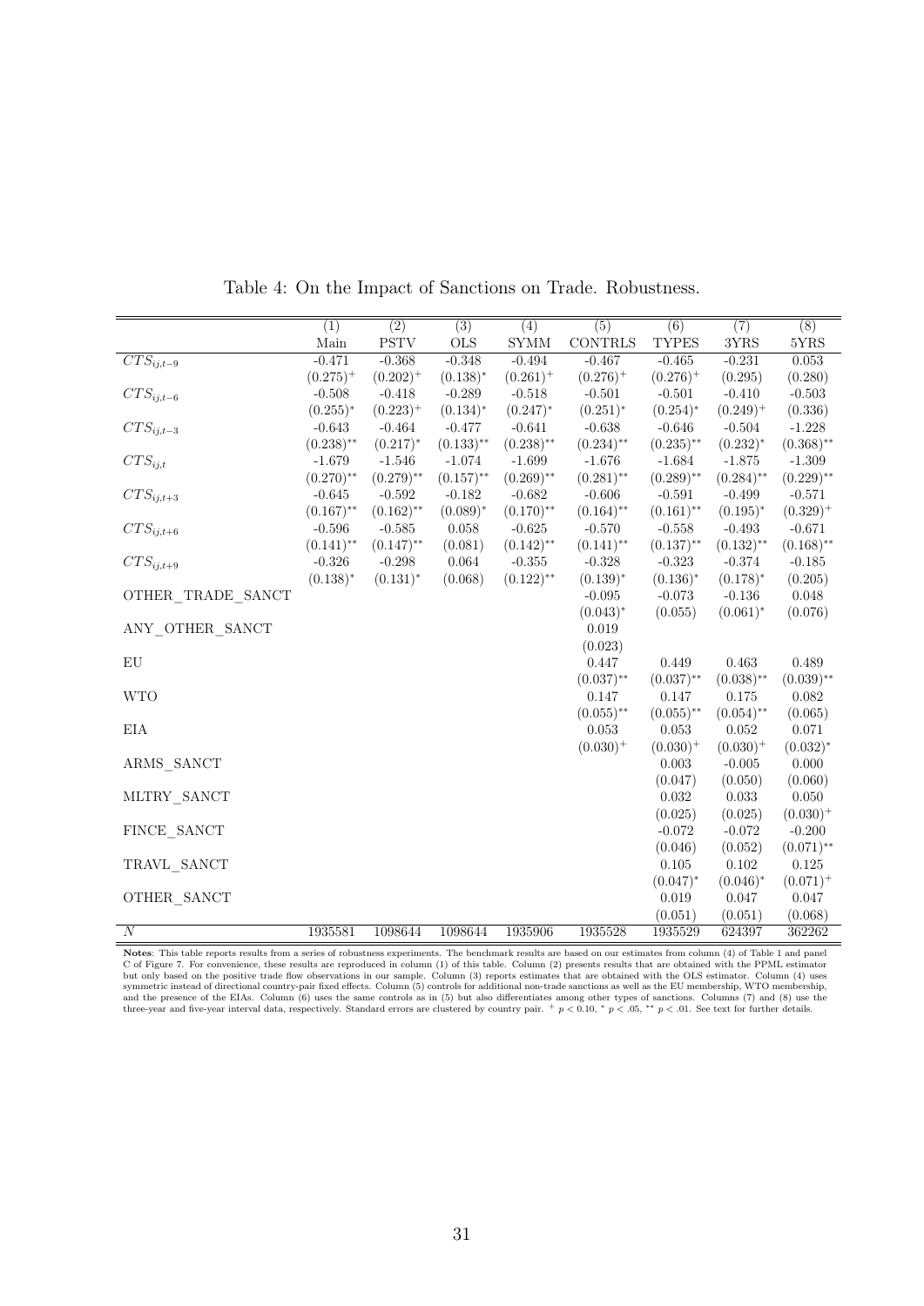Table 4: On the Impact of Sanctions on Trade. Robustness.

| | (1) | (2) | (3) | (4) | (5) | (6) | (7) | (8) |
|---|---|---|---|---|---|---|---|---|
| | Main | PSTV | OLS | SYMM | CONTRLS | TYPES | 3YRS | 5YRS |
| $CTS_{ij,t-9}$ | -0.471 | -0.368 | -0.348 | -0.494 | -0.467 | -0.465 | -0.231 | 0.053 |
| | $(0.275)^{+}$ | $(0.202)^{+}$ | $(0.138)^{*}$ | $(0.261)^{+}$ | $(0.276)^{+}$ | $(0.276)^{+}$ | (0.295) | (0.280) |
| $CTS_{ij,t-6}$ | -0.508 | -0.418 | -0.289 | -0.518 | -0.501 | -0.501 | -0.410 | -0.503 |
| | $(0.255)^{*}$ | $(0.223)^{+}$ | $(0.134)^{*}$ | $(0.247)^{*}$ | $(0.251)^{*}$ | $(0.254)^{*}$ | $(0.249)^{+}$ | (0.336) |
| $CTS_{ij,t-3}$ | -0.643 | -0.464 | -0.477 | -0.641 | -0.638 | -0.646 | -0.504 | -1.228 |
| | $(0.238)^{**}$ | $(0.217)^{*}$ | $(0.133)^{**}$ | $(0.238)^{**}$ | $(0.234)^{**}$ | $(0.235)^{**}$ | $(0.232)^{*}$ | $(0.368)^{**}$ |
| $CTS_{ij,t}$ | -1.679 | -1.546 | -1.074 | -1.699 | -1.676 | -1.684 | -1.875 | -1.309 |
| | $(0.270)^{**}$ | $(0.279)^{**}$ | $(0.157)^{**}$ | $(0.269)^{**}$ | $(0.281)^{**}$ | $(0.289)^{**}$ | $(0.284)^{**}$ | $(0.229)^{**}$ |
| $CTS_{ij,t+3}$ | -0.645 | -0.592 | -0.182 | -0.682 | -0.606 | -0.591 | -0.499 | -0.571 |
| | $(0.167)^{**}$ | $(0.162)^{**}$ | $(0.089)^{*}$ | $(0.170)^{**}$ | $(0.164)^{**}$ | $(0.161)^{**}$ | $(0.195)^{*}$ | $(0.329)^{+}$ |
| $CTS_{ij,t+6}$ | -0.596 | -0.585 | 0.058 | -0.625 | -0.570 | -0.558 | -0.493 | -0.671 |
| | $(0.141)^{**}$ | $(0.147)^{**}$ | (0.081) | $(0.142)^{**}$ | $(0.141)^{**}$ | $(0.137)^{**}$ | $(0.132)^{**}$ | $(0.168)^{**}$ |
| $CTS_{ij,t+9}$ | -0.326 | -0.298 | 0.064 | -0.355 | -0.328 | -0.323 | -0.374 | -0.185 |
| | $(0.138)^{*}$ | $(0.131)^{*}$ | (0.068) | $(0.122)^{**}$ | $(0.139)^{*}$ | $(0.136)^{*}$ | $(0.178)^{*}$ | (0.205) |
| OTHER_TRADE_SANCT | | | | | -0.095 | -0.073 | -0.136 | 0.048 |
| | | | | | $(0.043)^{*}$ | (0.055) | $(0.061)^{*}$ | (0.076) |
| ANY_OTHER_SANCT | | | | | 0.019 | | | |
| | | | | | (0.023) | | | |
| EU | | | | | 0.447 | 0.449 | 0.463 | 0.489 |
| | | | | | $(0.037)^{**}$ | $(0.037)^{**}$ | $(0.038)^{**}$ | $(0.039)^{**}$ |
| WTO | | | | | 0.147 | 0.147 | 0.175 | 0.082 |
| | | | | | $(0.055)^{**}$ | $(0.055)^{**}$ | $(0.054)^{**}$ | (0.065) |
| EIA | | | | | 0.053 | 0.053 | 0.052 | 0.071 |
| | | | | | $(0.030)^{+}$ | $(0.030)^{+}$ | $(0.030)^{+}$ | $(0.032)^{*}$ |
| ARMS_SANCT | | | | | | 0.003 | -0.005 | 0.000 |
| | | | | | | (0.047) | (0.050) | (0.060) |
| MLTRY_SANCT | | | | | | 0.032 | 0.033 | 0.050 |
| | | | | | | (0.025) | (0.025) | $(0.030)^{+}$ |
| FINCE_SANCT | | | | | | -0.072 | -0.072 | -0.200 |
| | | | | | | (0.046) | (0.052) | $(0.071)^{**}$ |
| TRAVL_SANCT | | | | | | 0.105 | 0.102 | 0.125 |
| | | | | | | $(0.047)^{*}$ | $(0.046)^{*}$ | $(0.071)^{+}$ |
| OTHER_SANCT | | | | | | 0.019 | 0.047 | 0.047 |
| | | | | | | (0.051) | (0.051) | (0.068) |
| $N$ | 1935581 | 1098644 | 1098644 | 1935906 | 1935528 | 1935529 | 624397 | 362262 |

**Notes**: This table reports results from a series of robustness experiments. The benchmark results are based on our estimates from column (4) of Table 1 and panel C of Figure 7. For convenience, these results are reproduced in column (1) of this table. Column (2) presents results that are obtained with the PPML estimator but only based on the positive trade flow observations in our sample. Column (3) reports estimates that are obtained with the OLS estimator. Column (4) uses symmetric instead of directional country-pair fixed effects. Column (5) controls for additional non-trade sanctions as well as the EU membership, WTO membership, and the presence of the EIAs. Column (6) uses the same controls as in (5) but also differentiates among other types of sanctions. Columns (7) and (8) use the three-year and five-year interval data, respectively. Standard errors are clustered by country pair. $^{+}$ $p < 0.10$, $^{*}$ $p < .05$, $^{**}$ $p < .01$. See text for further details.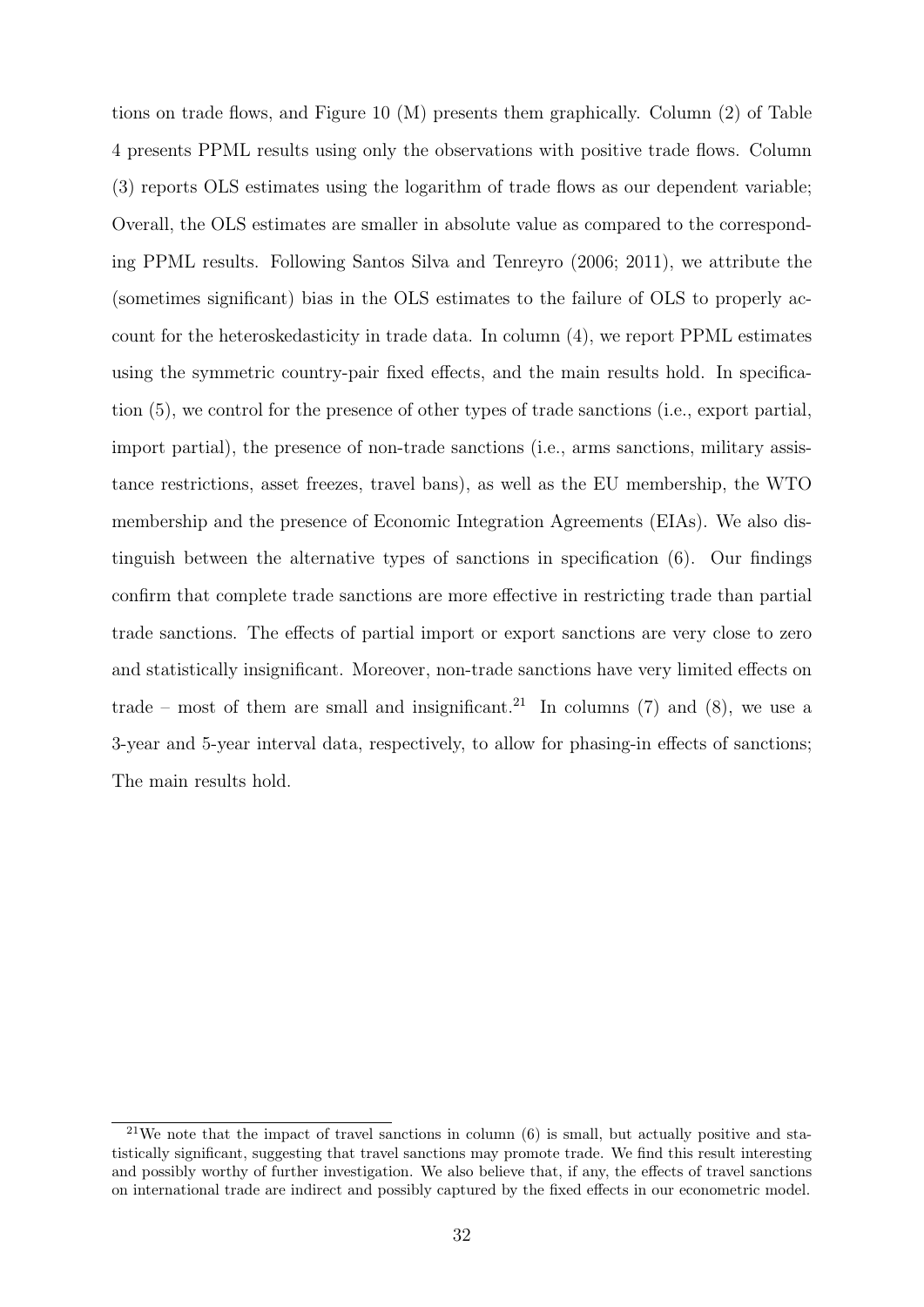tions on trade flows, and Figure 10 (M) presents them graphically. Column (2) of Table 4 presents PPML results using only the observations with positive trade flows. Column (3) reports OLS estimates using the logarithm of trade flows as our dependent variable; Overall, the OLS estimates are smaller in absolute value as compared to the corresponding PPML results. Following Santos Silva and Tenreyro (2006; 2011), we attribute the (sometimes significant) bias in the OLS estimates to the failure of OLS to properly account for the heteroskedasticity in trade data. In column (4), we report PPML estimates using the symmetric country-pair fixed effects, and the main results hold. In specification (5), we control for the presence of other types of trade sanctions (i.e., export partial, import partial), the presence of non-trade sanctions (i.e., arms sanctions, military assistance restrictions, asset freezes, travel bans), as well as the EU membership, the WTO membership and the presence of Economic Integration Agreements (EIAs). We also distinguish between the alternative types of sanctions in specification (6). Our findings confirm that complete trade sanctions are more effective in restricting trade than partial trade sanctions. The effects of partial import or export sanctions are very close to zero and statistically insignificant. Moreover, non-trade sanctions have very limited effects on trade – most of them are small and insignificant.[21] In columns (7) and (8), we use a 3-year and 5-year interval data, respectively, to allow for phasing-in effects of sanctions; The main results hold.

[21]We note that the impact of travel sanctions in column (6) is small, but actually positive and statistically significant, suggesting that travel sanctions may promote trade. We find this result interesting and possibly worthy of further investigation. We also believe that, if any, the effects of travel sanctions on international trade are indirect and possibly captured by the fixed effects in our econometric model.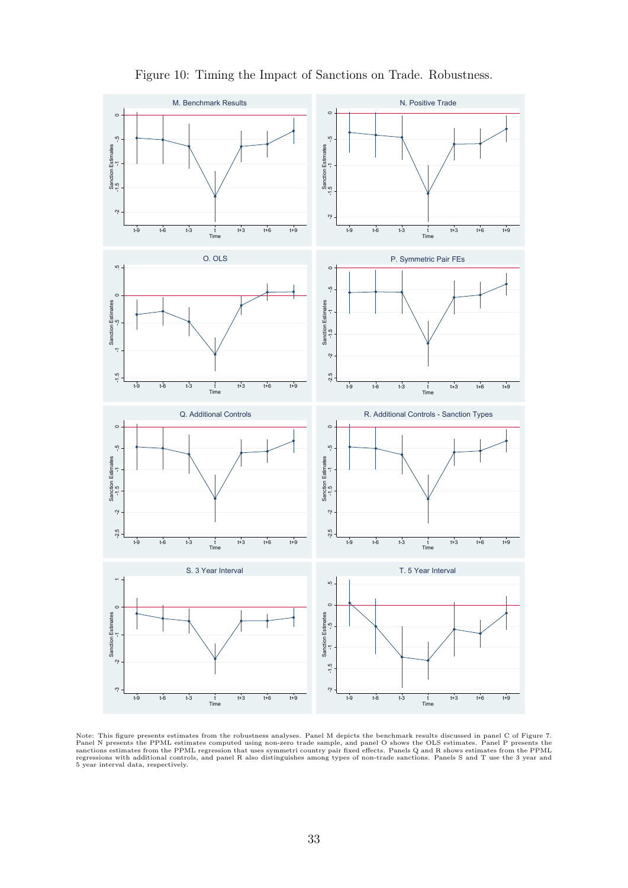Figure 10: Timing the Impact of Sanctions on Trade. Robustness.

Note: This figure presents estimates from the robustness analyses. Panel M depicts the benchmark results discussed in panel C of Figure 7. Panel N presents the PPML estimates computed using non-zero trade sample, and panel O shows the OLS estimates. Panel P presents the sanctions estimates from the PPML regression that uses symmetri country pair fixed effects. Panels Q and R shows estimates from the PPML regressions with additional controls, and panel R also distinguishes among types of non-trade sanctions. Panels S and T use the 3 year and 5 year interval data, respectively.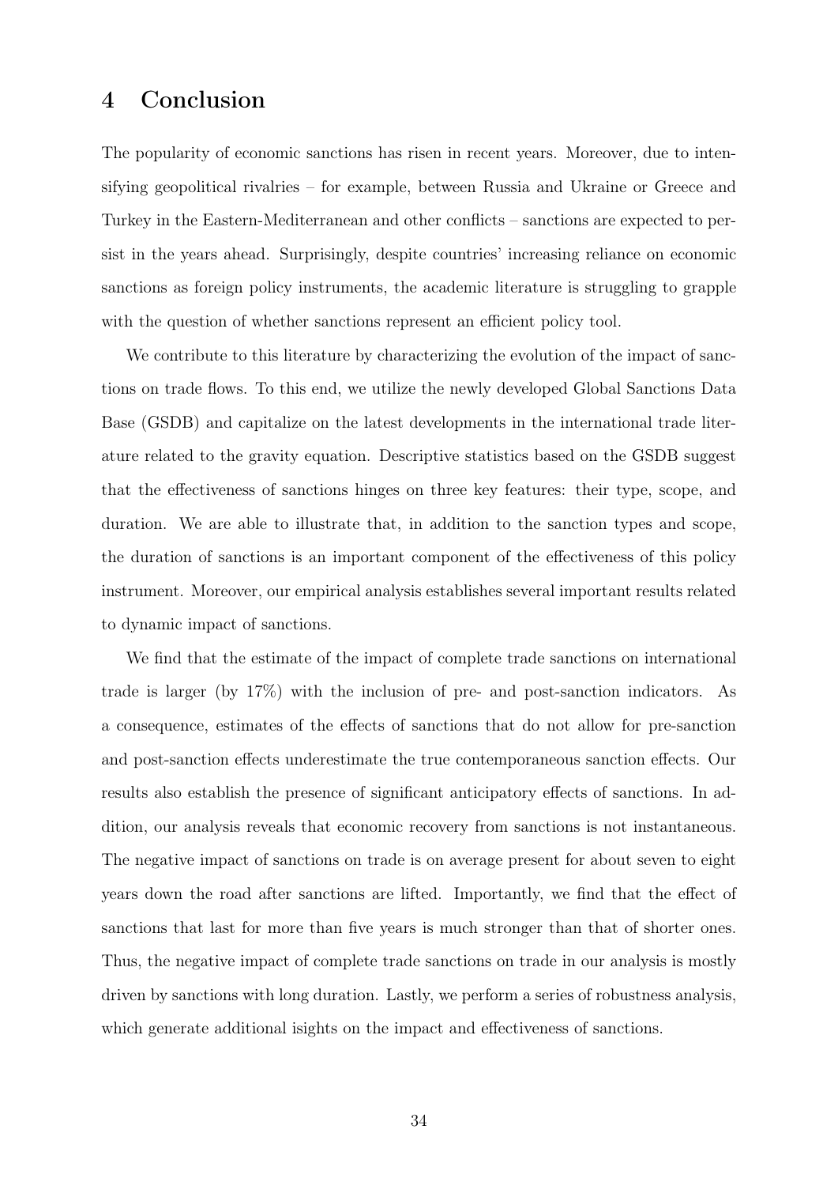# 4 Conclusion

The popularity of economic sanctions has risen in recent years. Moreover, due to intensifying geopolitical rivalries – for example, between Russia and Ukraine or Greece and Turkey in the Eastern-Mediterranean and other conflicts – sanctions are expected to persist in the years ahead. Surprisingly, despite countries' increasing reliance on economic sanctions as foreign policy instruments, the academic literature is struggling to grapple with the question of whether sanctions represent an efficient policy tool.

We contribute to this literature by characterizing the evolution of the impact of sanctions on trade flows. To this end, we utilize the newly developed Global Sanctions Data Base (GSDB) and capitalize on the latest developments in the international trade literature related to the gravity equation. Descriptive statistics based on the GSDB suggest that the effectiveness of sanctions hinges on three key features: their type, scope, and duration. We are able to illustrate that, in addition to the sanction types and scope, the duration of sanctions is an important component of the effectiveness of this policy instrument. Moreover, our empirical analysis establishes several important results related to dynamic impact of sanctions.

We find that the estimate of the impact of complete trade sanctions on international trade is larger (by 17%) with the inclusion of pre- and post-sanction indicators. As a consequence, estimates of the effects of sanctions that do not allow for pre-sanction and post-sanction effects underestimate the true contemporaneous sanction effects. Our results also establish the presence of significant anticipatory effects of sanctions. In addition, our analysis reveals that economic recovery from sanctions is not instantaneous. The negative impact of sanctions on trade is on average present for about seven to eight years down the road after sanctions are lifted. Importantly, we find that the effect of sanctions that last for more than five years is much stronger than that of shorter ones. Thus, the negative impact of complete trade sanctions on trade in our analysis is mostly driven by sanctions with long duration. Lastly, we perform a series of robustness analysis, which generate additional isights on the impact and effectiveness of sanctions.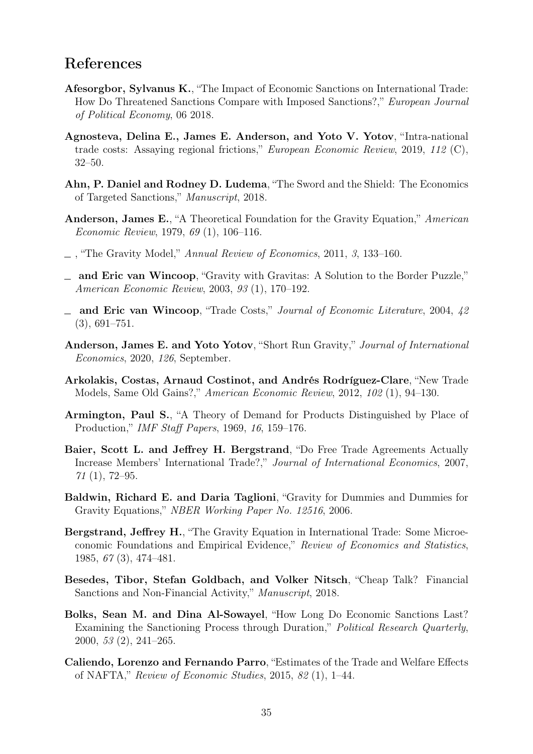## References

**Afesorgbor, Sylvanus K.**, "The Impact of Economic Sanctions on International Trade: How Do Threatened Sanctions Compare with Imposed Sanctions?," *European Journal of Political Economy*, 06 2018.

**Agnosteva, Delina E., James E. Anderson, and Yoto V. Yotov**, "Intra-national trade costs: Assaying regional frictions," *European Economic Review*, 2019, *112* (C), 32–50.

**Ahn, P. Daniel and Rodney D. Ludema**, "The Sword and the Shield: The Economics of Targeted Sanctions," *Manuscript*, 2018.

**Anderson, James E.**, "A Theoretical Foundation for the Gravity Equation," *American Economic Review*, 1979, *69* (1), 106–116.

\_ , "The Gravity Model," *Annual Review of Economics*, 2011, *3*, 133–160.

\_ **and Eric van Wincoop**, "Gravity with Gravitas: A Solution to the Border Puzzle," *American Economic Review*, 2003, *93* (1), 170–192.

\_ **and Eric van Wincoop**, "Trade Costs," *Journal of Economic Literature*, 2004, *42* (3), 691–751.

**Anderson, James E. and Yoto Yotov**, "Short Run Gravity," *Journal of International Economics*, 2020, *126*, September.

**Arkolakis, Costas, Arnaud Costinot, and Andrés Rodríguez-Clare**, "New Trade Models, Same Old Gains?," *American Economic Review*, 2012, *102* (1), 94–130.

**Armington, Paul S.**, "A Theory of Demand for Products Distinguished by Place of Production," *IMF Staff Papers*, 1969, *16*, 159–176.

**Baier, Scott L. and Jeffrey H. Bergstrand**, "Do Free Trade Agreements Actually Increase Members' International Trade?," *Journal of International Economics*, 2007, *71* (1), 72–95.

**Baldwin, Richard E. and Daria Taglioni**, "Gravity for Dummies and Dummies for Gravity Equations," *NBER Working Paper No. 12516*, 2006.

**Bergstrand, Jeffrey H.**, "The Gravity Equation in International Trade: Some Microeconomic Foundations and Empirical Evidence," *Review of Economics and Statistics*, 1985, *67* (3), 474–481.

**Besedes, Tibor, Stefan Goldbach, and Volker Nitsch**, "Cheap Talk? Financial Sanctions and Non-Financial Activity," *Manuscript*, 2018.

**Bolks, Sean M. and Dina Al-Sowayel**, "How Long Do Economic Sanctions Last? Examining the Sanctioning Process through Duration," *Political Research Quarterly*, 2000, *53* (2), 241–265.

**Caliendo, Lorenzo and Fernando Parro**, "Estimates of the Trade and Welfare Effects of NAFTA," *Review of Economic Studies*, 2015, *82* (1), 1–44.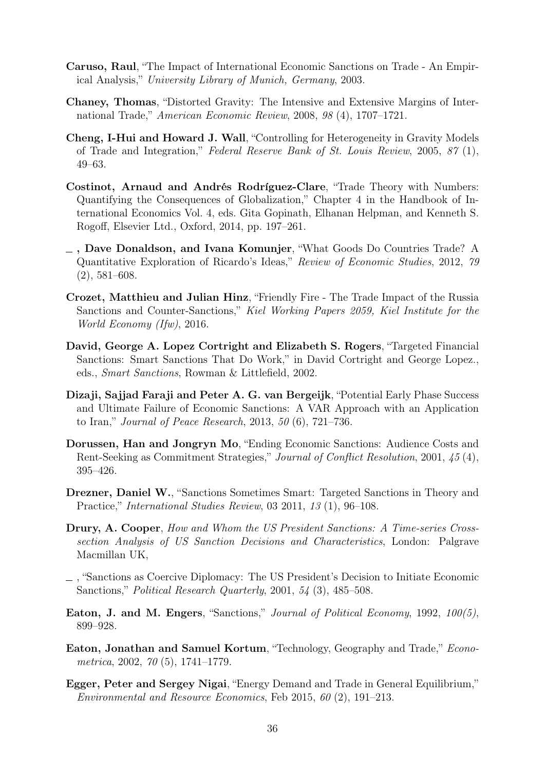**Caruso, Raul**, "The Impact of International Economic Sanctions on Trade - An Empirical Analysis," *University Library of Munich, Germany*, 2003.

**Chaney, Thomas**, "Distorted Gravity: The Intensive and Extensive Margins of International Trade," *American Economic Review*, 2008, *98* (4), 1707–1721.

**Cheng, I-Hui and Howard J. Wall**, "Controlling for Heterogeneity in Gravity Models of Trade and Integration," *Federal Reserve Bank of St. Louis Review*, 2005, *87* (1), 49–63.

**Costinot, Arnaud and Andrés Rodríguez-Clare**, "Trade Theory with Numbers: Quantifying the Consequences of Globalization," Chapter 4 in the Handbook of International Economics Vol. 4, eds. Gita Gopinath, Elhanan Helpman, and Kenneth S. Rogoff, Elsevier Ltd., Oxford, 2014, pp. 197–261.

**_ , Dave Donaldson, and Ivana Komunjer**, "What Goods Do Countries Trade? A Quantitative Exploration of Ricardo's Ideas," *Review of Economic Studies*, 2012, *79* (2), 581–608.

**Crozet, Matthieu and Julian Hinz**, "Friendly Fire - The Trade Impact of the Russia Sanctions and Counter-Sanctions," *Kiel Working Papers 2059, Kiel Institute for the World Economy (Ifw)*, 2016.

**David, George A. Lopez Cortright and Elizabeth S. Rogers**, "Targeted Financial Sanctions: Smart Sanctions That Do Work," in David Cortright and George Lopez., eds., *Smart Sanctions*, Rowman & Littlefield, 2002.

**Dizaji, Sajjad Faraji and Peter A. G. van Bergeijk**, "Potential Early Phase Success and Ultimate Failure of Economic Sanctions: A VAR Approach with an Application to Iran," *Journal of Peace Research*, 2013, *50* (6), 721–736.

**Dorussen, Han and Jongryn Mo**, "Ending Economic Sanctions: Audience Costs and Rent-Seeking as Commitment Strategies," *Journal of Conflict Resolution*, 2001, *45* (4), 395–426.

**Drezner, Daniel W.**, "Sanctions Sometimes Smart: Targeted Sanctions in Theory and Practice," *International Studies Review*, 03 2011, *13* (1), 96–108.

**Drury, A. Cooper**, *How and Whom the US President Sanctions: A Time-series Cross-section Analysis of US Sanction Decisions and Characteristics*, London: Palgrave Macmillan UK,

_ , "Sanctions as Coercive Diplomacy: The US President's Decision to Initiate Economic Sanctions," *Political Research Quarterly*, 2001, *54* (3), 485–508.

**Eaton, J. and M. Engers**, "Sanctions," *Journal of Political Economy*, 1992, *100(5)*, 899–928.

**Eaton, Jonathan and Samuel Kortum**, "Technology, Geography and Trade," *Econometrica*, 2002, *70* (5), 1741–1779.

**Egger, Peter and Sergey Nigai**, "Energy Demand and Trade in General Equilibrium," *Environmental and Resource Economics*, Feb 2015, *60* (2), 191–213.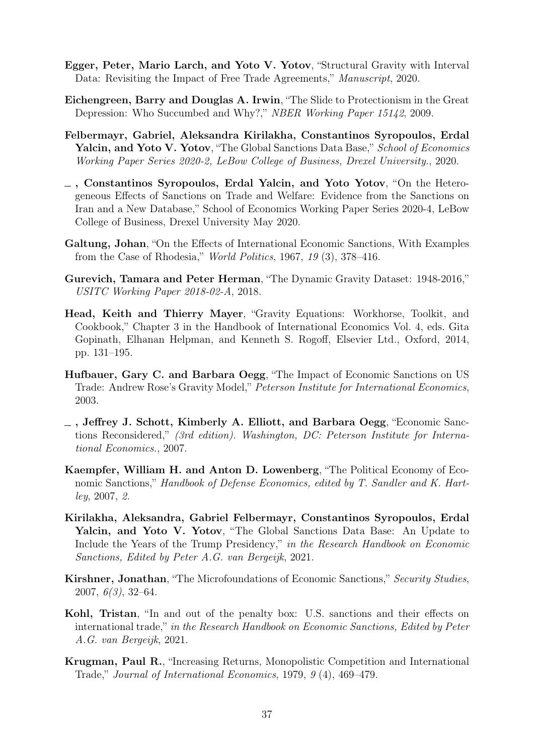**Egger, Peter, Mario Larch, and Yoto V. Yotov**, "Structural Gravity with Interval Data: Revisiting the Impact of Free Trade Agreements," *Manuscript*, 2020.

**Eichengreen, Barry and Douglas A. Irwin**, "The Slide to Protectionism in the Great Depression: Who Succumbed and Why?," *NBER Working Paper 15142*, 2009.

**Felbermayr, Gabriel, Aleksandra Kirilakha, Constantinos Syropoulos, Erdal Yalcin, and Yoto V. Yotov**, "The Global Sanctions Data Base," *School of Economics Working Paper Series 2020-2, LeBow College of Business, Drexel University.*, 2020.

**\_, Constantinos Syropoulos, Erdal Yalcin, and Yoto Yotov**, "On the Heterogeneous Effects of Sanctions on Trade and Welfare: Evidence from the Sanctions on Iran and a New Database," School of Economics Working Paper Series 2020-4, LeBow College of Business, Drexel University May 2020.

**Galtung, Johan**, "On the Effects of International Economic Sanctions, With Examples from the Case of Rhodesia," *World Politics*, 1967, *19* (3), 378–416.

**Gurevich, Tamara and Peter Herman**, "The Dynamic Gravity Dataset: 1948-2016," *USITC Working Paper 2018-02-A*, 2018.

**Head, Keith and Thierry Mayer**, "Gravity Equations: Workhorse, Toolkit, and Cookbook," Chapter 3 in the Handbook of International Economics Vol. 4, eds. Gita Gopinath, Elhanan Helpman, and Kenneth S. Rogoff, Elsevier Ltd., Oxford, 2014, pp. 131–195.

**Hufbauer, Gary C. and Barbara Oegg**, "The Impact of Economic Sanctions on US Trade: Andrew Rose's Gravity Model," *Peterson Institute for International Economics*, 2003.

**\_, Jeffrey J. Schott, Kimberly A. Elliott, and Barbara Oegg**, "Economic Sanctions Reconsidered," *(3rd edition). Washington, DC: Peterson Institute for International Economics.*, 2007.

**Kaempfer, William H. and Anton D. Lowenberg**, "The Political Economy of Economic Sanctions," *Handbook of Defense Economics, edited by T. Sandler and K. Hartley*, 2007, *2.*

**Kirilakha, Aleksandra, Gabriel Felbermayr, Constantinos Syropoulos, Erdal Yalcin, and Yoto V. Yotov**, "The Global Sanctions Data Base: An Update to Include the Years of the Trump Presidency," *in the Research Handbook on Economic Sanctions, Edited by Peter A.G. van Bergeijk*, 2021.

**Kirshner, Jonathan**, "The Microfoundations of Economic Sanctions," *Security Studies*, 2007, *6(3)*, 32–64.

**Kohl, Tristan**, "In and out of the penalty box: U.S. sanctions and their effects on international trade," *in the Research Handbook on Economic Sanctions, Edited by Peter A.G. van Bergeijk*, 2021.

**Krugman, Paul R.**, "Increasing Returns, Monopolistic Competition and International Trade," *Journal of International Economics*, 1979, *9* (4), 469–479.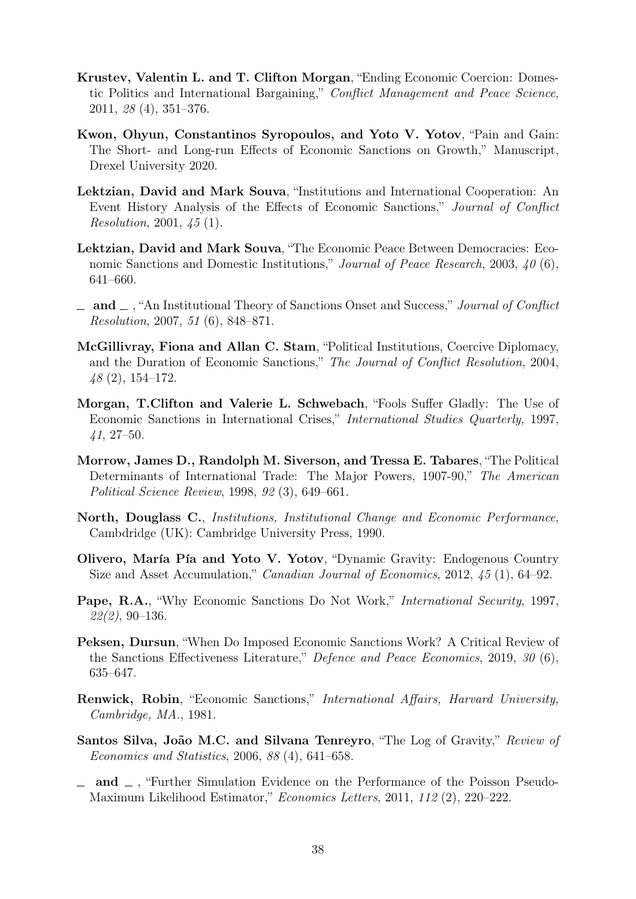**Krustev, Valentin L. and T. Clifton Morgan**, "Ending Economic Coercion: Domestic Politics and International Bargaining," *Conflict Management and Peace Science*, 2011, *28* (4), 351–376.

**Kwon, Ohyun, Constantinos Syropoulos, and Yoto V. Yotov**, "Pain and Gain: The Short- and Long-run Effects of Economic Sanctions on Growth," Manuscript, Drexel University 2020.

**Lektzian, David and Mark Souva**, "Institutions and International Cooperation: An Event History Analysis of the Effects of Economic Sanctions," *Journal of Conflict Resolution*, 2001, *45* (1).

**Lektzian, David and Mark Souva**, "The Economic Peace Between Democracies: Economic Sanctions and Domestic Institutions," *Journal of Peace Research*, 2003, *40* (6), 641–660.

**_ and _** , "An Institutional Theory of Sanctions Onset and Success," *Journal of Conflict Resolution*, 2007, *51* (6), 848–871.

**McGillivray, Fiona and Allan C. Stam**, "Political Institutions, Coercive Diplomacy, and the Duration of Economic Sanctions," *The Journal of Conflict Resolution*, 2004, *48* (2), 154–172.

**Morgan, T.Clifton and Valerie L. Schwebach**, "Fools Suffer Gladly: The Use of Economic Sanctions in International Crises," *International Studies Quarterly*, 1997, *41*, 27–50.

**Morrow, James D., Randolph M. Siverson, and Tressa E. Tabares**, "The Political Determinants of International Trade: The Major Powers, 1907-90," *The American Political Science Review*, 1998, *92* (3), 649–661.

**North, Douglass C.**, *Institutions, Institutional Change and Economic Performance*, Cambdridge (UK): Cambridge University Press, 1990.

**Olivero, María Pía and Yoto V. Yotov**, "Dynamic Gravity: Endogenous Country Size and Asset Accumulation," *Canadian Journal of Economics*, 2012, *45* (1), 64–92.

**Pape, R.A.**, "Why Economic Sanctions Do Not Work," *International Security*, 1997, *22(2)*, 90–136.

**Peksen, Dursun**, "When Do Imposed Economic Sanctions Work? A Critical Review of the Sanctions Effectiveness Literature," *Defence and Peace Economics*, 2019, *30* (6), 635–647.

**Renwick, Robin**, "Economic Sanctions," *International Affairs, Harvard University, Cambridge, MA.*, 1981.

**Santos Silva, João M.C. and Silvana Tenreyro**, "The Log of Gravity," *Review of Economics and Statistics*, 2006, *88* (4), 641–658.

**_ and _** , "Further Simulation Evidence on the Performance of the Poisson Pseudo-Maximum Likelihood Estimator," *Economics Letters*, 2011, *112* (2), 220–222.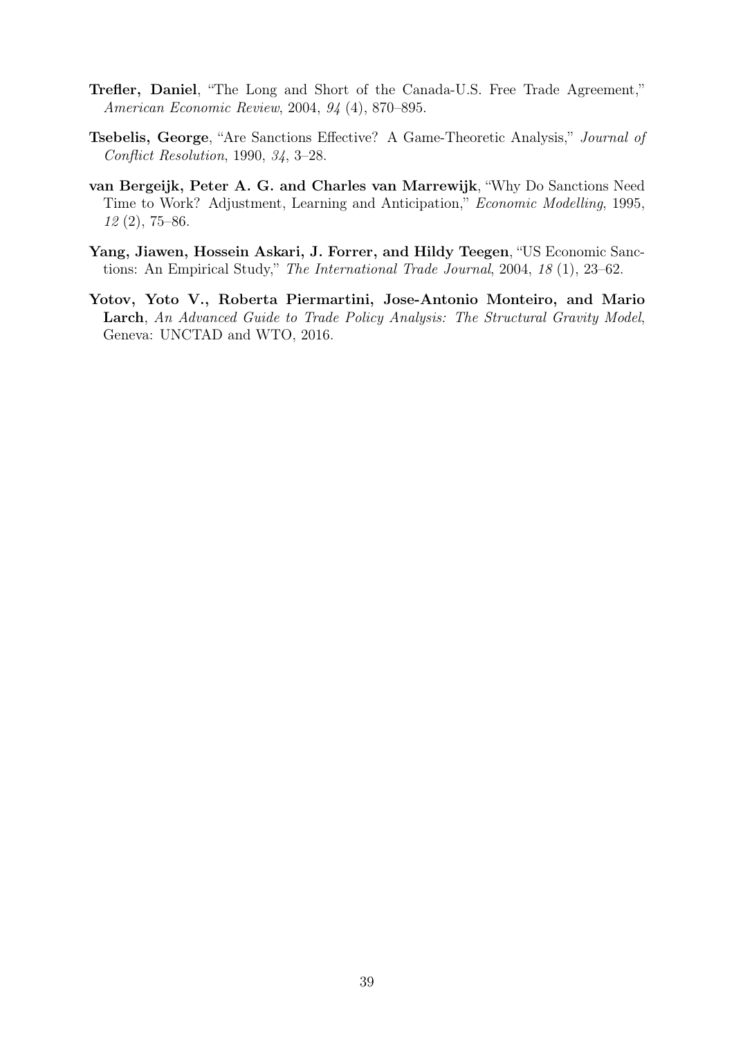**Trefler, Daniel**, "The Long and Short of the Canada-U.S. Free Trade Agreement," *American Economic Review*, 2004, *94* (4), 870–895.

**Tsebelis, George**, "Are Sanctions Effective? A Game-Theoretic Analysis," *Journal of Conflict Resolution*, 1990, *34*, 3–28.

**van Bergeijk, Peter A. G. and Charles van Marrewijk**, "Why Do Sanctions Need Time to Work? Adjustment, Learning and Anticipation," *Economic Modelling*, 1995, *12* (2), 75–86.

**Yang, Jiawen, Hossein Askari, J. Forrer, and Hildy Teegen**, "US Economic Sanctions: An Empirical Study," *The International Trade Journal*, 2004, *18* (1), 23–62.

**Yotov, Yoto V., Roberta Piermartini, Jose-Antonio Monteiro, and Mario Larch**, *An Advanced Guide to Trade Policy Analysis: The Structural Gravity Model*, Geneva: UNCTAD and WTO, 2016.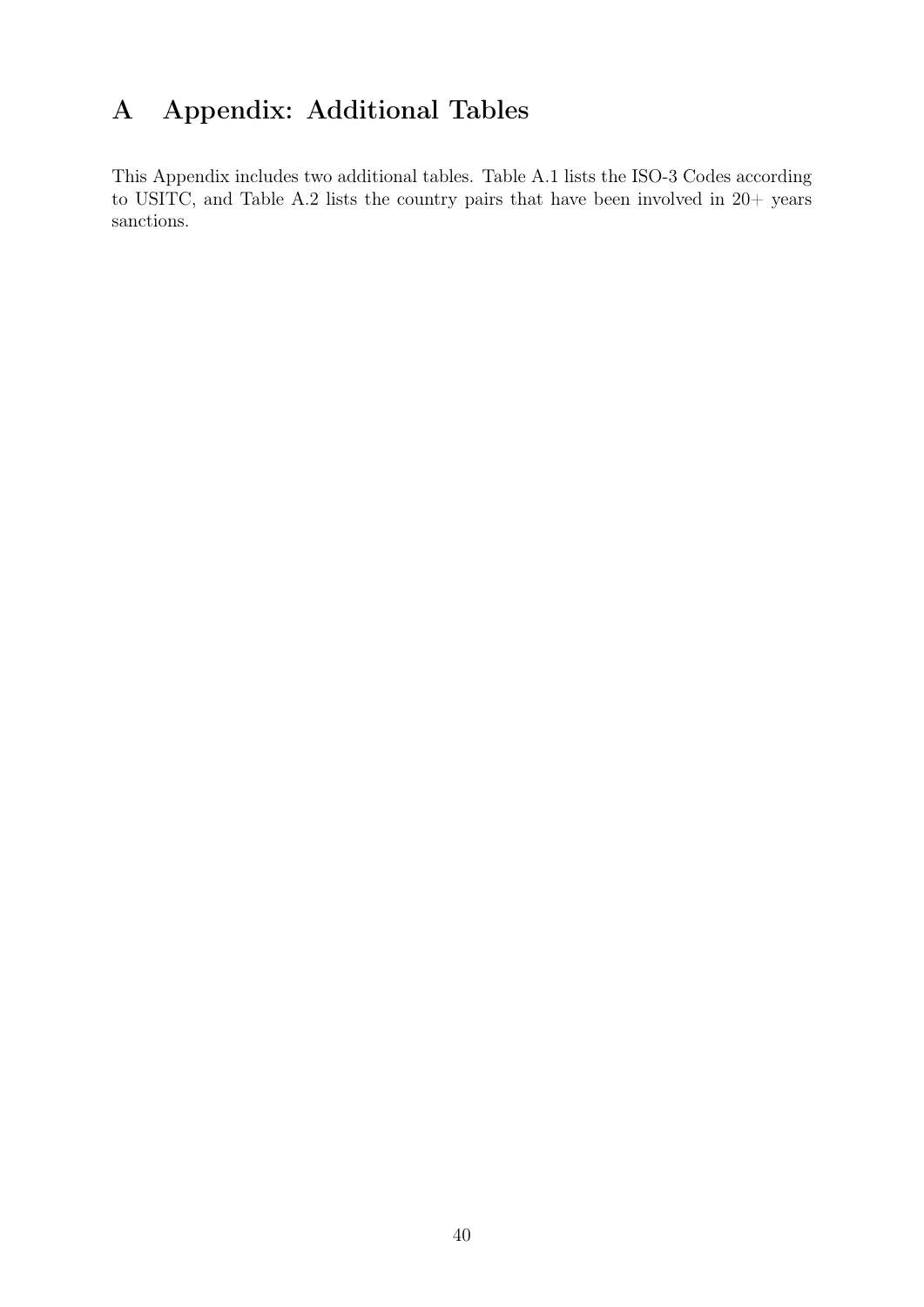# A Appendix: Additional Tables

This Appendix includes two additional tables. Table A.1 lists the ISO-3 Codes according to USITC, and Table A.2 lists the country pairs that have been involved in 20+ years sanctions.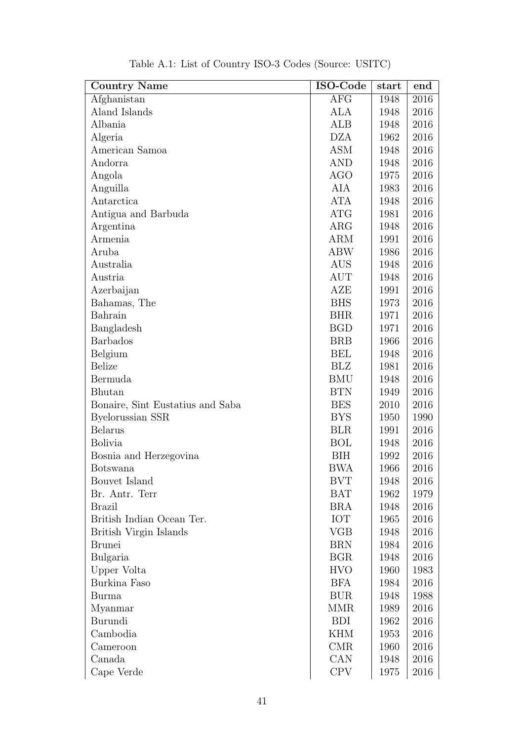Table A.1: List of Country ISO-3 Codes (Source: USITC)

| Country Name | ISO-Code | start | end |
|---|---|---|---|
| Afghanistan | AFG | 1948 | 2016 |
| Aland Islands | ALA | 1948 | 2016 |
| Albania | ALB | 1948 | 2016 |
| Algeria | DZA | 1962 | 2016 |
| American Samoa | ASM | 1948 | 2016 |
| Andorra | AND | 1948 | 2016 |
| Angola | AGO | 1975 | 2016 |
| Anguilla | AIA | 1983 | 2016 |
| Antarctica | ATA | 1948 | 2016 |
| Antigua and Barbuda | ATG | 1981 | 2016 |
| Argentina | ARG | 1948 | 2016 |
| Armenia | ARM | 1991 | 2016 |
| Aruba | ABW | 1986 | 2016 |
| Australia | AUS | 1948 | 2016 |
| Austria | AUT | 1948 | 2016 |
| Azerbaijan | AZE | 1991 | 2016 |
| Bahamas, The | BHS | 1973 | 2016 |
| Bahrain | BHR | 1971 | 2016 |
| Bangladesh | BGD | 1971 | 2016 |
| Barbados | BRB | 1966 | 2016 |
| Belgium | BEL | 1948 | 2016 |
| Belize | BLZ | 1981 | 2016 |
| Bermuda | BMU | 1948 | 2016 |
| Bhutan | BTN | 1949 | 2016 |
| Bonaire, Sint Eustatius and Saba | BES | 2010 | 2016 |
| Byelorussian SSR | BYS | 1950 | 1990 |
| Belarus | BLR | 1991 | 2016 |
| Bolivia | BOL | 1948 | 2016 |
| Bosnia and Herzegovina | BIH | 1992 | 2016 |
| Botswana | BWA | 1966 | 2016 |
| Bouvet Island | BVT | 1948 | 2016 |
| Br. Antr. Terr | BAT | 1962 | 1979 |
| Brazil | BRA | 1948 | 2016 |
| British Indian Ocean Ter. | IOT | 1965 | 2016 |
| British Virgin Islands | VGB | 1948 | 2016 |
| Brunei | BRN | 1984 | 2016 |
| Bulgaria | BGR | 1948 | 2016 |
| Upper Volta | HVO | 1960 | 1983 |
| Burkina Faso | BFA | 1984 | 2016 |
| Burma | BUR | 1948 | 1988 |
| Myanmar | MMR | 1989 | 2016 |
| Burundi | BDI | 1962 | 2016 |
| Cambodia | KHM | 1953 | 2016 |
| Cameroon | CMR | 1960 | 2016 |
| Canada | CAN | 1948 | 2016 |
| Cape Verde | CPV | 1975 | 2016 |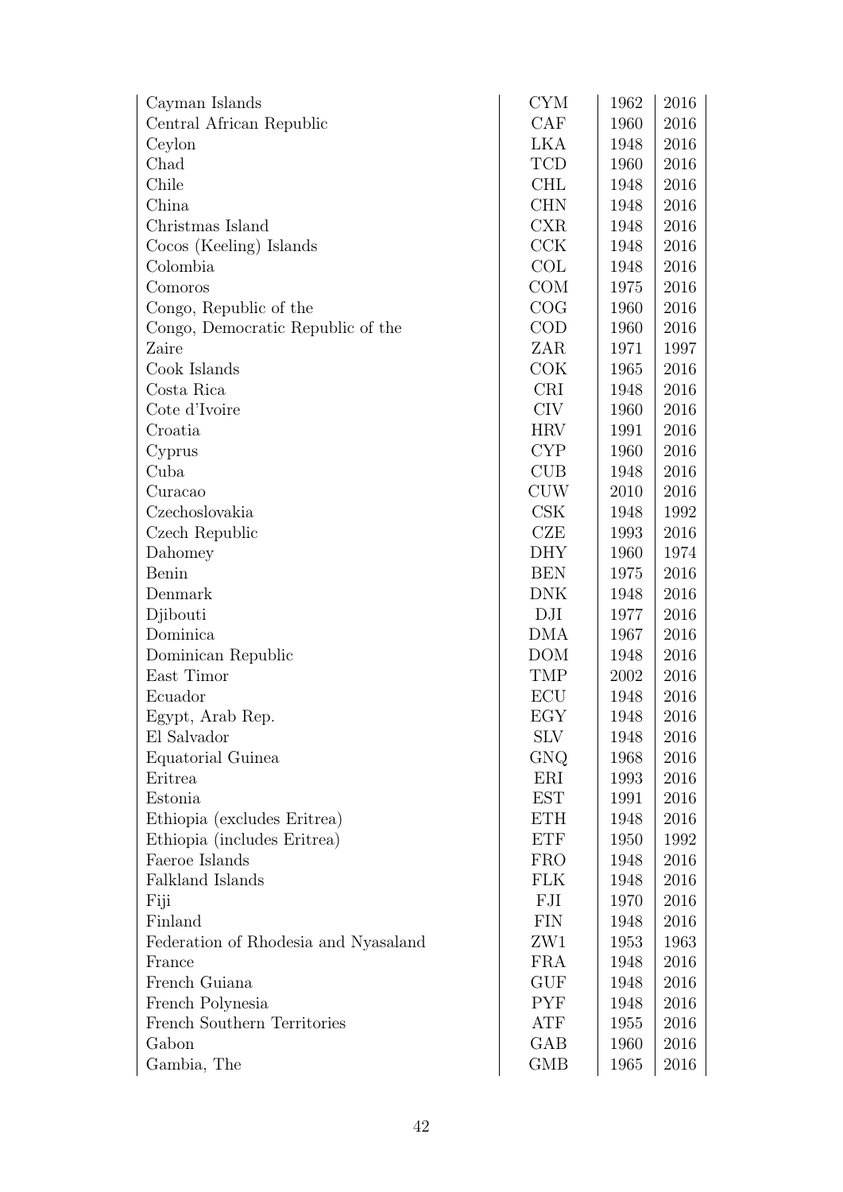| | | | |
|---|---|---|---|
| Cayman Islands | CYM | 1962 | 2016 |
| Central African Republic | CAF | 1960 | 2016 |
| Ceylon | LKA | 1948 | 2016 |
| Chad | TCD | 1960 | 2016 |
| Chile | CHL | 1948 | 2016 |
| China | CHN | 1948 | 2016 |
| Christmas Island | CXR | 1948 | 2016 |
| Cocos (Keeling) Islands | CCK | 1948 | 2016 |
| Colombia | COL | 1948 | 2016 |
| Comoros | COM | 1975 | 2016 |
| Congo, Republic of the | COG | 1960 | 2016 |
| Congo, Democratic Republic of the | COD | 1960 | 2016 |
| Zaire | ZAR | 1971 | 1997 |
| Cook Islands | COK | 1965 | 2016 |
| Costa Rica | CRI | 1948 | 2016 |
| Cote d'Ivoire | CIV | 1960 | 2016 |
| Croatia | HRV | 1991 | 2016 |
| Cyprus | CYP | 1960 | 2016 |
| Cuba | CUB | 1948 | 2016 |
| Curacao | CUW | 2010 | 2016 |
| Czechoslovakia | CSK | 1948 | 1992 |
| Czech Republic | CZE | 1993 | 2016 |
| Dahomey | DHY | 1960 | 1974 |
| Benin | BEN | 1975 | 2016 |
| Denmark | DNK | 1948 | 2016 |
| Djibouti | DJI | 1977 | 2016 |
| Dominica | DMA | 1967 | 2016 |
| Dominican Republic | DOM | 1948 | 2016 |
| East Timor | TMP | 2002 | 2016 |
| Ecuador | ECU | 1948 | 2016 |
| Egypt, Arab Rep. | EGY | 1948 | 2016 |
| El Salvador | SLV | 1948 | 2016 |
| Equatorial Guinea | GNQ | 1968 | 2016 |
| Eritrea | ERI | 1993 | 2016 |
| Estonia | EST | 1991 | 2016 |
| Ethiopia (excludes Eritrea) | ETH | 1948 | 2016 |
| Ethiopia (includes Eritrea) | ETF | 1950 | 1992 |
| Faeroe Islands | FRO | 1948 | 2016 |
| Falkland Islands | FLK | 1948 | 2016 |
| Fiji | FJI | 1970 | 2016 |
| Finland | FIN | 1948 | 2016 |
| Federation of Rhodesia and Nyasaland | ZW1 | 1953 | 1963 |
| France | FRA | 1948 | 2016 |
| French Guiana | GUF | 1948 | 2016 |
| French Polynesia | PYF | 1948 | 2016 |
| French Southern Territories | ATF | 1955 | 2016 |
| Gabon | GAB | 1960 | 2016 |
| Gambia, The | GMB | 1965 | 2016 |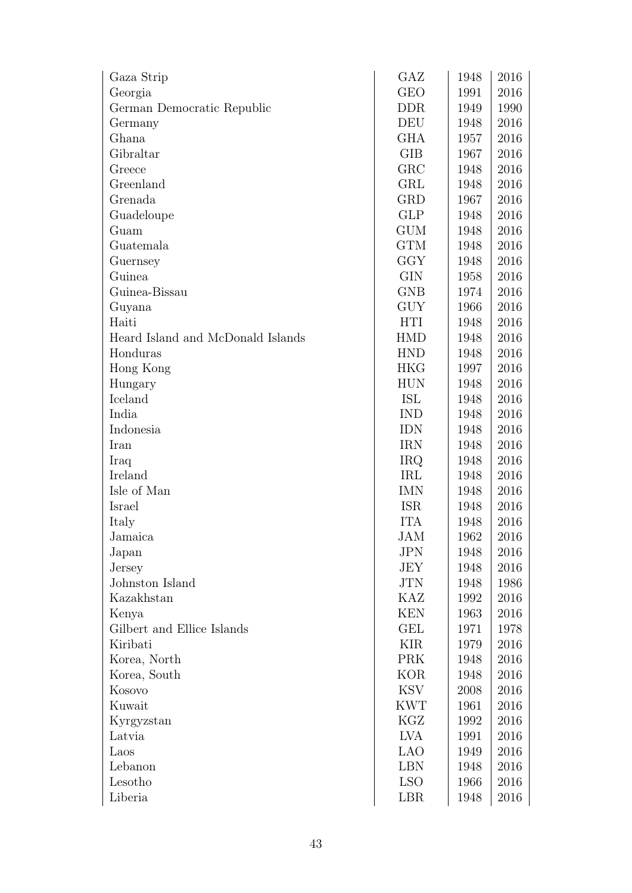| | | | |
|---|---|---|---|
| Gaza Strip | GAZ | 1948 | 2016 |
| Georgia | GEO | 1991 | 2016 |
| German Democratic Republic | DDR | 1949 | 1990 |
| Germany | DEU | 1948 | 2016 |
| Ghana | GHA | 1957 | 2016 |
| Gibraltar | GIB | 1967 | 2016 |
| Greece | GRC | 1948 | 2016 |
| Greenland | GRL | 1948 | 2016 |
| Grenada | GRD | 1967 | 2016 |
| Guadeloupe | GLP | 1948 | 2016 |
| Guam | GUM | 1948 | 2016 |
| Guatemala | GTM | 1948 | 2016 |
| Guernsey | GGY | 1948 | 2016 |
| Guinea | GIN | 1958 | 2016 |
| Guinea-Bissau | GNB | 1974 | 2016 |
| Guyana | GUY | 1966 | 2016 |
| Haiti | HTI | 1948 | 2016 |
| Heard Island and McDonald Islands | HMD | 1948 | 2016 |
| Honduras | HND | 1948 | 2016 |
| Hong Kong | HKG | 1997 | 2016 |
| Hungary | HUN | 1948 | 2016 |
| Iceland | ISL | 1948 | 2016 |
| India | IND | 1948 | 2016 |
| Indonesia | IDN | 1948 | 2016 |
| Iran | IRN | 1948 | 2016 |
| Iraq | IRQ | 1948 | 2016 |
| Ireland | IRL | 1948 | 2016 |
| Isle of Man | IMN | 1948 | 2016 |
| Israel | ISR | 1948 | 2016 |
| Italy | ITA | 1948 | 2016 |
| Jamaica | JAM | 1962 | 2016 |
| Japan | JPN | 1948 | 2016 |
| Jersey | JEY | 1948 | 2016 |
| Johnston Island | JTN | 1948 | 1986 |
| Kazakhstan | KAZ | 1992 | 2016 |
| Kenya | KEN | 1963 | 2016 |
| Gilbert and Ellice Islands | GEL | 1971 | 1978 |
| Kiribati | KIR | 1979 | 2016 |
| Korea, North | PRK | 1948 | 2016 |
| Korea, South | KOR | 1948 | 2016 |
| Kosovo | KSV | 2008 | 2016 |
| Kuwait | KWT | 1961 | 2016 |
| Kyrgyzstan | KGZ | 1992 | 2016 |
| Latvia | LVA | 1991 | 2016 |
| Laos | LAO | 1949 | 2016 |
| Lebanon | LBN | 1948 | 2016 |
| Lesotho | LSO | 1966 | 2016 |
| Liberia | LBR | 1948 | 2016 |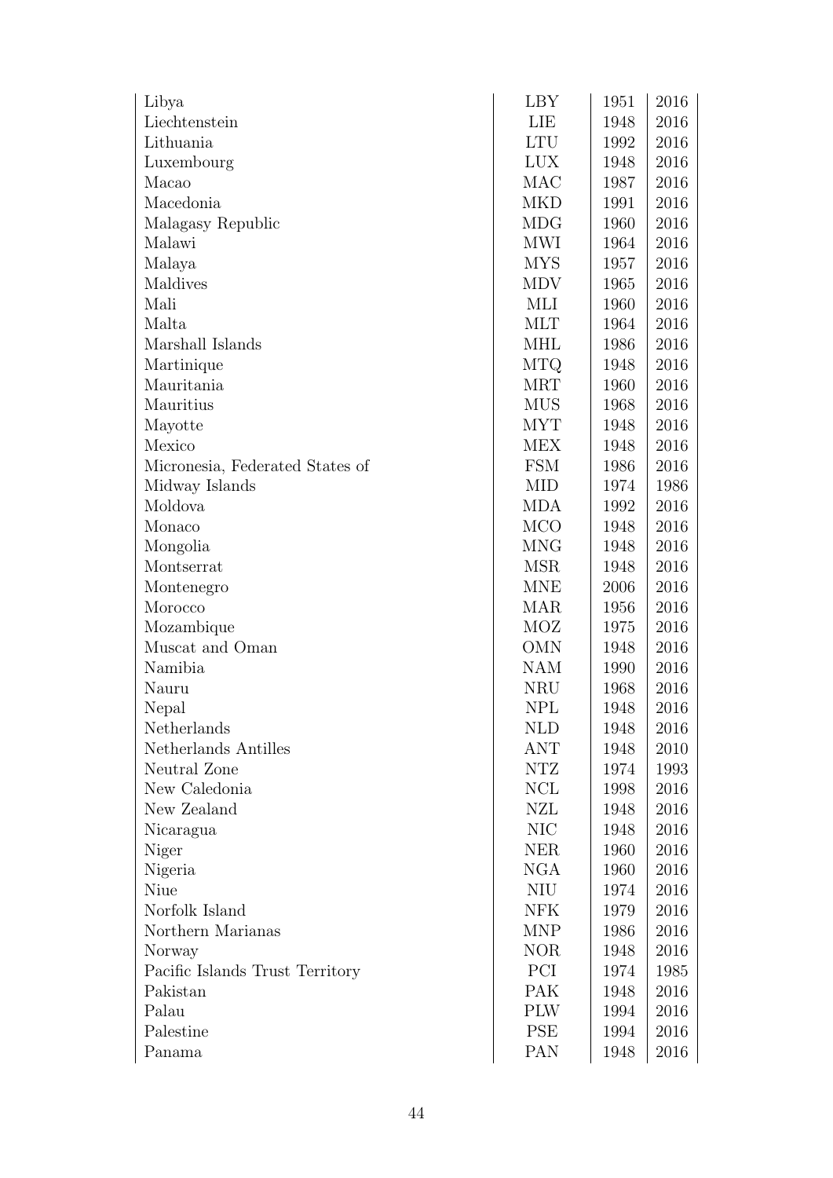| | | | |
|---|---|---|---|
| Libya | LBY | 1951 | 2016 |
| Liechtenstein | LIE | 1948 | 2016 |
| Lithuania | LTU | 1992 | 2016 |
| Luxembourg | LUX | 1948 | 2016 |
| Macao | MAC | 1987 | 2016 |
| Macedonia | MKD | 1991 | 2016 |
| Malagasy Republic | MDG | 1960 | 2016 |
| Malawi | MWI | 1964 | 2016 |
| Malaya | MYS | 1957 | 2016 |
| Maldives | MDV | 1965 | 2016 |
| Mali | MLI | 1960 | 2016 |
| Malta | MLT | 1964 | 2016 |
| Marshall Islands | MHL | 1986 | 2016 |
| Martinique | MTQ | 1948 | 2016 |
| Mauritania | MRT | 1960 | 2016 |
| Mauritius | MUS | 1968 | 2016 |
| Mayotte | MYT | 1948 | 2016 |
| Mexico | MEX | 1948 | 2016 |
| Micronesia, Federated States of | FSM | 1986 | 2016 |
| Midway Islands | MID | 1974 | 1986 |
| Moldova | MDA | 1992 | 2016 |
| Monaco | MCO | 1948 | 2016 |
| Mongolia | MNG | 1948 | 2016 |
| Montserrat | MSR | 1948 | 2016 |
| Montenegro | MNE | 2006 | 2016 |
| Morocco | MAR | 1956 | 2016 |
| Mozambique | MOZ | 1975 | 2016 |
| Muscat and Oman | OMN | 1948 | 2016 |
| Namibia | NAM | 1990 | 2016 |
| Nauru | NRU | 1968 | 2016 |
| Nepal | NPL | 1948 | 2016 |
| Netherlands | NLD | 1948 | 2016 |
| Netherlands Antilles | ANT | 1948 | 2010 |
| Neutral Zone | NTZ | 1974 | 1993 |
| New Caledonia | NCL | 1998 | 2016 |
| New Zealand | NZL | 1948 | 2016 |
| Nicaragua | NIC | 1948 | 2016 |
| Niger | NER | 1960 | 2016 |
| Nigeria | NGA | 1960 | 2016 |
| Niue | NIU | 1974 | 2016 |
| Norfolk Island | NFK | 1979 | 2016 |
| Northern Marianas | MNP | 1986 | 2016 |
| Norway | NOR | 1948 | 2016 |
| Pacific Islands Trust Territory | PCI | 1974 | 1985 |
| Pakistan | PAK | 1948 | 2016 |
| Palau | PLW | 1994 | 2016 |
| Palestine | PSE | 1994 | 2016 |
| Panama | PAN | 1948 | 2016 |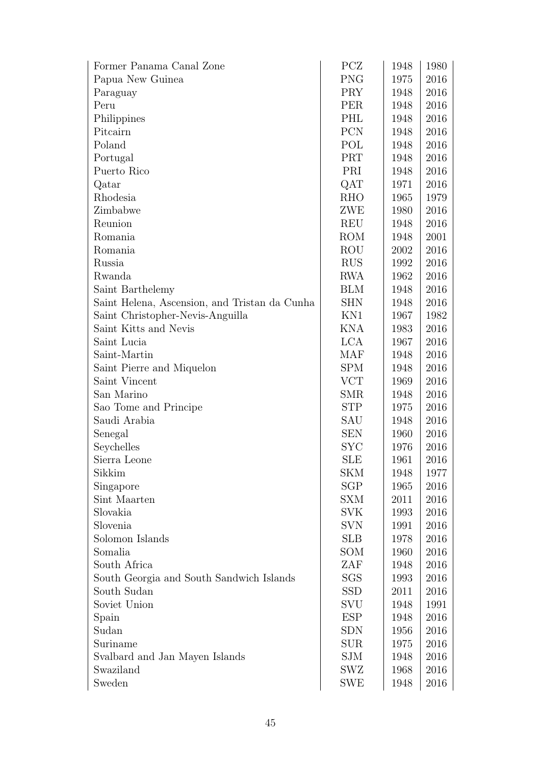| | | | |
|---|---|---|---|
| Former Panama Canal Zone | PCZ | 1948 | 1980 |
| Papua New Guinea | PNG | 1975 | 2016 |
| Paraguay | PRY | 1948 | 2016 |
| Peru | PER | 1948 | 2016 |
| Philippines | PHL | 1948 | 2016 |
| Pitcairn | PCN | 1948 | 2016 |
| Poland | POL | 1948 | 2016 |
| Portugal | PRT | 1948 | 2016 |
| Puerto Rico | PRI | 1948 | 2016 |
| Qatar | QAT | 1971 | 2016 |
| Rhodesia | RHO | 1965 | 1979 |
| Zimbabwe | ZWE | 1980 | 2016 |
| Reunion | REU | 1948 | 2016 |
| Romania | ROM | 1948 | 2001 |
| Romania | ROU | 2002 | 2016 |
| Russia | RUS | 1992 | 2016 |
| Rwanda | RWA | 1962 | 2016 |
| Saint Barthelemy | BLM | 1948 | 2016 |
| Saint Helena, Ascension, and Tristan da Cunha | SHN | 1948 | 2016 |
| Saint Christopher-Nevis-Anguilla | KN1 | 1967 | 1982 |
| Saint Kitts and Nevis | KNA | 1983 | 2016 |
| Saint Lucia | LCA | 1967 | 2016 |
| Saint-Martin | MAF | 1948 | 2016 |
| Saint Pierre and Miquelon | SPM | 1948 | 2016 |
| Saint Vincent | VCT | 1969 | 2016 |
| San Marino | SMR | 1948 | 2016 |
| Sao Tome and Principe | STP | 1975 | 2016 |
| Saudi Arabia | SAU | 1948 | 2016 |
| Senegal | SEN | 1960 | 2016 |
| Seychelles | SYC | 1976 | 2016 |
| Sierra Leone | SLE | 1961 | 2016 |
| Sikkim | SKM | 1948 | 1977 |
| Singapore | SGP | 1965 | 2016 |
| Sint Maarten | SXM | 2011 | 2016 |
| Slovakia | SVK | 1993 | 2016 |
| Slovenia | SVN | 1991 | 2016 |
| Solomon Islands | SLB | 1978 | 2016 |
| Somalia | SOM | 1960 | 2016 |
| South Africa | ZAF | 1948 | 2016 |
| South Georgia and South Sandwich Islands | SGS | 1993 | 2016 |
| South Sudan | SSD | 2011 | 2016 |
| Soviet Union | SVU | 1948 | 1991 |
| Spain | ESP | 1948 | 2016 |
| Sudan | SDN | 1956 | 2016 |
| Suriname | SUR | 1975 | 2016 |
| Svalbard and Jan Mayen Islands | SJM | 1948 | 2016 |
| Swaziland | SWZ | 1968 | 2016 |
| Sweden | SWE | 1948 | 2016 |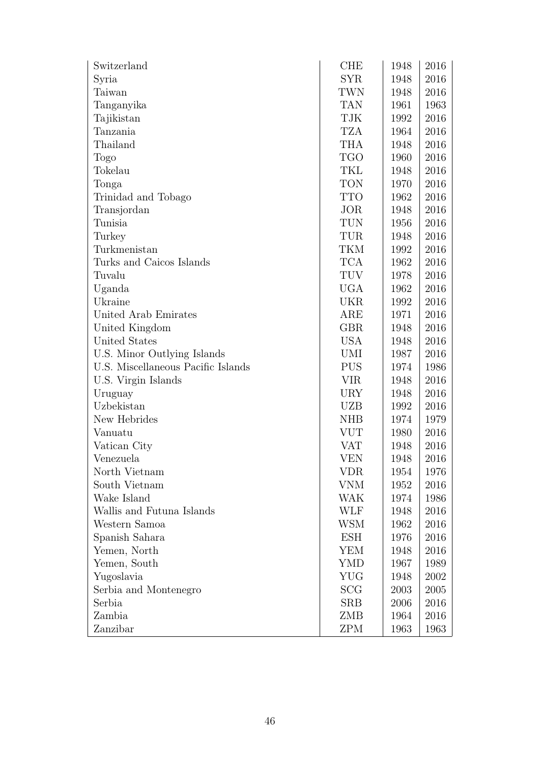| Switzerland | CHE | 1948 | 2016 |
|---|---|---|---|
| Syria | SYR | 1948 | 2016 |
| Taiwan | TWN | 1948 | 2016 |
| Tanganyika | TAN | 1961 | 1963 |
| Tajikistan | TJK | 1992 | 2016 |
| Tanzania | TZA | 1964 | 2016 |
| Thailand | THA | 1948 | 2016 |
| Togo | TGO | 1960 | 2016 |
| Tokelau | TKL | 1948 | 2016 |
| Tonga | TON | 1970 | 2016 |
| Trinidad and Tobago | TTO | 1962 | 2016 |
| Transjordan | JOR | 1948 | 2016 |
| Tunisia | TUN | 1956 | 2016 |
| Turkey | TUR | 1948 | 2016 |
| Turkmenistan | TKM | 1992 | 2016 |
| Turks and Caicos Islands | TCA | 1962 | 2016 |
| Tuvalu | TUV | 1978 | 2016 |
| Uganda | UGA | 1962 | 2016 |
| Ukraine | UKR | 1992 | 2016 |
| United Arab Emirates | ARE | 1971 | 2016 |
| United Kingdom | GBR | 1948 | 2016 |
| United States | USA | 1948 | 2016 |
| U.S. Minor Outlying Islands | UMI | 1987 | 2016 |
| U.S. Miscellaneous Pacific Islands | PUS | 1974 | 1986 |
| U.S. Virgin Islands | VIR | 1948 | 2016 |
| Uruguay | URY | 1948 | 2016 |
| Uzbekistan | UZB | 1992 | 2016 |
| New Hebrides | NHB | 1974 | 1979 |
| Vanuatu | VUT | 1980 | 2016 |
| Vatican City | VAT | 1948 | 2016 |
| Venezuela | VEN | 1948 | 2016 |
| North Vietnam | VDR | 1954 | 1976 |
| South Vietnam | VNM | 1952 | 2016 |
| Wake Island | WAK | 1974 | 1986 |
| Wallis and Futuna Islands | WLF | 1948 | 2016 |
| Western Samoa | WSM | 1962 | 2016 |
| Spanish Sahara | ESH | 1976 | 2016 |
| Yemen, North | YEM | 1948 | 2016 |
| Yemen, South | YMD | 1967 | 1989 |
| Yugoslavia | YUG | 1948 | 2002 |
| Serbia and Montenegro | SCG | 2003 | 2005 |
| Serbia | SRB | 2006 | 2016 |
| Zambia | ZMB | 1964 | 2016 |
| Zanzibar | ZPM | 1963 | 1963 |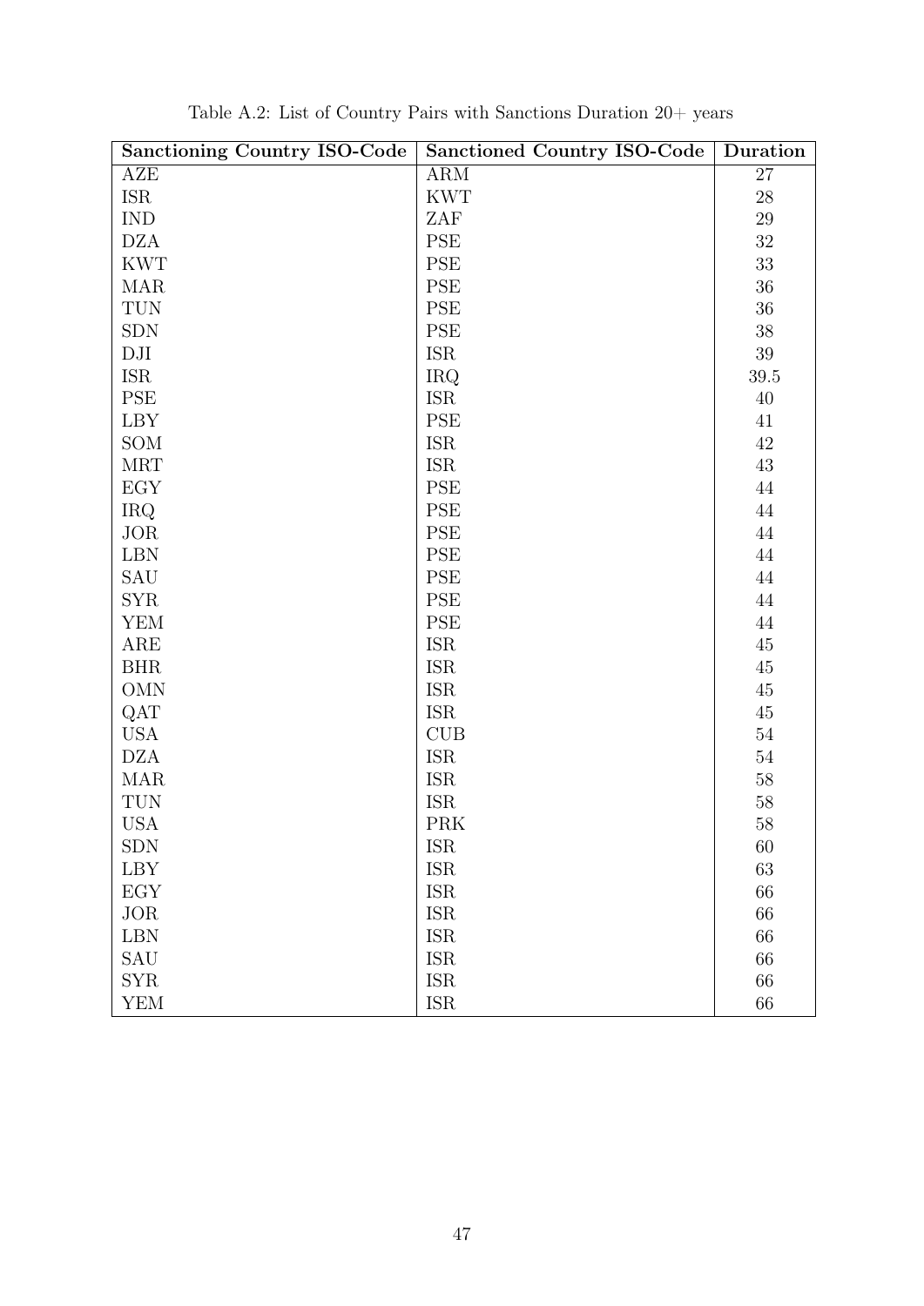Table A.2: List of Country Pairs with Sanctions Duration 20+ years

| Sanctioning Country ISO-Code | Sanctioned Country ISO-Code | Duration |
|---|---|---|
| AZE | ARM | 27 |
| ISR | KWT | 28 |
| IND | ZAF | 29 |
| DZA | PSE | 32 |
| KWT | PSE | 33 |
| MAR | PSE | 36 |
| TUN | PSE | 36 |
| SDN | PSE | 38 |
| DJI | ISR | 39 |
| ISR | IRQ | 39.5 |
| PSE | ISR | 40 |
| LBY | PSE | 41 |
| SOM | ISR | 42 |
| MRT | ISR | 43 |
| EGY | PSE | 44 |
| IRQ | PSE | 44 |
| JOR | PSE | 44 |
| LBN | PSE | 44 |
| SAU | PSE | 44 |
| SYR | PSE | 44 |
| YEM | PSE | 44 |
| ARE | ISR | 45 |
| BHR | ISR | 45 |
| OMN | ISR | 45 |
| QAT | ISR | 45 |
| USA | CUB | 54 |
| DZA | ISR | 54 |
| MAR | ISR | 58 |
| TUN | ISR | 58 |
| USA | PRK | 58 |
| SDN | ISR | 60 |
| LBY | ISR | 63 |
| EGY | ISR | 66 |
| JOR | ISR | 66 |
| LBN | ISR | 66 |
| SAU | ISR | 66 |
| SYR | ISR | 66 |
| YEM | ISR | 66 |